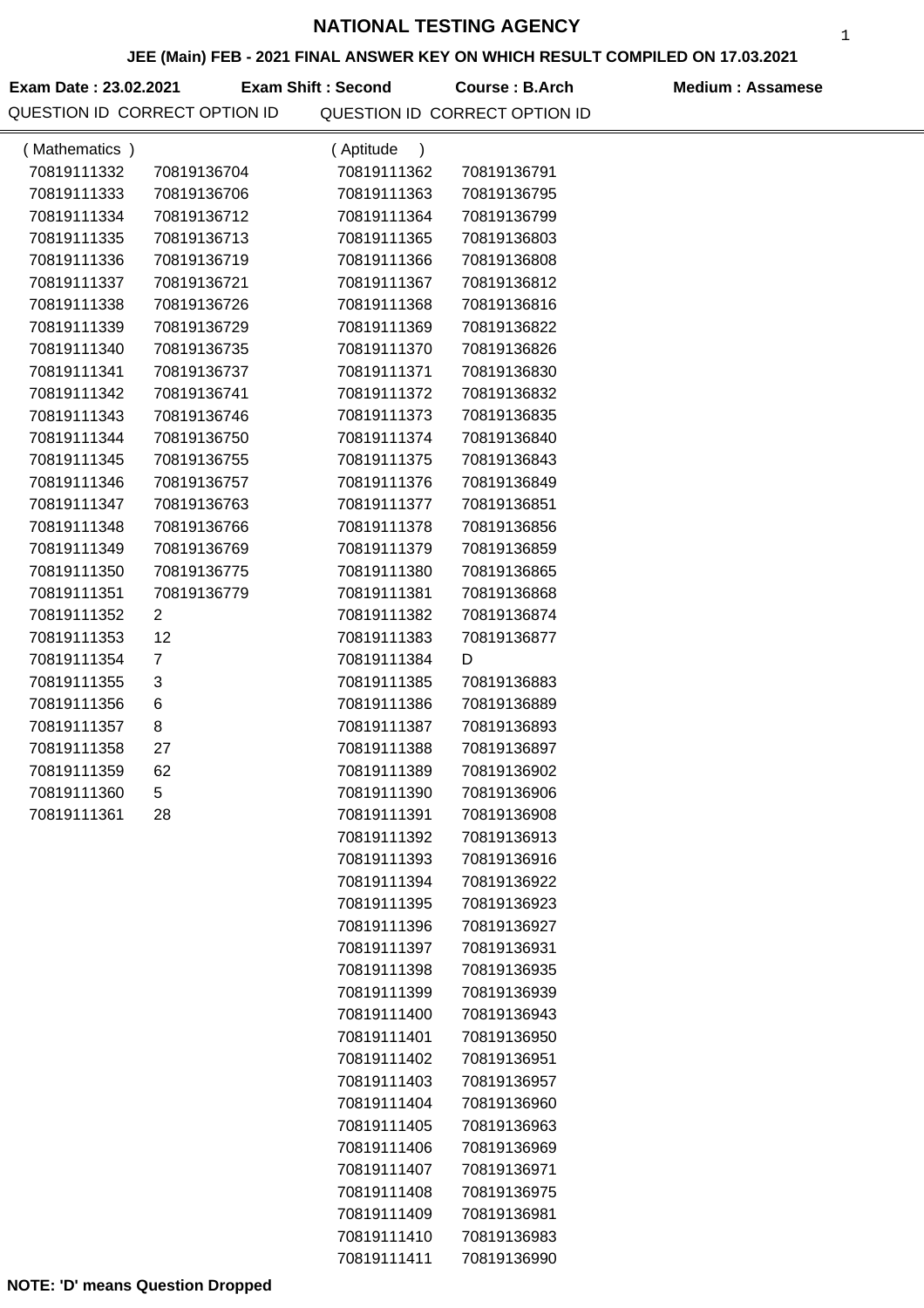# NATIONAL TESTING AGENCY

**JEE (Main) FEB - 2021 FINAL ANSWER KEY ON WHICH RESULT COMPILED ON 17.03.2021**

**Exam Date : 23.02.2021** **Exam Shift : Second** **Course : B.Arch** **Medium : Assamese**

| QUESTION ID | CORRECT OPTION ID | QUESTION ID | CORRECT OPTION ID |
|---|---|---|---|
| ( Mathematics ) | | ( Aptitude ) | |
| 70819111332 | 70819136704 | 70819111362 | 70819136791 |
| 70819111333 | 70819136706 | 70819111363 | 70819136795 |
| 70819111334 | 70819136712 | 70819111364 | 70819136799 |
| 70819111335 | 70819136713 | 70819111365 | 70819136803 |
| 70819111336 | 70819136719 | 70819111366 | 70819136808 |
| 70819111337 | 70819136721 | 70819111367 | 70819136812 |
| 70819111338 | 70819136726 | 70819111368 | 70819136816 |
| 70819111339 | 70819136729 | 70819111369 | 70819136822 |
| 70819111340 | 70819136735 | 70819111370 | 70819136826 |
| 70819111341 | 70819136737 | 70819111371 | 70819136830 |
| 70819111342 | 70819136741 | 70819111372 | 70819136832 |
| 70819111343 | 70819136746 | 70819111373 | 70819136835 |
| 70819111344 | 70819136750 | 70819111374 | 70819136840 |
| 70819111345 | 70819136755 | 70819111375 | 70819136843 |
| 70819111346 | 70819136757 | 70819111376 | 70819136849 |
| 70819111347 | 70819136763 | 70819111377 | 70819136851 |
| 70819111348 | 70819136766 | 70819111378 | 70819136856 |
| 70819111349 | 70819136769 | 70819111379 | 70819136859 |
| 70819111350 | 70819136775 | 70819111380 | 70819136865 |
| 70819111351 | 70819136779 | 70819111381 | 70819136868 |
| 70819111352 | 2 | 70819111382 | 70819136874 |
| 70819111353 | 12 | 70819111383 | 70819136877 |
| 70819111354 | 7 | 70819111384 | D |
| 70819111355 | 3 | 70819111385 | 70819136883 |
| 70819111356 | 6 | 70819111386 | 70819136889 |
| 70819111357 | 8 | 70819111387 | 70819136893 |
| 70819111358 | 27 | 70819111388 | 70819136897 |
| 70819111359 | 62 | 70819111389 | 70819136902 |
| 70819111360 | 5 | 70819111390 | 70819136906 |
| 70819111361 | 28 | 70819111391 | 70819136908 |
| | | 70819111392 | 70819136913 |
| | | 70819111393 | 70819136916 |
| | | 70819111394 | 70819136922 |
| | | 70819111395 | 70819136923 |
| | | 70819111396 | 70819136927 |
| | | 70819111397 | 70819136931 |
| | | 70819111398 | 70819136935 |
| | | 70819111399 | 70819136939 |
| | | 70819111400 | 70819136943 |
| | | 70819111401 | 70819136950 |
| | | 70819111402 | 70819136951 |
| | | 70819111403 | 70819136957 |
| | | 70819111404 | 70819136960 |
| | | 70819111405 | 70819136963 |
| | | 70819111406 | 70819136969 |
| | | 70819111407 | 70819136971 |
| | | 70819111408 | 70819136975 |
| | | 70819111409 | 70819136981 |
| | | 70819111410 | 70819136983 |
| | | 70819111411 | 70819136990 |

**NOTE: 'D' means Question Dropped**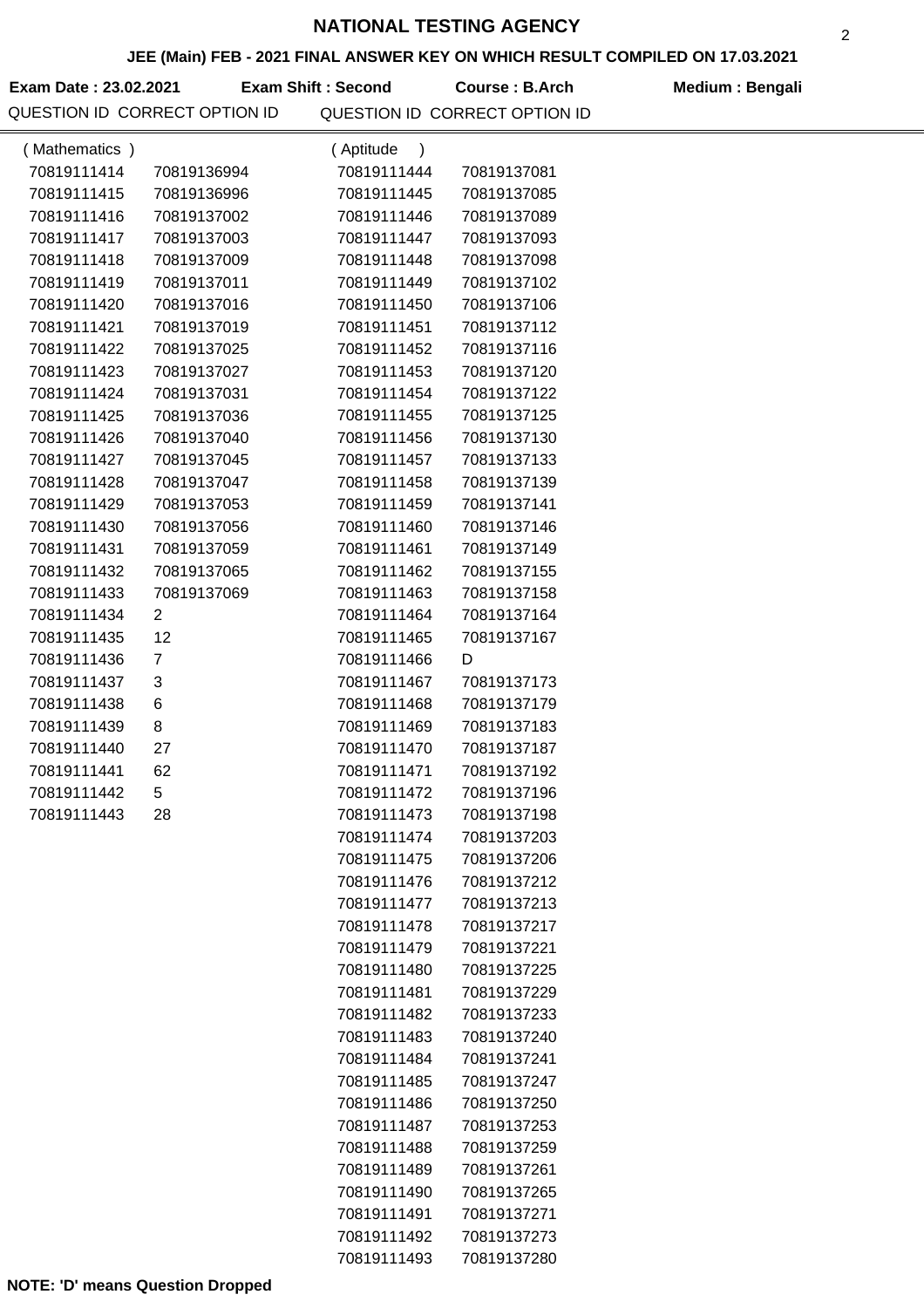# NATIONAL TESTING AGENCY

**JEE (Main) FEB - 2021 FINAL ANSWER KEY ON WHICH RESULT COMPILED ON 17.03.2021**

**Exam Date : 23.02.2021** **Exam Shift : Second** **Course : B.Arch** **Medium : Bengali**

| QUESTION ID | CORRECT OPTION ID | QUESTION ID | CORRECT OPTION ID |
|---|---|---|---|
| ( Mathematics ) | | ( Aptitude ) | |
| 70819111414 | 70819136994 | 70819111444 | 70819137081 |
| 70819111415 | 70819136996 | 70819111445 | 70819137085 |
| 70819111416 | 70819137002 | 70819111446 | 70819137089 |
| 70819111417 | 70819137003 | 70819111447 | 70819137093 |
| 70819111418 | 70819137009 | 70819111448 | 70819137098 |
| 70819111419 | 70819137011 | 70819111449 | 70819137102 |
| 70819111420 | 70819137016 | 70819111450 | 70819137106 |
| 70819111421 | 70819137019 | 70819111451 | 70819137112 |
| 70819111422 | 70819137025 | 70819111452 | 70819137116 |
| 70819111423 | 70819137027 | 70819111453 | 70819137120 |
| 70819111424 | 70819137031 | 70819111454 | 70819137122 |
| 70819111425 | 70819137036 | 70819111455 | 70819137125 |
| 70819111426 | 70819137040 | 70819111456 | 70819137130 |
| 70819111427 | 70819137045 | 70819111457 | 70819137133 |
| 70819111428 | 70819137047 | 70819111458 | 70819137139 |
| 70819111429 | 70819137053 | 70819111459 | 70819137141 |
| 70819111430 | 70819137056 | 70819111460 | 70819137146 |
| 70819111431 | 70819137059 | 70819111461 | 70819137149 |
| 70819111432 | 70819137065 | 70819111462 | 70819137155 |
| 70819111433 | 70819137069 | 70819111463 | 70819137158 |
| 70819111434 | 2 | 70819111464 | 70819137164 |
| 70819111435 | 12 | 70819111465 | 70819137167 |
| 70819111436 | 7 | 70819111466 | D |
| 70819111437 | 3 | 70819111467 | 70819137173 |
| 70819111438 | 6 | 70819111468 | 70819137179 |
| 70819111439 | 8 | 70819111469 | 70819137183 |
| 70819111440 | 27 | 70819111470 | 70819137187 |
| 70819111441 | 62 | 70819111471 | 70819137192 |
| 70819111442 | 5 | 70819111472 | 70819137196 |
| 70819111443 | 28 | 70819111473 | 70819137198 |
| | | 70819111474 | 70819137203 |
| | | 70819111475 | 70819137206 |
| | | 70819111476 | 70819137212 |
| | | 70819111477 | 70819137213 |
| | | 70819111478 | 70819137217 |
| | | 70819111479 | 70819137221 |
| | | 70819111480 | 70819137225 |
| | | 70819111481 | 70819137229 |
| | | 70819111482 | 70819137233 |
| | | 70819111483 | 70819137240 |
| | | 70819111484 | 70819137241 |
| | | 70819111485 | 70819137247 |
| | | 70819111486 | 70819137250 |
| | | 70819111487 | 70819137253 |
| | | 70819111488 | 70819137259 |
| | | 70819111489 | 70819137261 |
| | | 70819111490 | 70819137265 |
| | | 70819111491 | 70819137271 |
| | | 70819111492 | 70819137273 |
| | | 70819111493 | 70819137280 |

**NOTE: 'D' means Question Dropped**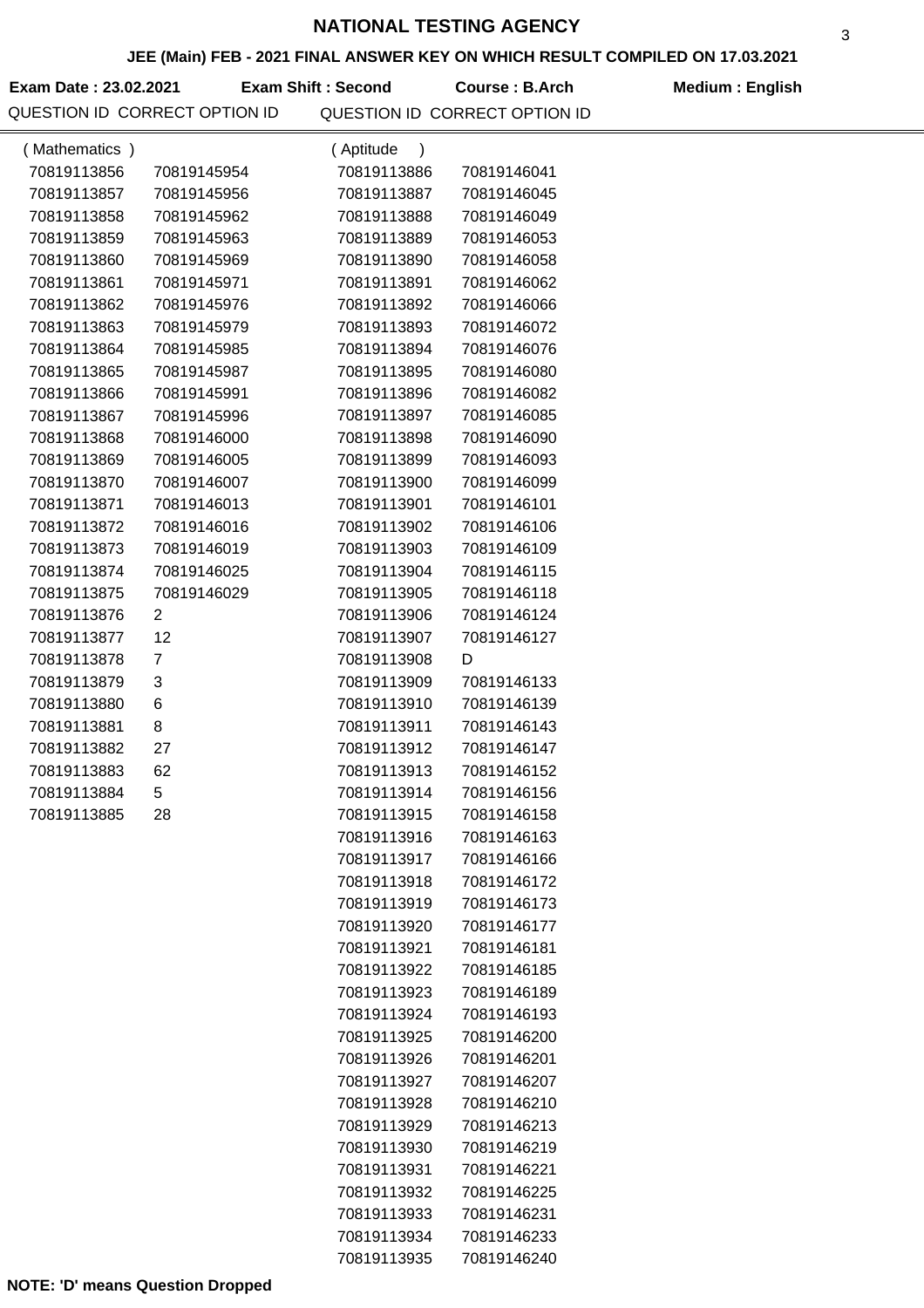# NATIONAL TESTING AGENCY

## JEE (Main) FEB - 2021 FINAL ANSWER KEY ON WHICH RESULT COMPILED ON 17.03.2021

**Exam Date : 23.02.2021** **Exam Shift : Second** **Course : B.Arch** **Medium : English**

| QUESTION ID | CORRECT OPTION ID | QUESTION ID | CORRECT OPTION ID |
|---|---|---|---|
| (Mathematics) | | (Aptitude) | |
| 70819113856 | 70819145954 | 70819113886 | 70819146041 |
| 70819113857 | 70819145956 | 70819113887 | 70819146045 |
| 70819113858 | 70819145962 | 70819113888 | 70819146049 |
| 70819113859 | 70819145963 | 70819113889 | 70819146053 |
| 70819113860 | 70819145969 | 70819113890 | 70819146058 |
| 70819113861 | 70819145971 | 70819113891 | 70819146062 |
| 70819113862 | 70819145976 | 70819113892 | 70819146066 |
| 70819113863 | 70819145979 | 70819113893 | 70819146072 |
| 70819113864 | 70819145985 | 70819113894 | 70819146076 |
| 70819113865 | 70819145987 | 70819113895 | 70819146080 |
| 70819113866 | 70819145991 | 70819113896 | 70819146082 |
| 70819113867 | 70819145996 | 70819113897 | 70819146085 |
| 70819113868 | 70819146000 | 70819113898 | 70819146090 |
| 70819113869 | 70819146005 | 70819113899 | 70819146093 |
| 70819113870 | 70819146007 | 70819113900 | 70819146099 |
| 70819113871 | 70819146013 | 70819113901 | 70819146101 |
| 70819113872 | 70819146016 | 70819113902 | 70819146106 |
| 70819113873 | 70819146019 | 70819113903 | 70819146109 |
| 70819113874 | 70819146025 | 70819113904 | 70819146115 |
| 70819113875 | 70819146029 | 70819113905 | 70819146118 |
| 70819113876 | 2 | 70819113906 | 70819146124 |
| 70819113877 | 12 | 70819113907 | 70819146127 |
| 70819113878 | 7 | 70819113908 | D |
| 70819113879 | 3 | 70819113909 | 70819146133 |
| 70819113880 | 6 | 70819113910 | 70819146139 |
| 70819113881 | 8 | 70819113911 | 70819146143 |
| 70819113882 | 27 | 70819113912 | 70819146147 |
| 70819113883 | 62 | 70819113913 | 70819146152 |
| 70819113884 | 5 | 70819113914 | 70819146156 |
| 70819113885 | 28 | 70819113915 | 70819146158 |
| | | 70819113916 | 70819146163 |
| | | 70819113917 | 70819146166 |
| | | 70819113918 | 70819146172 |
| | | 70819113919 | 70819146173 |
| | | 70819113920 | 70819146177 |
| | | 70819113921 | 70819146181 |
| | | 70819113922 | 70819146185 |
| | | 70819113923 | 70819146189 |
| | | 70819113924 | 70819146193 |
| | | 70819113925 | 70819146200 |
| | | 70819113926 | 70819146201 |
| | | 70819113927 | 70819146207 |
| | | 70819113928 | 70819146210 |
| | | 70819113929 | 70819146213 |
| | | 70819113930 | 70819146219 |
| | | 70819113931 | 70819146221 |
| | | 70819113932 | 70819146225 |
| | | 70819113933 | 70819146231 |
| | | 70819113934 | 70819146233 |
| | | 70819113935 | 70819146240 |

**NOTE: 'D' means Question Dropped**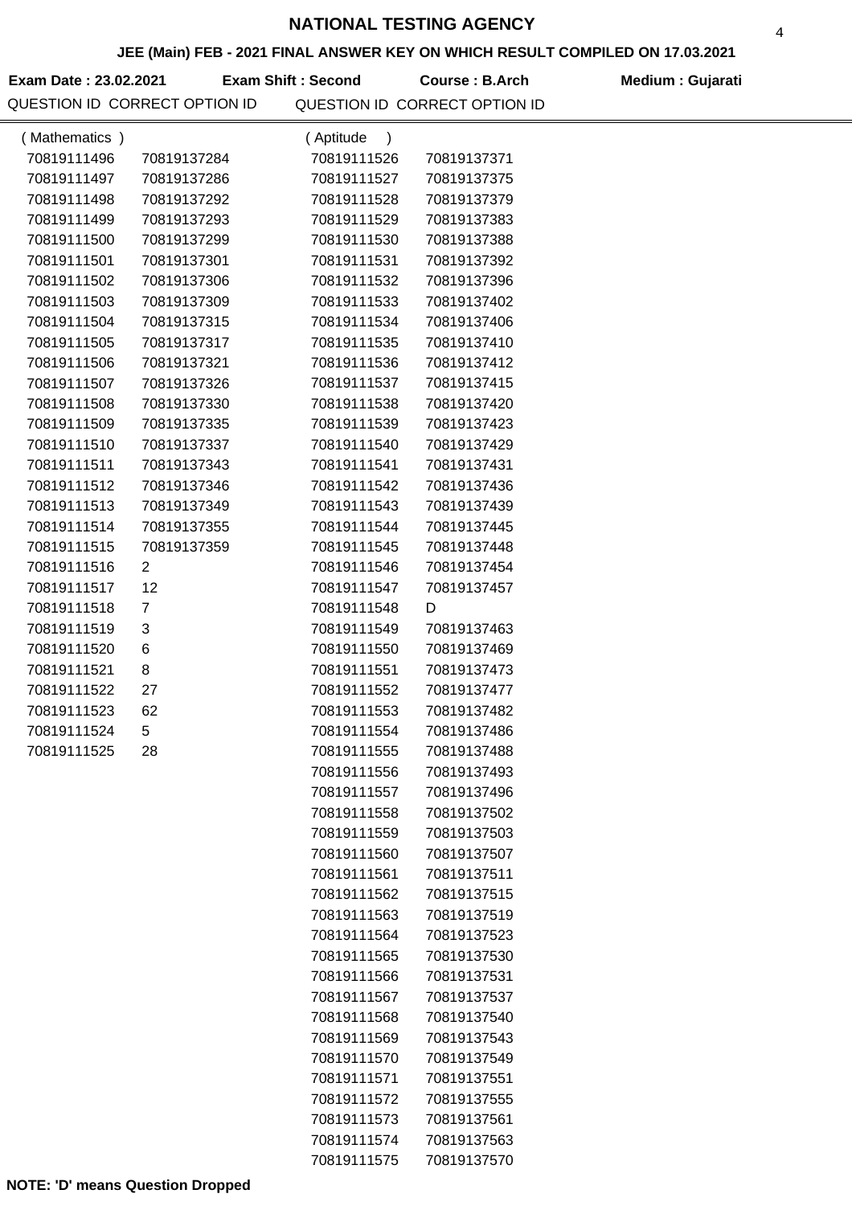# NATIONAL TESTING AGENCY

## JEE (Main) FEB - 2021 FINAL ANSWER KEY ON WHICH RESULT COMPILED ON 17.03.2021

**Exam Date : 23.02.2021** **Exam Shift : Second** **Course : B.Arch** **Medium : Gujarati**

| QUESTION ID | CORRECT OPTION ID | QUESTION ID | CORRECT OPTION ID |
|---|---|---|---|
| (Mathematics) | | (Aptitude) | |
| 70819111496 | 70819137284 | 70819111526 | 70819137371 |
| 70819111497 | 70819137286 | 70819111527 | 70819137375 |
| 70819111498 | 70819137292 | 70819111528 | 70819137379 |
| 70819111499 | 70819137293 | 70819111529 | 70819137383 |
| 70819111500 | 70819137299 | 70819111530 | 70819137388 |
| 70819111501 | 70819137301 | 70819111531 | 70819137392 |
| 70819111502 | 70819137306 | 70819111532 | 70819137396 |
| 70819111503 | 70819137309 | 70819111533 | 70819137402 |
| 70819111504 | 70819137315 | 70819111534 | 70819137406 |
| 70819111505 | 70819137317 | 70819111535 | 70819137410 |
| 70819111506 | 70819137321 | 70819111536 | 70819137412 |
| 70819111507 | 70819137326 | 70819111537 | 70819137415 |
| 70819111508 | 70819137330 | 70819111538 | 70819137420 |
| 70819111509 | 70819137335 | 70819111539 | 70819137423 |
| 70819111510 | 70819137337 | 70819111540 | 70819137429 |
| 70819111511 | 70819137343 | 70819111541 | 70819137431 |
| 70819111512 | 70819137346 | 70819111542 | 70819137436 |
| 70819111513 | 70819137349 | 70819111543 | 70819137439 |
| 70819111514 | 70819137355 | 70819111544 | 70819137445 |
| 70819111515 | 70819137359 | 70819111545 | 70819137448 |
| 70819111516 | 2 | 70819111546 | 70819137454 |
| 70819111517 | 12 | 70819111547 | 70819137457 |
| 70819111518 | 7 | 70819111548 | D |
| 70819111519 | 3 | 70819111549 | 70819137463 |
| 70819111520 | 6 | 70819111550 | 70819137469 |
| 70819111521 | 8 | 70819111551 | 70819137473 |
| 70819111522 | 27 | 70819111552 | 70819137477 |
| 70819111523 | 62 | 70819111553 | 70819137482 |
| 70819111524 | 5 | 70819111554 | 70819137486 |
| 70819111525 | 28 | 70819111555 | 70819137488 |
| | | 70819111556 | 70819137493 |
| | | 70819111557 | 70819137496 |
| | | 70819111558 | 70819137502 |
| | | 70819111559 | 70819137503 |
| | | 70819111560 | 70819137507 |
| | | 70819111561 | 70819137511 |
| | | 70819111562 | 70819137515 |
| | | 70819111563 | 70819137519 |
| | | 70819111564 | 70819137523 |
| | | 70819111565 | 70819137530 |
| | | 70819111566 | 70819137531 |
| | | 70819111567 | 70819137537 |
| | | 70819111568 | 70819137540 |
| | | 70819111569 | 70819137543 |
| | | 70819111570 | 70819137549 |
| | | 70819111571 | 70819137551 |
| | | 70819111572 | 70819137555 |
| | | 70819111573 | 70819137561 |
| | | 70819111574 | 70819137563 |
| | | 70819111575 | 70819137570 |

**NOTE: 'D' means Question Dropped**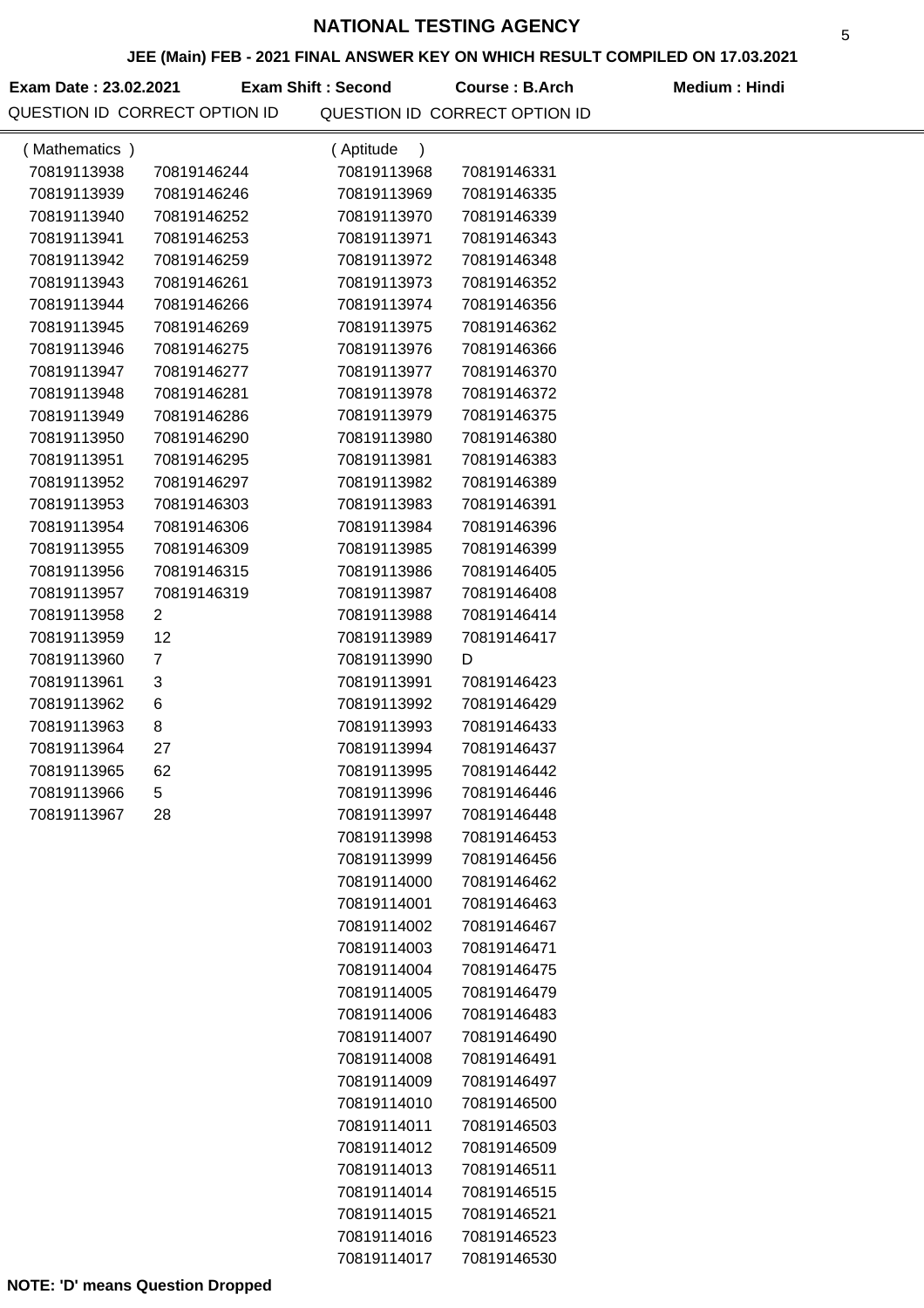# NATIONAL TESTING AGENCY

## JEE (Main) FEB - 2021 FINAL ANSWER KEY ON WHICH RESULT COMPILED ON 17.03.2021

**Exam Date : 23.02.2021** **Exam Shift : Second** **Course : B.Arch** **Medium : Hindi**

| QUESTION ID | CORRECT OPTION ID | QUESTION ID | CORRECT OPTION ID |
|---|---|---|---|
| ( Mathematics ) | | ( Aptitude ) | |
| 70819113938 | 70819146244 | 70819113968 | 70819146331 |
| 70819113939 | 70819146246 | 70819113969 | 70819146335 |
| 70819113940 | 70819146252 | 70819113970 | 70819146339 |
| 70819113941 | 70819146253 | 70819113971 | 70819146343 |
| 70819113942 | 70819146259 | 70819113972 | 70819146348 |
| 70819113943 | 70819146261 | 70819113973 | 70819146352 |
| 70819113944 | 70819146266 | 70819113974 | 70819146356 |
| 70819113945 | 70819146269 | 70819113975 | 70819146362 |
| 70819113946 | 70819146275 | 70819113976 | 70819146366 |
| 70819113947 | 70819146277 | 70819113977 | 70819146370 |
| 70819113948 | 70819146281 | 70819113978 | 70819146372 |
| 70819113949 | 70819146286 | 70819113979 | 70819146375 |
| 70819113950 | 70819146290 | 70819113980 | 70819146380 |
| 70819113951 | 70819146295 | 70819113981 | 70819146383 |
| 70819113952 | 70819146297 | 70819113982 | 70819146389 |
| 70819113953 | 70819146303 | 70819113983 | 70819146391 |
| 70819113954 | 70819146306 | 70819113984 | 70819146396 |
| 70819113955 | 70819146309 | 70819113985 | 70819146399 |
| 70819113956 | 70819146315 | 70819113986 | 70819146405 |
| 70819113957 | 70819146319 | 70819113987 | 70819146408 |
| 70819113958 | 2 | 70819113988 | 70819146414 |
| 70819113959 | 12 | 70819113989 | 70819146417 |
| 70819113960 | 7 | 70819113990 | D |
| 70819113961 | 3 | 70819113991 | 70819146423 |
| 70819113962 | 6 | 70819113992 | 70819146429 |
| 70819113963 | 8 | 70819113993 | 70819146433 |
| 70819113964 | 27 | 70819113994 | 70819146437 |
| 70819113965 | 62 | 70819113995 | 70819146442 |
| 70819113966 | 5 | 70819113996 | 70819146446 |
| 70819113967 | 28 | 70819113997 | 70819146448 |
| | | 70819113998 | 70819146453 |
| | | 70819113999 | 70819146456 |
| | | 70819114000 | 70819146462 |
| | | 70819114001 | 70819146463 |
| | | 70819114002 | 70819146467 |
| | | 70819114003 | 70819146471 |
| | | 70819114004 | 70819146475 |
| | | 70819114005 | 70819146479 |
| | | 70819114006 | 70819146483 |
| | | 70819114007 | 70819146490 |
| | | 70819114008 | 70819146491 |
| | | 70819114009 | 70819146497 |
| | | 70819114010 | 70819146500 |
| | | 70819114011 | 70819146503 |
| | | 70819114012 | 70819146509 |
| | | 70819114013 | 70819146511 |
| | | 70819114014 | 70819146515 |
| | | 70819114015 | 70819146521 |
| | | 70819114016 | 70819146523 |
| | | 70819114017 | 70819146530 |

**NOTE: 'D' means Question Dropped**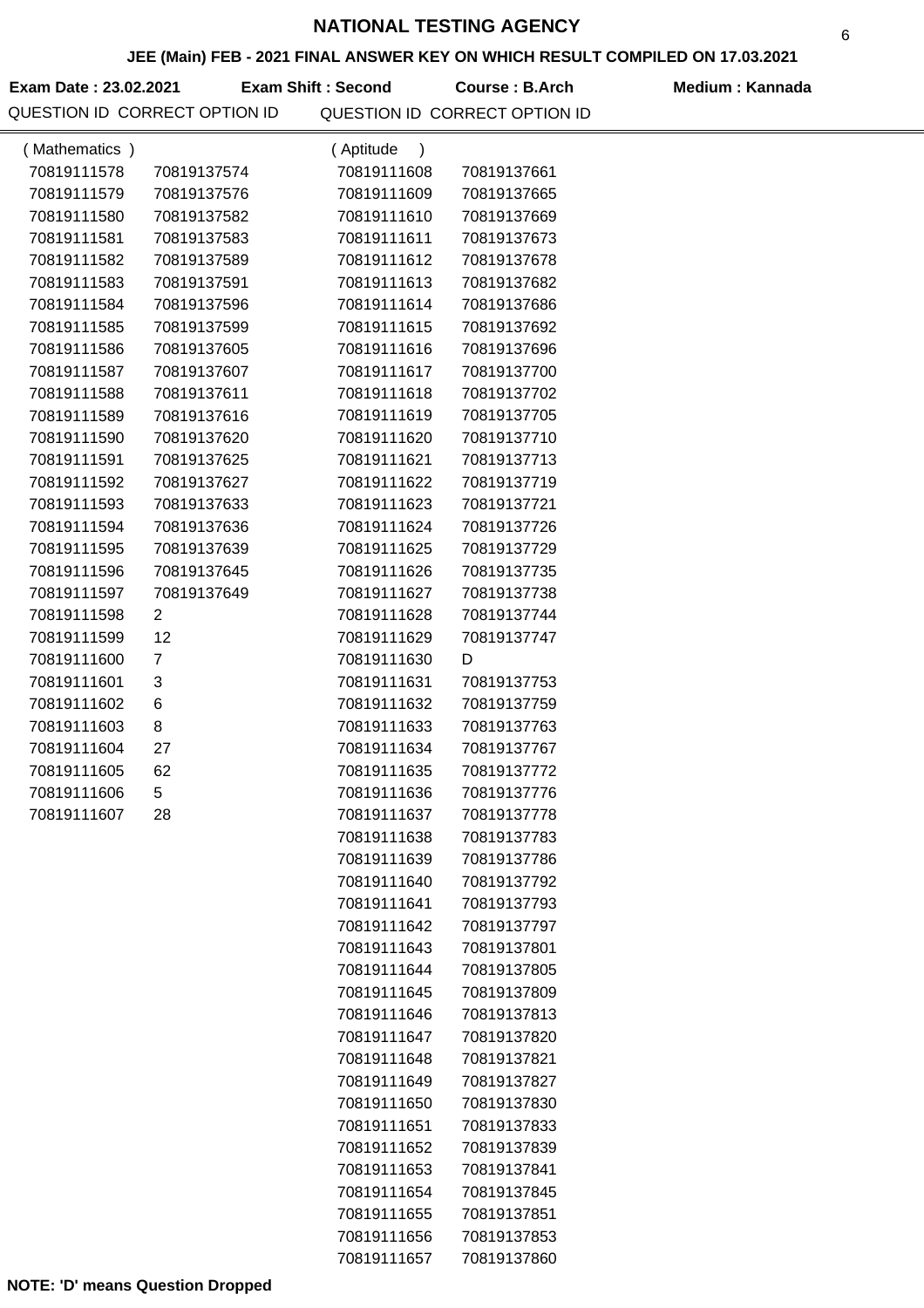# NATIONAL TESTING AGENCY

## JEE (Main) FEB - 2021 FINAL ANSWER KEY ON WHICH RESULT COMPILED ON 17.03.2021

**Exam Date : 23.02.2021** **Exam Shift : Second** **Course : B.Arch** **Medium : Kannada**

| QUESTION ID | CORRECT OPTION ID |
|---|---|
| (Mathematics) | |
| 70819111578 | 70819137574 |
| 70819111579 | 70819137576 |
| 70819111580 | 70819137582 |
| 70819111581 | 70819137583 |
| 70819111582 | 70819137589 |
| 70819111583 | 70819137591 |
| 70819111584 | 70819137596 |
| 70819111585 | 70819137599 |
| 70819111586 | 70819137605 |
| 70819111587 | 70819137607 |
| 70819111588 | 70819137611 |
| 70819111589 | 70819137616 |
| 70819111590 | 70819137620 |
| 70819111591 | 70819137625 |
| 70819111592 | 70819137627 |
| 70819111593 | 70819137633 |
| 70819111594 | 70819137636 |
| 70819111595 | 70819137639 |
| 70819111596 | 70819137645 |
| 70819111597 | 70819137649 |
| 70819111598 | 2 |
| 70819111599 | 12 |
| 70819111600 | 7 |
| 70819111601 | 3 |
| 70819111602 | 6 |
| 70819111603 | 8 |
| 70819111604 | 27 |
| 70819111605 | 62 |
| 70819111606 | 5 |
| 70819111607 | 28 |

| QUESTION ID | CORRECT OPTION ID |
|---|---|
| (Aptitude) | |
| 70819111608 | 70819137661 |
| 70819111609 | 70819137665 |
| 70819111610 | 70819137669 |
| 70819111611 | 70819137673 |
| 70819111612 | 70819137678 |
| 70819111613 | 70819137682 |
| 70819111614 | 70819137686 |
| 70819111615 | 70819137692 |
| 70819111616 | 70819137696 |
| 70819111617 | 70819137700 |
| 70819111618 | 70819137702 |
| 70819111619 | 70819137705 |
| 70819111620 | 70819137710 |
| 70819111621 | 70819137713 |
| 70819111622 | 70819137719 |
| 70819111623 | 70819137721 |
| 70819111624 | 70819137726 |
| 70819111625 | 70819137729 |
| 70819111626 | 70819137735 |
| 70819111627 | 70819137738 |
| 70819111628 | 70819137744 |
| 70819111629 | 70819137747 |
| 70819111630 | D |
| 70819111631 | 70819137753 |
| 70819111632 | 70819137759 |
| 70819111633 | 70819137763 |
| 70819111634 | 70819137767 |
| 70819111635 | 70819137772 |
| 70819111636 | 70819137776 |
| 70819111637 | 70819137778 |
| 70819111638 | 70819137783 |
| 70819111639 | 70819137786 |
| 70819111640 | 70819137792 |
| 70819111641 | 70819137793 |
| 70819111642 | 70819137797 |
| 70819111643 | 70819137801 |
| 70819111644 | 70819137805 |
| 70819111645 | 70819137809 |
| 70819111646 | 70819137813 |
| 70819111647 | 70819137820 |
| 70819111648 | 70819137821 |
| 70819111649 | 70819137827 |
| 70819111650 | 70819137830 |
| 70819111651 | 70819137833 |
| 70819111652 | 70819137839 |
| 70819111653 | 70819137841 |
| 70819111654 | 70819137845 |
| 70819111655 | 70819137851 |
| 70819111656 | 70819137853 |
| 70819111657 | 70819137860 |

**NOTE: 'D' means Question Dropped**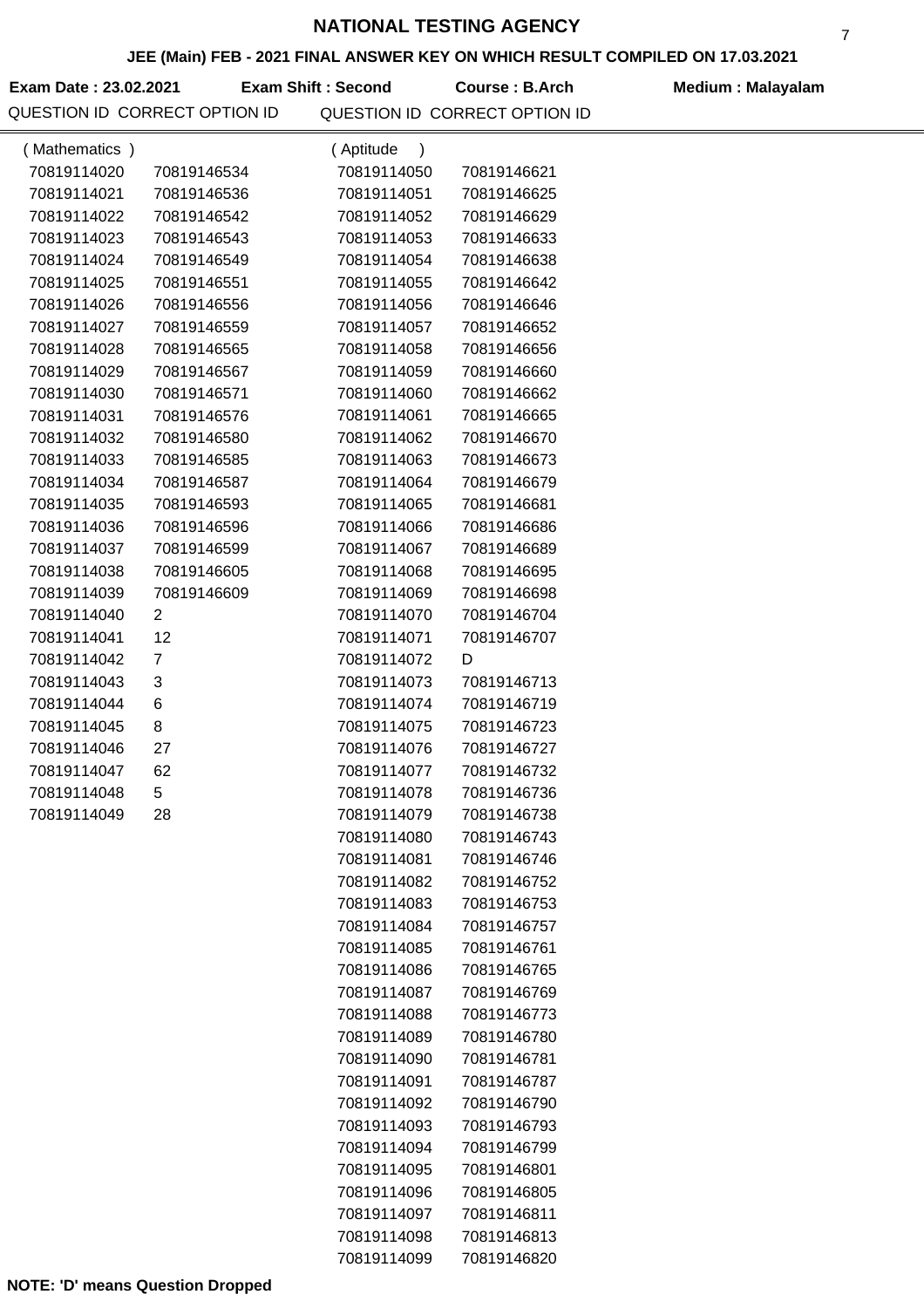# NATIONAL TESTING AGENCY

**JEE (Main) FEB - 2021 FINAL ANSWER KEY ON WHICH RESULT COMPILED ON 17.03.2021**

**Exam Date : 23.02.2021** **Exam Shift : Second** **Course : B.Arch** **Medium : Malayalam**

| QUESTION ID | CORRECT OPTION ID |
|---|---|
| ( Mathematics ) | |
| 70819114020 | 70819146534 |
| 70819114021 | 70819146536 |
| 70819114022 | 70819146542 |
| 70819114023 | 70819146543 |
| 70819114024 | 70819146549 |
| 70819114025 | 70819146551 |
| 70819114026 | 70819146556 |
| 70819114027 | 70819146559 |
| 70819114028 | 70819146565 |
| 70819114029 | 70819146567 |
| 70819114030 | 70819146571 |
| 70819114031 | 70819146576 |
| 70819114032 | 70819146580 |
| 70819114033 | 70819146585 |
| 70819114034 | 70819146587 |
| 70819114035 | 70819146593 |
| 70819114036 | 70819146596 |
| 70819114037 | 70819146599 |
| 70819114038 | 70819146605 |
| 70819114039 | 70819146609 |
| 70819114040 | 2 |
| 70819114041 | 12 |
| 70819114042 | 7 |
| 70819114043 | 3 |
| 70819114044 | 6 |
| 70819114045 | 8 |
| 70819114046 | 27 |
| 70819114047 | 62 |
| 70819114048 | 5 |
| 70819114049 | 28 |

| QUESTION ID | CORRECT OPTION ID |
|---|---|
| ( Aptitude ) | |
| 70819114050 | 70819146621 |
| 70819114051 | 70819146625 |
| 70819114052 | 70819146629 |
| 70819114053 | 70819146633 |
| 70819114054 | 70819146638 |
| 70819114055 | 70819146642 |
| 70819114056 | 70819146646 |
| 70819114057 | 70819146652 |
| 70819114058 | 70819146656 |
| 70819114059 | 70819146660 |
| 70819114060 | 70819146662 |
| 70819114061 | 70819146665 |
| 70819114062 | 70819146670 |
| 70819114063 | 70819146673 |
| 70819114064 | 70819146679 |
| 70819114065 | 70819146681 |
| 70819114066 | 70819146686 |
| 70819114067 | 70819146689 |
| 70819114068 | 70819146695 |
| 70819114069 | 70819146698 |
| 70819114070 | 70819146704 |
| 70819114071 | 70819146707 |
| 70819114072 | D |
| 70819114073 | 70819146713 |
| 70819114074 | 70819146719 |
| 70819114075 | 70819146723 |
| 70819114076 | 70819146727 |
| 70819114077 | 70819146732 |
| 70819114078 | 70819146736 |
| 70819114079 | 70819146738 |
| 70819114080 | 70819146743 |
| 70819114081 | 70819146746 |
| 70819114082 | 70819146752 |
| 70819114083 | 70819146753 |
| 70819114084 | 70819146757 |
| 70819114085 | 70819146761 |
| 70819114086 | 70819146765 |
| 70819114087 | 70819146769 |
| 70819114088 | 70819146773 |
| 70819114089 | 70819146780 |
| 70819114090 | 70819146781 |
| 70819114091 | 70819146787 |
| 70819114092 | 70819146790 |
| 70819114093 | 70819146793 |
| 70819114094 | 70819146799 |
| 70819114095 | 70819146801 |
| 70819114096 | 70819146805 |
| 70819114097 | 70819146811 |
| 70819114098 | 70819146813 |
| 70819114099 | 70819146820 |

**NOTE: 'D' means Question Dropped**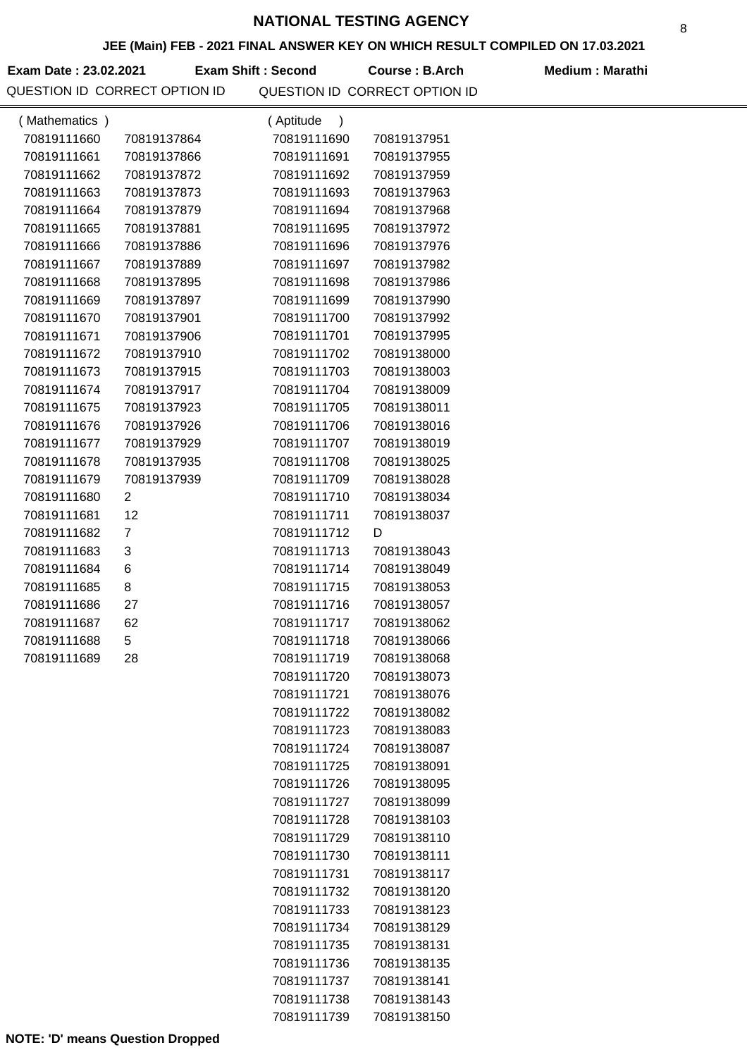# NATIONAL TESTING AGENCY

## JEE (Main) FEB - 2021 FINAL ANSWER KEY ON WHICH RESULT COMPILED ON 17.03.2021

**Exam Date : 23.02.2021** **Exam Shift : Second** **Course : B.Arch** **Medium : Marathi**

| QUESTION ID | CORRECT OPTION ID |
|---|---|
| ( Mathematics ) | |
| 70819111660 | 70819137864 |
| 70819111661 | 70819137866 |
| 70819111662 | 70819137872 |
| 70819111663 | 70819137873 |
| 70819111664 | 70819137879 |
| 70819111665 | 70819137881 |
| 70819111666 | 70819137886 |
| 70819111667 | 70819137889 |
| 70819111668 | 70819137895 |
| 70819111669 | 70819137897 |
| 70819111670 | 70819137901 |
| 70819111671 | 70819137906 |
| 70819111672 | 70819137910 |
| 70819111673 | 70819137915 |
| 70819111674 | 70819137917 |
| 70819111675 | 70819137923 |
| 70819111676 | 70819137926 |
| 70819111677 | 70819137929 |
| 70819111678 | 70819137935 |
| 70819111679 | 70819137939 |
| 70819111680 | 2 |
| 70819111681 | 12 |
| 70819111682 | 7 |
| 70819111683 | 3 |
| 70819111684 | 6 |
| 70819111685 | 8 |
| 70819111686 | 27 |
| 70819111687 | 62 |
| 70819111688 | 5 |
| 70819111689 | 28 |

| QUESTION ID | CORRECT OPTION ID |
|---|---|
| ( Aptitude ) | |
| 70819111690 | 70819137951 |
| 70819111691 | 70819137955 |
| 70819111692 | 70819137959 |
| 70819111693 | 70819137963 |
| 70819111694 | 70819137968 |
| 70819111695 | 70819137972 |
| 70819111696 | 70819137976 |
| 70819111697 | 70819137982 |
| 70819111698 | 70819137986 |
| 70819111699 | 70819137990 |
| 70819111700 | 70819137992 |
| 70819111701 | 70819137995 |
| 70819111702 | 70819138000 |
| 70819111703 | 70819138003 |
| 70819111704 | 70819138009 |
| 70819111705 | 70819138011 |
| 70819111706 | 70819138016 |
| 70819111707 | 70819138019 |
| 70819111708 | 70819138025 |
| 70819111709 | 70819138028 |
| 70819111710 | 70819138034 |
| 70819111711 | 70819138037 |
| 70819111712 | D |
| 70819111713 | 70819138043 |
| 70819111714 | 70819138049 |
| 70819111715 | 70819138053 |
| 70819111716 | 70819138057 |
| 70819111717 | 70819138062 |
| 70819111718 | 70819138066 |
| 70819111719 | 70819138068 |
| 70819111720 | 70819138073 |
| 70819111721 | 70819138076 |
| 70819111722 | 70819138082 |
| 70819111723 | 70819138083 |
| 70819111724 | 70819138087 |
| 70819111725 | 70819138091 |
| 70819111726 | 70819138095 |
| 70819111727 | 70819138099 |
| 70819111728 | 70819138103 |
| 70819111729 | 70819138110 |
| 70819111730 | 70819138111 |
| 70819111731 | 70819138117 |
| 70819111732 | 70819138120 |
| 70819111733 | 70819138123 |
| 70819111734 | 70819138129 |
| 70819111735 | 70819138131 |
| 70819111736 | 70819138135 |
| 70819111737 | 70819138141 |
| 70819111738 | 70819138143 |
| 70819111739 | 70819138150 |

**NOTE: 'D' means Question Dropped**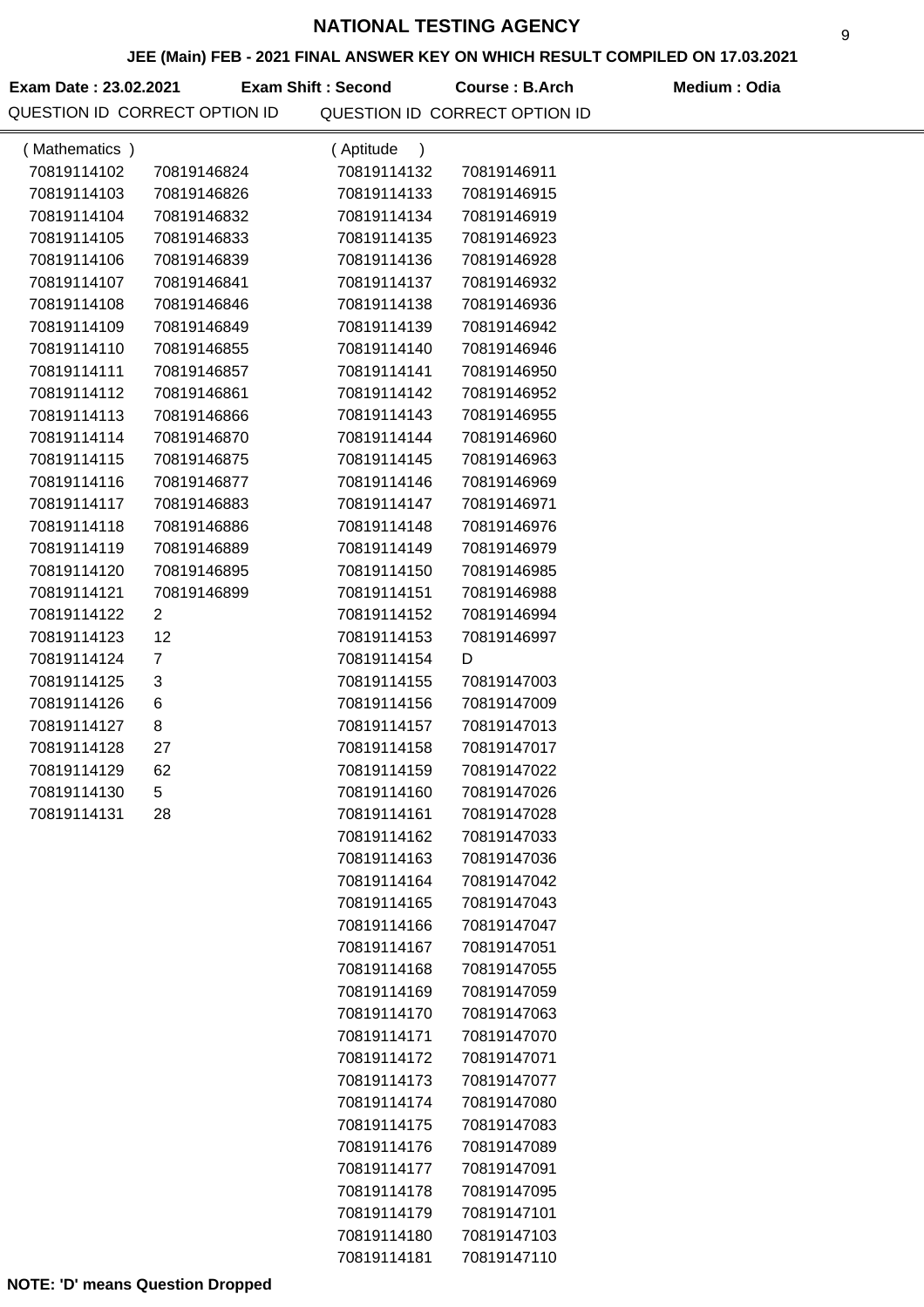# NATIONAL TESTING AGENCY

## JEE (Main) FEB - 2021 FINAL ANSWER KEY ON WHICH RESULT COMPILED ON 17.03.2021

**Exam Date : 23.02.2021** **Exam Shift : Second** **Course : B.Arch** **Medium : Odia**

| QUESTION ID | CORRECT OPTION ID | QUESTION ID | CORRECT OPTION ID |
|---|---|---|---|
| ( Mathematics ) | | ( Aptitude ) | |
| 70819114102 | 70819146824 | 70819114132 | 70819146911 |
| 70819114103 | 70819146826 | 70819114133 | 70819146915 |
| 70819114104 | 70819146832 | 70819114134 | 70819146919 |
| 70819114105 | 70819146833 | 70819114135 | 70819146923 |
| 70819114106 | 70819146839 | 70819114136 | 70819146928 |
| 70819114107 | 70819146841 | 70819114137 | 70819146932 |
| 70819114108 | 70819146846 | 70819114138 | 70819146936 |
| 70819114109 | 70819146849 | 70819114139 | 70819146942 |
| 70819114110 | 70819146855 | 70819114140 | 70819146946 |
| 70819114111 | 70819146857 | 70819114141 | 70819146950 |
| 70819114112 | 70819146861 | 70819114142 | 70819146952 |
| 70819114113 | 70819146866 | 70819114143 | 70819146955 |
| 70819114114 | 70819146870 | 70819114144 | 70819146960 |
| 70819114115 | 70819146875 | 70819114145 | 70819146963 |
| 70819114116 | 70819146877 | 70819114146 | 70819146969 |
| 70819114117 | 70819146883 | 70819114147 | 70819146971 |
| 70819114118 | 70819146886 | 70819114148 | 70819146976 |
| 70819114119 | 70819146889 | 70819114149 | 70819146979 |
| 70819114120 | 70819146895 | 70819114150 | 70819146985 |
| 70819114121 | 70819146899 | 70819114151 | 70819146988 |
| 70819114122 | 2 | 70819114152 | 70819146994 |
| 70819114123 | 12 | 70819114153 | 70819146997 |
| 70819114124 | 7 | 70819114154 | D |
| 70819114125 | 3 | 70819114155 | 70819147003 |
| 70819114126 | 6 | 70819114156 | 70819147009 |
| 70819114127 | 8 | 70819114157 | 70819147013 |
| 70819114128 | 27 | 70819114158 | 70819147017 |
| 70819114129 | 62 | 70819114159 | 70819147022 |
| 70819114130 | 5 | 70819114160 | 70819147026 |
| 70819114131 | 28 | 70819114161 | 70819147028 |
| | | 70819114162 | 70819147033 |
| | | 70819114163 | 70819147036 |
| | | 70819114164 | 70819147042 |
| | | 70819114165 | 70819147043 |
| | | 70819114166 | 70819147047 |
| | | 70819114167 | 70819147051 |
| | | 70819114168 | 70819147055 |
| | | 70819114169 | 70819147059 |
| | | 70819114170 | 70819147063 |
| | | 70819114171 | 70819147070 |
| | | 70819114172 | 70819147071 |
| | | 70819114173 | 70819147077 |
| | | 70819114174 | 70819147080 |
| | | 70819114175 | 70819147083 |
| | | 70819114176 | 70819147089 |
| | | 70819114177 | 70819147091 |
| | | 70819114178 | 70819147095 |
| | | 70819114179 | 70819147101 |
| | | 70819114180 | 70819147103 |
| | | 70819114181 | 70819147110 |

**NOTE: 'D' means Question Dropped**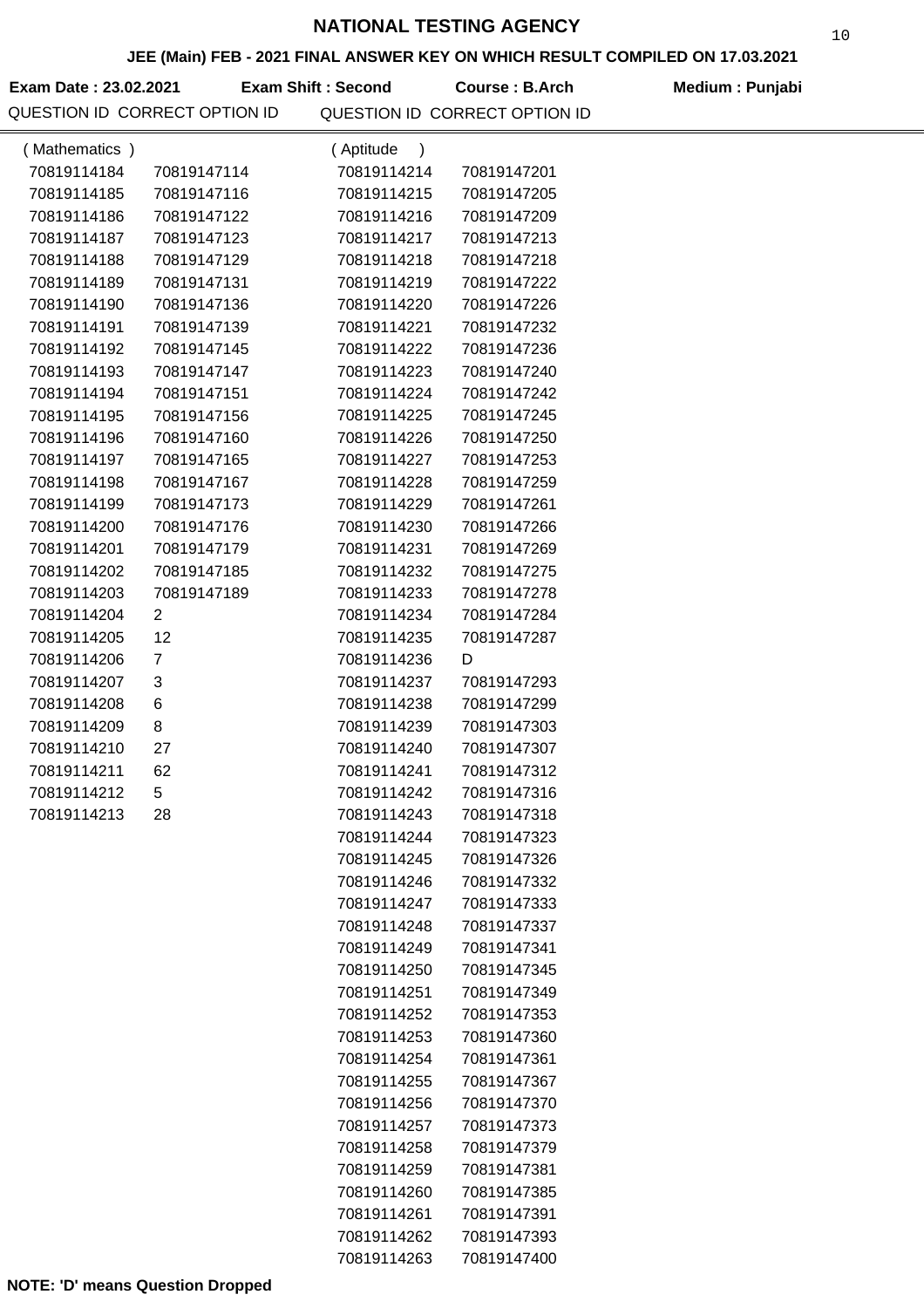# NATIONAL TESTING AGENCY

**JEE (Main) FEB - 2021 FINAL ANSWER KEY ON WHICH RESULT COMPILED ON 17.03.2021**

**Exam Date : 23.02.2021** **Exam Shift : Second** **Course : B.Arch** **Medium : Punjabi**

| QUESTION ID | CORRECT OPTION ID |
|---|---|
| ( Mathematics ) | |
| 70819114184 | 70819147114 |
| 70819114185 | 70819147116 |
| 70819114186 | 70819147122 |
| 70819114187 | 70819147123 |
| 70819114188 | 70819147129 |
| 70819114189 | 70819147131 |
| 70819114190 | 70819147136 |
| 70819114191 | 70819147139 |
| 70819114192 | 70819147145 |
| 70819114193 | 70819147147 |
| 70819114194 | 70819147151 |
| 70819114195 | 70819147156 |
| 70819114196 | 70819147160 |
| 70819114197 | 70819147165 |
| 70819114198 | 70819147167 |
| 70819114199 | 70819147173 |
| 70819114200 | 70819147176 |
| 70819114201 | 70819147179 |
| 70819114202 | 70819147185 |
| 70819114203 | 70819147189 |
| 70819114204 | 2 |
| 70819114205 | 12 |
| 70819114206 | 7 |
| 70819114207 | 3 |
| 70819114208 | 6 |
| 70819114209 | 8 |
| 70819114210 | 27 |
| 70819114211 | 62 |
| 70819114212 | 5 |
| 70819114213 | 28 |

| QUESTION ID | CORRECT OPTION ID |
|---|---|
| ( Aptitude ) | |
| 70819114214 | 70819147201 |
| 70819114215 | 70819147205 |
| 70819114216 | 70819147209 |
| 70819114217 | 70819147213 |
| 70819114218 | 70819147218 |
| 70819114219 | 70819147222 |
| 70819114220 | 70819147226 |
| 70819114221 | 70819147232 |
| 70819114222 | 70819147236 |
| 70819114223 | 70819147240 |
| 70819114224 | 70819147242 |
| 70819114225 | 70819147245 |
| 70819114226 | 70819147250 |
| 70819114227 | 70819147253 |
| 70819114228 | 70819147259 |
| 70819114229 | 70819147261 |
| 70819114230 | 70819147266 |
| 70819114231 | 70819147269 |
| 70819114232 | 70819147275 |
| 70819114233 | 70819147278 |
| 70819114234 | 70819147284 |
| 70819114235 | 70819147287 |
| 70819114236 | D |
| 70819114237 | 70819147293 |
| 70819114238 | 70819147299 |
| 70819114239 | 70819147303 |
| 70819114240 | 70819147307 |
| 70819114241 | 70819147312 |
| 70819114242 | 70819147316 |
| 70819114243 | 70819147318 |
| 70819114244 | 70819147323 |
| 70819114245 | 70819147326 |
| 70819114246 | 70819147332 |
| 70819114247 | 70819147333 |
| 70819114248 | 70819147337 |
| 70819114249 | 70819147341 |
| 70819114250 | 70819147345 |
| 70819114251 | 70819147349 |
| 70819114252 | 70819147353 |
| 70819114253 | 70819147360 |
| 70819114254 | 70819147361 |
| 70819114255 | 70819147367 |
| 70819114256 | 70819147370 |
| 70819114257 | 70819147373 |
| 70819114258 | 70819147379 |
| 70819114259 | 70819147381 |
| 70819114260 | 70819147385 |
| 70819114261 | 70819147391 |
| 70819114262 | 70819147393 |
| 70819114263 | 70819147400 |

**NOTE: 'D' means Question Dropped**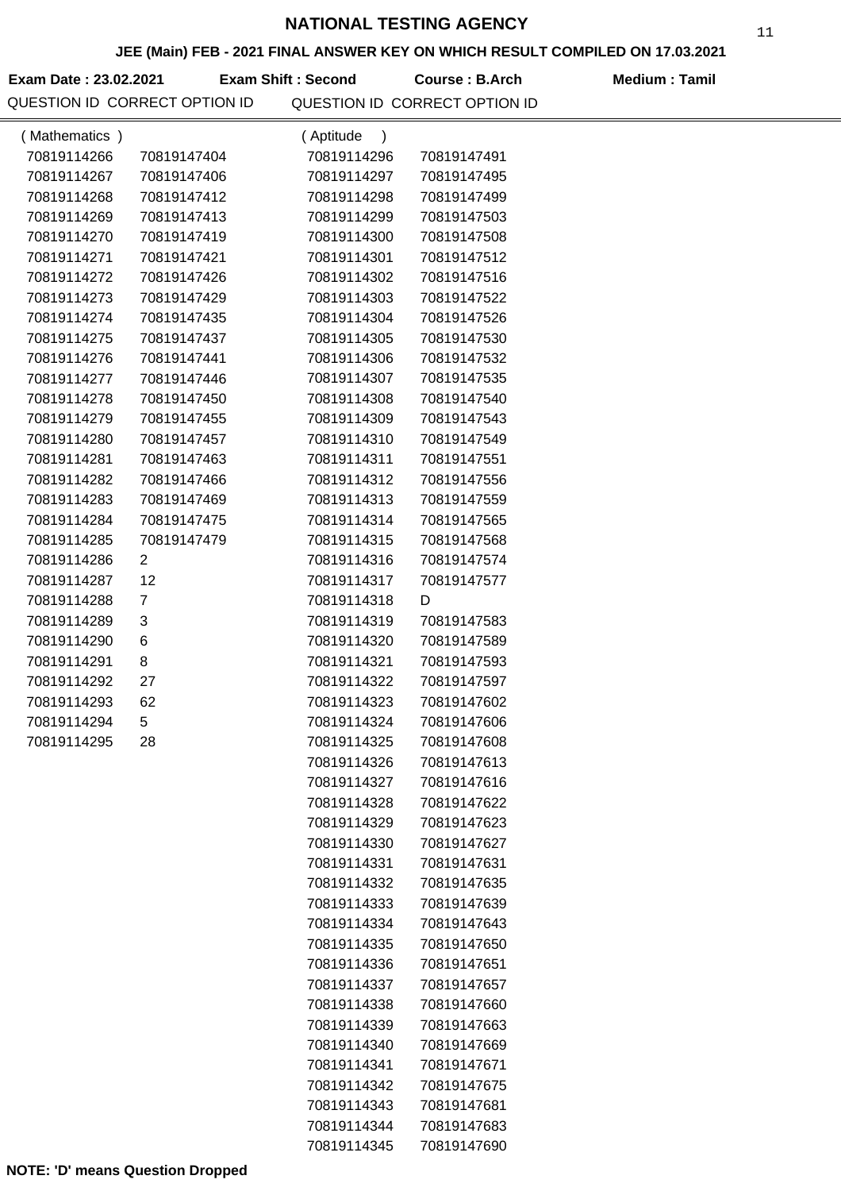# NATIONAL TESTING AGENCY

**JEE (Main) FEB - 2021 FINAL ANSWER KEY ON WHICH RESULT COMPILED ON 17.03.2021**

**Exam Date : 23.02.2021** **Exam Shift : Second** **Course : B.Arch** **Medium : Tamil**

| QUESTION ID | CORRECT OPTION ID | QUESTION ID | CORRECT OPTION ID |
|---|---|---|---|
| ( Mathematics ) | | ( Aptitude ) | |
| 70819114266 | 70819147404 | 70819114296 | 70819147491 |
| 70819114267 | 70819147406 | 70819114297 | 70819147495 |
| 70819114268 | 70819147412 | 70819114298 | 70819147499 |
| 70819114269 | 70819147413 | 70819114299 | 70819147503 |
| 70819114270 | 70819147419 | 70819114300 | 70819147508 |
| 70819114271 | 70819147421 | 70819114301 | 70819147512 |
| 70819114272 | 70819147426 | 70819114302 | 70819147516 |
| 70819114273 | 70819147429 | 70819114303 | 70819147522 |
| 70819114274 | 70819147435 | 70819114304 | 70819147526 |
| 70819114275 | 70819147437 | 70819114305 | 70819147530 |
| 70819114276 | 70819147441 | 70819114306 | 70819147532 |
| 70819114277 | 70819147446 | 70819114307 | 70819147535 |
| 70819114278 | 70819147450 | 70819114308 | 70819147540 |
| 70819114279 | 70819147455 | 70819114309 | 70819147543 |
| 70819114280 | 70819147457 | 70819114310 | 70819147549 |
| 70819114281 | 70819147463 | 70819114311 | 70819147551 |
| 70819114282 | 70819147466 | 70819114312 | 70819147556 |
| 70819114283 | 70819147469 | 70819114313 | 70819147559 |
| 70819114284 | 70819147475 | 70819114314 | 70819147565 |
| 70819114285 | 70819147479 | 70819114315 | 70819147568 |
| 70819114286 | 2 | 70819114316 | 70819147574 |
| 70819114287 | 12 | 70819114317 | 70819147577 |
| 70819114288 | 7 | 70819114318 | D |
| 70819114289 | 3 | 70819114319 | 70819147583 |
| 70819114290 | 6 | 70819114320 | 70819147589 |
| 70819114291 | 8 | 70819114321 | 70819147593 |
| 70819114292 | 27 | 70819114322 | 70819147597 |
| 70819114293 | 62 | 70819114323 | 70819147602 |
| 70819114294 | 5 | 70819114324 | 70819147606 |
| 70819114295 | 28 | 70819114325 | 70819147608 |
| | | 70819114326 | 70819147613 |
| | | 70819114327 | 70819147616 |
| | | 70819114328 | 70819147622 |
| | | 70819114329 | 70819147623 |
| | | 70819114330 | 70819147627 |
| | | 70819114331 | 70819147631 |
| | | 70819114332 | 70819147635 |
| | | 70819114333 | 70819147639 |
| | | 70819114334 | 70819147643 |
| | | 70819114335 | 70819147650 |
| | | 70819114336 | 70819147651 |
| | | 70819114337 | 70819147657 |
| | | 70819114338 | 70819147660 |
| | | 70819114339 | 70819147663 |
| | | 70819114340 | 70819147669 |
| | | 70819114341 | 70819147671 |
| | | 70819114342 | 70819147675 |
| | | 70819114343 | 70819147681 |
| | | 70819114344 | 70819147683 |
| | | 70819114345 | 70819147690 |

**NOTE: 'D' means Question Dropped**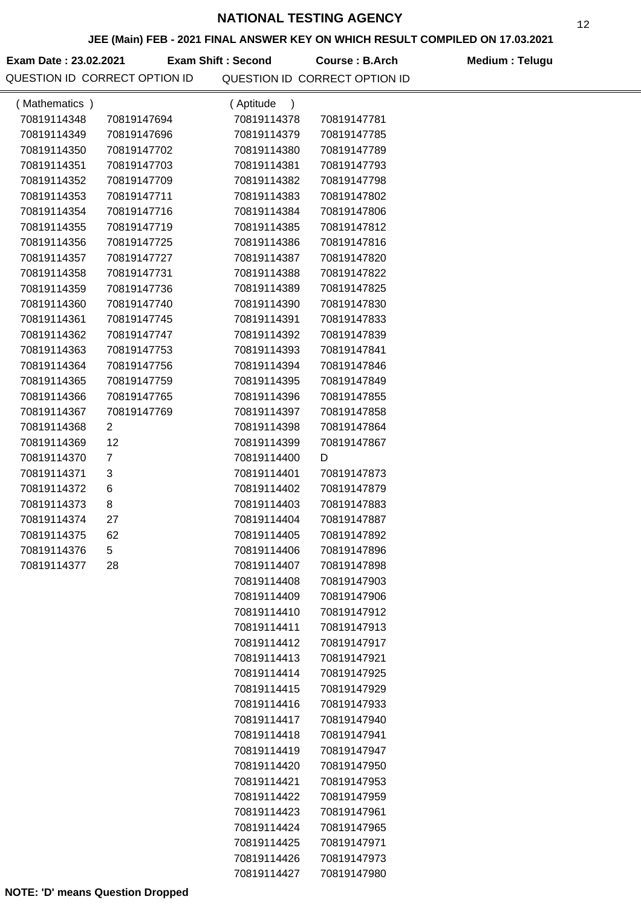# NATIONAL TESTING AGENCY

## JEE (Main) FEB - 2021 FINAL ANSWER KEY ON WHICH RESULT COMPILED ON 17.03.2021

**Exam Date : 23.02.2021** **Exam Shift : Second** **Course : B.Arch** **Medium : Telugu**

| QUESTION ID | CORRECT OPTION ID | QUESTION ID | CORRECT OPTION ID |
|---|---|---|---|
| ( Mathematics ) | | ( Aptitude ) | |
| 70819114348 | 70819147694 | 70819114378 | 70819147781 |
| 70819114349 | 70819147696 | 70819114379 | 70819147785 |
| 70819114350 | 70819147702 | 70819114380 | 70819147789 |
| 70819114351 | 70819147703 | 70819114381 | 70819147793 |
| 70819114352 | 70819147709 | 70819114382 | 70819147798 |
| 70819114353 | 70819147711 | 70819114383 | 70819147802 |
| 70819114354 | 70819147716 | 70819114384 | 70819147806 |
| 70819114355 | 70819147719 | 70819114385 | 70819147812 |
| 70819114356 | 70819147725 | 70819114386 | 70819147816 |
| 70819114357 | 70819147727 | 70819114387 | 70819147820 |
| 70819114358 | 70819147731 | 70819114388 | 70819147822 |
| 70819114359 | 70819147736 | 70819114389 | 70819147825 |
| 70819114360 | 70819147740 | 70819114390 | 70819147830 |
| 70819114361 | 70819147745 | 70819114391 | 70819147833 |
| 70819114362 | 70819147747 | 70819114392 | 70819147839 |
| 70819114363 | 70819147753 | 70819114393 | 70819147841 |
| 70819114364 | 70819147756 | 70819114394 | 70819147846 |
| 70819114365 | 70819147759 | 70819114395 | 70819147849 |
| 70819114366 | 70819147765 | 70819114396 | 70819147855 |
| 70819114367 | 70819147769 | 70819114397 | 70819147858 |
| 70819114368 | 2 | 70819114398 | 70819147864 |
| 70819114369 | 12 | 70819114399 | 70819147867 |
| 70819114370 | 7 | 70819114400 | D |
| 70819114371 | 3 | 70819114401 | 70819147873 |
| 70819114372 | 6 | 70819114402 | 70819147879 |
| 70819114373 | 8 | 70819114403 | 70819147883 |
| 70819114374 | 27 | 70819114404 | 70819147887 |
| 70819114375 | 62 | 70819114405 | 70819147892 |
| 70819114376 | 5 | 70819114406 | 70819147896 |
| 70819114377 | 28 | 70819114407 | 70819147898 |
| | | 70819114408 | 70819147903 |
| | | 70819114409 | 70819147906 |
| | | 70819114410 | 70819147912 |
| | | 70819114411 | 70819147913 |
| | | 70819114412 | 70819147917 |
| | | 70819114413 | 70819147921 |
| | | 70819114414 | 70819147925 |
| | | 70819114415 | 70819147929 |
| | | 70819114416 | 70819147933 |
| | | 70819114417 | 70819147940 |
| | | 70819114418 | 70819147941 |
| | | 70819114419 | 70819147947 |
| | | 70819114420 | 70819147950 |
| | | 70819114421 | 70819147953 |
| | | 70819114422 | 70819147959 |
| | | 70819114423 | 70819147961 |
| | | 70819114424 | 70819147965 |
| | | 70819114425 | 70819147971 |
| | | 70819114426 | 70819147973 |
| | | 70819114427 | 70819147980 |

**NOTE: 'D' means Question Dropped**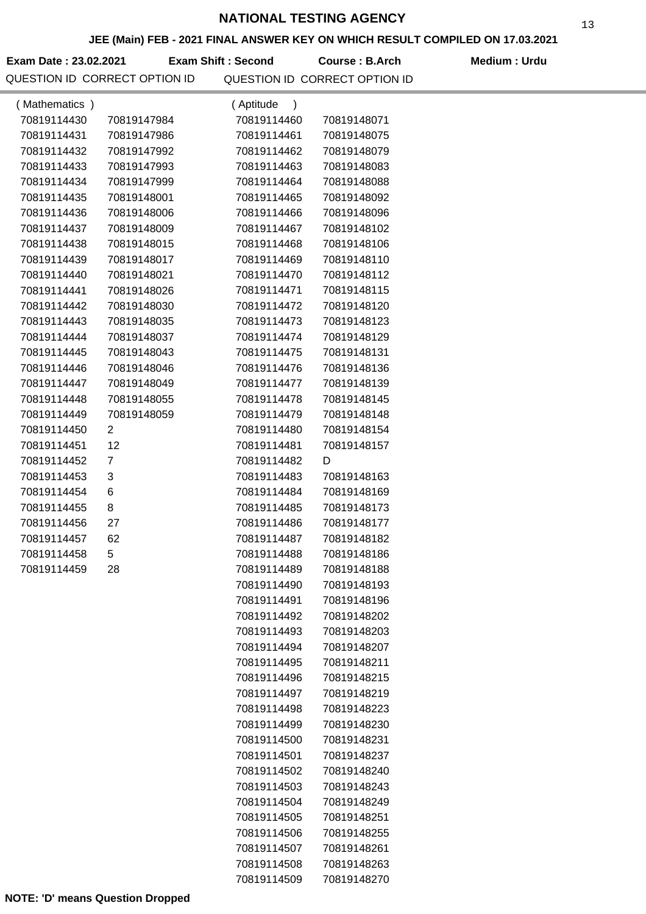# NATIONAL TESTING AGENCY

## JEE (Main) FEB - 2021 FINAL ANSWER KEY ON WHICH RESULT COMPILED ON 17.03.2021

**Exam Date : 23.02.2021** **Exam Shift : Second** **Course : B.Arch** **Medium : Urdu**

**(Mathematics)**

| QUESTION ID | CORRECT OPTION ID |
|---|---|
| 70819114430 | 70819147984 |
| 70819114431 | 70819147986 |
| 70819114432 | 70819147992 |
| 70819114433 | 70819147993 |
| 70819114434 | 70819147999 |
| 70819114435 | 70819148001 |
| 70819114436 | 70819148006 |
| 70819114437 | 70819148009 |
| 70819114438 | 70819148015 |
| 70819114439 | 70819148017 |
| 70819114440 | 70819148021 |
| 70819114441 | 70819148026 |
| 70819114442 | 70819148030 |
| 70819114443 | 70819148035 |
| 70819114444 | 70819148037 |
| 70819114445 | 70819148043 |
| 70819114446 | 70819148046 |
| 70819114447 | 70819148049 |
| 70819114448 | 70819148055 |
| 70819114449 | 70819148059 |
| 70819114450 | 2 |
| 70819114451 | 12 |
| 70819114452 | 7 |
| 70819114453 | 3 |
| 70819114454 | 6 |
| 70819114455 | 8 |
| 70819114456 | 27 |
| 70819114457 | 62 |
| 70819114458 | 5 |
| 70819114459 | 28 |

**(Aptitude)**

| QUESTION ID | CORRECT OPTION ID |
|---|---|
| 70819114460 | 70819148071 |
| 70819114461 | 70819148075 |
| 70819114462 | 70819148079 |
| 70819114463 | 70819148083 |
| 70819114464 | 70819148088 |
| 70819114465 | 70819148092 |
| 70819114466 | 70819148096 |
| 70819114467 | 70819148102 |
| 70819114468 | 70819148106 |
| 70819114469 | 70819148110 |
| 70819114470 | 70819148112 |
| 70819114471 | 70819148115 |
| 70819114472 | 70819148120 |
| 70819114473 | 70819148123 |
| 70819114474 | 70819148129 |
| 70819114475 | 70819148131 |
| 70819114476 | 70819148136 |
| 70819114477 | 70819148139 |
| 70819114478 | 70819148145 |
| 70819114479 | 70819148148 |
| 70819114480 | 70819148154 |
| 70819114481 | 70819148157 |
| 70819114482 | D |
| 70819114483 | 70819148163 |
| 70819114484 | 70819148169 |
| 70819114485 | 70819148173 |
| 70819114486 | 70819148177 |
| 70819114487 | 70819148182 |
| 70819114488 | 70819148186 |
| 70819114489 | 70819148188 |
| 70819114490 | 70819148193 |
| 70819114491 | 70819148196 |
| 70819114492 | 70819148202 |
| 70819114493 | 70819148203 |
| 70819114494 | 70819148207 |
| 70819114495 | 70819148211 |
| 70819114496 | 70819148215 |
| 70819114497 | 70819148219 |
| 70819114498 | 70819148223 |
| 70819114499 | 70819148230 |
| 70819114500 | 70819148231 |
| 70819114501 | 70819148237 |
| 70819114502 | 70819148240 |
| 70819114503 | 70819148243 |
| 70819114504 | 70819148249 |
| 70819114505 | 70819148251 |
| 70819114506 | 70819148255 |
| 70819114507 | 70819148261 |
| 70819114508 | 70819148263 |
| 70819114509 | 70819148270 |

**NOTE: 'D' means Question Dropped**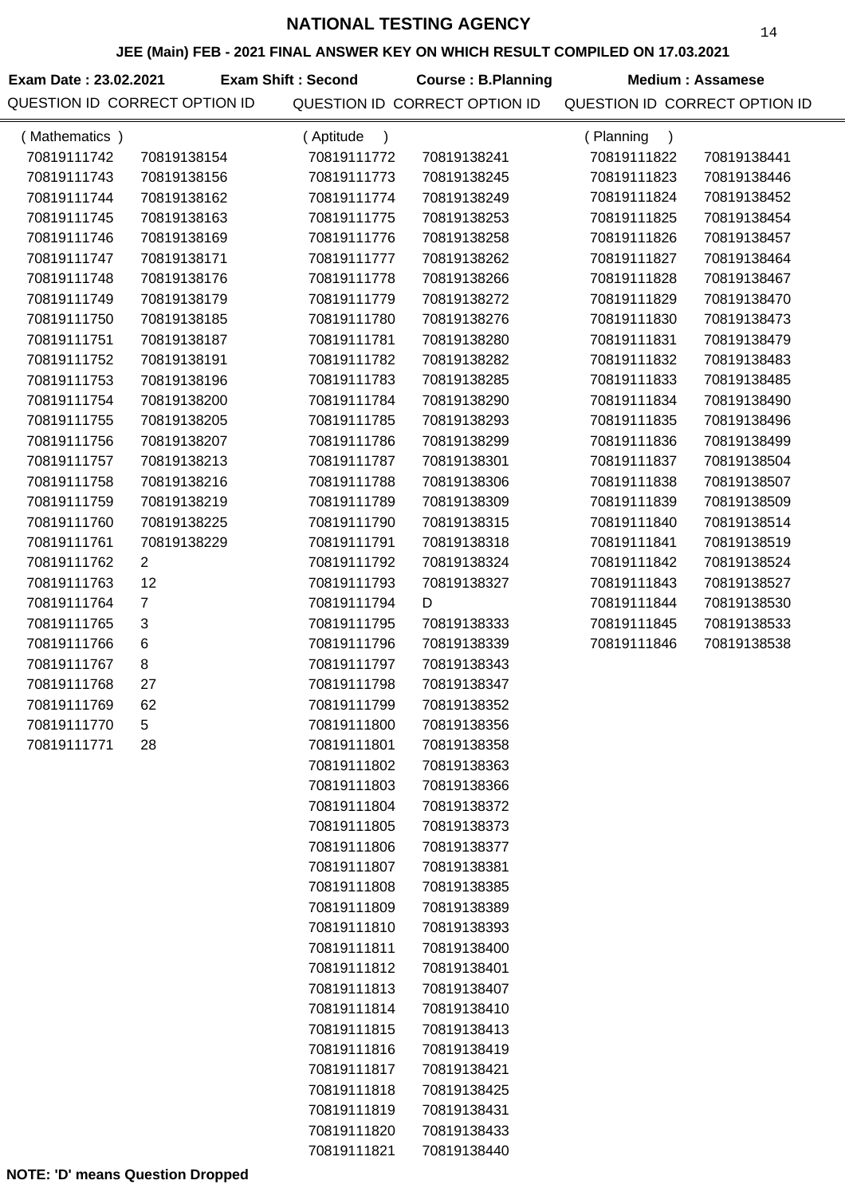# NATIONAL TESTING AGENCY

## JEE (Main) FEB - 2021 FINAL ANSWER KEY ON WHICH RESULT COMPILED ON 17.03.2021

**Exam Date : 23.02.2021** **Exam Shift : Second** **Course : B.Planning** **Medium : Assamese**

### (Mathematics)

| QUESTION ID | CORRECT OPTION ID |
|---|---|
| 70819111742 | 70819138154 |
| 70819111743 | 70819138156 |
| 70819111744 | 70819138162 |
| 70819111745 | 70819138163 |
| 70819111746 | 70819138169 |
| 70819111747 | 70819138171 |
| 70819111748 | 70819138176 |
| 70819111749 | 70819138179 |
| 70819111750 | 70819138185 |
| 70819111751 | 70819138187 |
| 70819111752 | 70819138191 |
| 70819111753 | 70819138196 |
| 70819111754 | 70819138200 |
| 70819111755 | 70819138205 |
| 70819111756 | 70819138207 |
| 70819111757 | 70819138213 |
| 70819111758 | 70819138216 |
| 70819111759 | 70819138219 |
| 70819111760 | 70819138225 |
| 70819111761 | 70819138229 |
| 70819111762 | 2 |
| 70819111763 | 12 |
| 70819111764 | 7 |
| 70819111765 | 3 |
| 70819111766 | 6 |
| 70819111767 | 8 |
| 70819111768 | 27 |
| 70819111769 | 62 |
| 70819111770 | 5 |
| 70819111771 | 28 |

### (Aptitude)

| QUESTION ID | CORRECT OPTION ID |
|---|---|
| 70819111772 | 70819138241 |
| 70819111773 | 70819138245 |
| 70819111774 | 70819138249 |
| 70819111775 | 70819138253 |
| 70819111776 | 70819138258 |
| 70819111777 | 70819138262 |
| 70819111778 | 70819138266 |
| 70819111779 | 70819138272 |
| 70819111780 | 70819138276 |
| 70819111781 | 70819138280 |
| 70819111782 | 70819138282 |
| 70819111783 | 70819138285 |
| 70819111784 | 70819138290 |
| 70819111785 | 70819138293 |
| 70819111786 | 70819138299 |
| 70819111787 | 70819138301 |
| 70819111788 | 70819138306 |
| 70819111789 | 70819138309 |
| 70819111790 | 70819138315 |
| 70819111791 | 70819138318 |
| 70819111792 | 70819138324 |
| 70819111793 | 70819138327 |
| 70819111794 | D |
| 70819111795 | 70819138333 |
| 70819111796 | 70819138339 |
| 70819111797 | 70819138343 |
| 70819111798 | 70819138347 |
| 70819111799 | 70819138352 |
| 70819111800 | 70819138356 |
| 70819111801 | 70819138358 |
| 70819111802 | 70819138363 |
| 70819111803 | 70819138366 |
| 70819111804 | 70819138372 |
| 70819111805 | 70819138373 |
| 70819111806 | 70819138377 |
| 70819111807 | 70819138381 |
| 70819111808 | 70819138385 |
| 70819111809 | 70819138389 |
| 70819111810 | 70819138393 |
| 70819111811 | 70819138400 |
| 70819111812 | 70819138401 |
| 70819111813 | 70819138407 |
| 70819111814 | 70819138410 |
| 70819111815 | 70819138413 |
| 70819111816 | 70819138419 |
| 70819111817 | 70819138421 |
| 70819111818 | 70819138425 |
| 70819111819 | 70819138431 |
| 70819111820 | 70819138433 |
| 70819111821 | 70819138440 |

### (Planning)

| QUESTION ID | CORRECT OPTION ID |
|---|---|
| 70819111822 | 70819138441 |
| 70819111823 | 70819138446 |
| 70819111824 | 70819138452 |
| 70819111825 | 70819138454 |
| 70819111826 | 70819138457 |
| 70819111827 | 70819138464 |
| 70819111828 | 70819138467 |
| 70819111829 | 70819138470 |
| 70819111830 | 70819138473 |
| 70819111831 | 70819138479 |
| 70819111832 | 70819138483 |
| 70819111833 | 70819138485 |
| 70819111834 | 70819138490 |
| 70819111835 | 70819138496 |
| 70819111836 | 70819138499 |
| 70819111837 | 70819138504 |
| 70819111838 | 70819138507 |
| 70819111839 | 70819138509 |
| 70819111840 | 70819138514 |
| 70819111841 | 70819138519 |
| 70819111842 | 70819138524 |
| 70819111843 | 70819138527 |
| 70819111844 | 70819138530 |
| 70819111845 | 70819138533 |
| 70819111846 | 70819138538 |

**NOTE: 'D' means Question Dropped**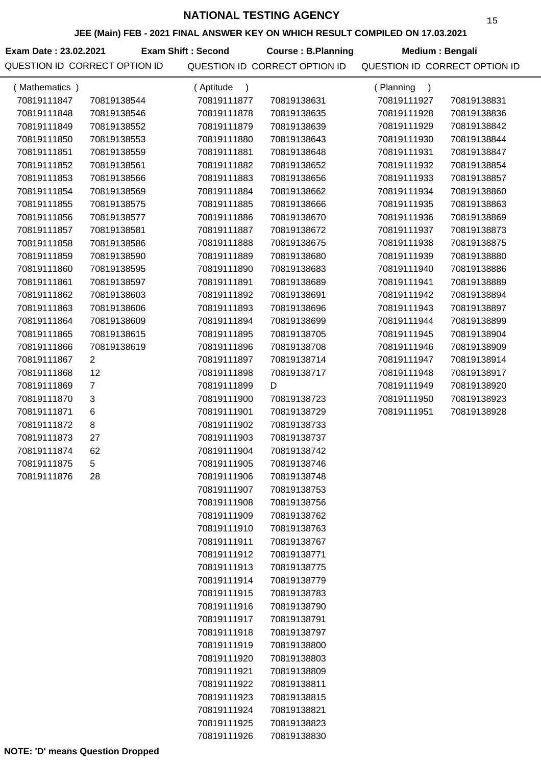# NATIONAL TESTING AGENCY

## JEE (Main) FEB - 2021 FINAL ANSWER KEY ON WHICH RESULT COMPILED ON 17.03.2021

**Exam Date : 23.02.2021** **Exam Shift : Second** **Course : B.Planning** **Medium : Bengali**

### (Mathematics)

| QUESTION ID | CORRECT OPTION ID |
|---|---|
| 70819111847 | 70819138544 |
| 70819111848 | 70819138546 |
| 70819111849 | 70819138552 |
| 70819111850 | 70819138553 |
| 70819111851 | 70819138559 |
| 70819111852 | 70819138561 |
| 70819111853 | 70819138566 |
| 70819111854 | 70819138569 |
| 70819111855 | 70819138575 |
| 70819111856 | 70819138577 |
| 70819111857 | 70819138581 |
| 70819111858 | 70819138586 |
| 70819111859 | 70819138590 |
| 70819111860 | 70819138595 |
| 70819111861 | 70819138597 |
| 70819111862 | 70819138603 |
| 70819111863 | 70819138606 |
| 70819111864 | 70819138609 |
| 70819111865 | 70819138615 |
| 70819111866 | 70819138619 |
| 70819111867 | 2 |
| 70819111868 | 12 |
| 70819111869 | 7 |
| 70819111870 | 3 |
| 70819111871 | 6 |
| 70819111872 | 8 |
| 70819111873 | 27 |
| 70819111874 | 62 |
| 70819111875 | 5 |
| 70819111876 | 28 |

### (Aptitude)

| QUESTION ID | CORRECT OPTION ID |
|---|---|
| 70819111877 | 70819138631 |
| 70819111878 | 70819138635 |
| 70819111879 | 70819138639 |
| 70819111880 | 70819138643 |
| 70819111881 | 70819138648 |
| 70819111882 | 70819138652 |
| 70819111883 | 70819138656 |
| 70819111884 | 70819138662 |
| 70819111885 | 70819138666 |
| 70819111886 | 70819138670 |
| 70819111887 | 70819138672 |
| 70819111888 | 70819138675 |
| 70819111889 | 70819138680 |
| 70819111890 | 70819138683 |
| 70819111891 | 70819138689 |
| 70819111892 | 70819138691 |
| 70819111893 | 70819138696 |
| 70819111894 | 70819138699 |
| 70819111895 | 70819138705 |
| 70819111896 | 70819138708 |
| 70819111897 | 70819138714 |
| 70819111898 | 70819138717 |
| 70819111899 | D |
| 70819111900 | 70819138723 |
| 70819111901 | 70819138729 |
| 70819111902 | 70819138733 |
| 70819111903 | 70819138737 |
| 70819111904 | 70819138742 |
| 70819111905 | 70819138746 |
| 70819111906 | 70819138748 |
| 70819111907 | 70819138753 |
| 70819111908 | 70819138756 |
| 70819111909 | 70819138762 |
| 70819111910 | 70819138763 |
| 70819111911 | 70819138767 |
| 70819111912 | 70819138771 |
| 70819111913 | 70819138775 |
| 70819111914 | 70819138779 |
| 70819111915 | 70819138783 |
| 70819111916 | 70819138790 |
| 70819111917 | 70819138791 |
| 70819111918 | 70819138797 |
| 70819111919 | 70819138800 |
| 70819111920 | 70819138803 |
| 70819111921 | 70819138809 |
| 70819111922 | 70819138811 |
| 70819111923 | 70819138815 |
| 70819111924 | 70819138821 |
| 70819111925 | 70819138823 |
| 70819111926 | 70819138830 |

### (Planning)

| QUESTION ID | CORRECT OPTION ID |
|---|---|
| 70819111927 | 70819138831 |
| 70819111928 | 70819138836 |
| 70819111929 | 70819138842 |
| 70819111930 | 70819138844 |
| 70819111931 | 70819138847 |
| 70819111932 | 70819138854 |
| 70819111933 | 70819138857 |
| 70819111934 | 70819138860 |
| 70819111935 | 70819138863 |
| 70819111936 | 70819138869 |
| 70819111937 | 70819138873 |
| 70819111938 | 70819138875 |
| 70819111939 | 70819138880 |
| 70819111940 | 70819138886 |
| 70819111941 | 70819138889 |
| 70819111942 | 70819138894 |
| 70819111943 | 70819138897 |
| 70819111944 | 70819138899 |
| 70819111945 | 70819138904 |
| 70819111946 | 70819138909 |
| 70819111947 | 70819138914 |
| 70819111948 | 70819138917 |
| 70819111949 | 70819138920 |
| 70819111950 | 70819138923 |
| 70819111951 | 70819138928 |

**NOTE: 'D' means Question Dropped**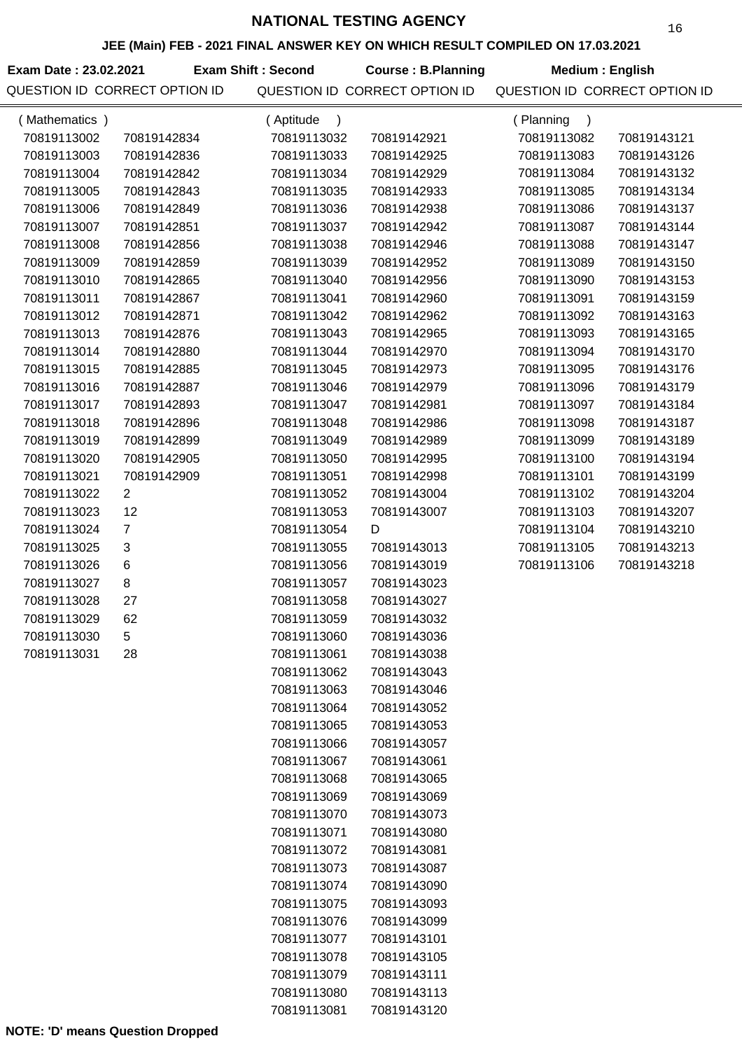# NATIONAL TESTING AGENCY

## JEE (Main) FEB - 2021 FINAL ANSWER KEY ON WHICH RESULT COMPILED ON 17.03.2021

**Exam Date : 23.02.2021** **Exam Shift : Second** **Course : B.Planning** **Medium : English**

### (Mathematics)

| QUESTION ID | CORRECT OPTION ID |
|---|---|
| 70819113002 | 70819142834 |
| 70819113003 | 70819142836 |
| 70819113004 | 70819142842 |
| 70819113005 | 70819142843 |
| 70819113006 | 70819142849 |
| 70819113007 | 70819142851 |
| 70819113008 | 70819142856 |
| 70819113009 | 70819142859 |
| 70819113010 | 70819142865 |
| 70819113011 | 70819142867 |
| 70819113012 | 70819142871 |
| 70819113013 | 70819142876 |
| 70819113014 | 70819142880 |
| 70819113015 | 70819142885 |
| 70819113016 | 70819142887 |
| 70819113017 | 70819142893 |
| 70819113018 | 70819142896 |
| 70819113019 | 70819142899 |
| 70819113020 | 70819142905 |
| 70819113021 | 70819142909 |
| 70819113022 | 2 |
| 70819113023 | 12 |
| 70819113024 | 7 |
| 70819113025 | 3 |
| 70819113026 | 6 |
| 70819113027 | 8 |
| 70819113028 | 27 |
| 70819113029 | 62 |
| 70819113030 | 5 |
| 70819113031 | 28 |

### (Aptitude)

| QUESTION ID | CORRECT OPTION ID |
|---|---|
| 70819113032 | 70819142921 |
| 70819113033 | 70819142925 |
| 70819113034 | 70819142929 |
| 70819113035 | 70819142933 |
| 70819113036 | 70819142938 |
| 70819113037 | 70819142942 |
| 70819113038 | 70819142946 |
| 70819113039 | 70819142952 |
| 70819113040 | 70819142956 |
| 70819113041 | 70819142960 |
| 70819113042 | 70819142962 |
| 70819113043 | 70819142965 |
| 70819113044 | 70819142970 |
| 70819113045 | 70819142973 |
| 70819113046 | 70819142979 |
| 70819113047 | 70819142981 |
| 70819113048 | 70819142986 |
| 70819113049 | 70819142989 |
| 70819113050 | 70819142995 |
| 70819113051 | 70819142998 |
| 70819113052 | 70819143004 |
| 70819113053 | 70819143007 |
| 70819113054 | D |
| 70819113055 | 70819143013 |
| 70819113056 | 70819143019 |
| 70819113057 | 70819143023 |
| 70819113058 | 70819143027 |
| 70819113059 | 70819143032 |
| 70819113060 | 70819143036 |
| 70819113061 | 70819143038 |
| 70819113062 | 70819143043 |
| 70819113063 | 70819143046 |
| 70819113064 | 70819143052 |
| 70819113065 | 70819143053 |
| 70819113066 | 70819143057 |
| 70819113067 | 70819143061 |
| 70819113068 | 70819143065 |
| 70819113069 | 70819143069 |
| 70819113070 | 70819143073 |
| 70819113071 | 70819143080 |
| 70819113072 | 70819143081 |
| 70819113073 | 70819143087 |
| 70819113074 | 70819143090 |
| 70819113075 | 70819143093 |
| 70819113076 | 70819143099 |
| 70819113077 | 70819143101 |
| 70819113078 | 70819143105 |
| 70819113079 | 70819143111 |
| 70819113080 | 70819143113 |
| 70819113081 | 70819143120 |

### (Planning)

| QUESTION ID | CORRECT OPTION ID |
|---|---|
| 70819113082 | 70819143121 |
| 70819113083 | 70819143126 |
| 70819113084 | 70819143132 |
| 70819113085 | 70819143134 |
| 70819113086 | 70819143137 |
| 70819113087 | 70819143144 |
| 70819113088 | 70819143147 |
| 70819113089 | 70819143150 |
| 70819113090 | 70819143153 |
| 70819113091 | 70819143159 |
| 70819113092 | 70819143163 |
| 70819113093 | 70819143165 |
| 70819113094 | 70819143170 |
| 70819113095 | 70819143176 |
| 70819113096 | 70819143179 |
| 70819113097 | 70819143184 |
| 70819113098 | 70819143187 |
| 70819113099 | 70819143189 |
| 70819113100 | 70819143194 |
| 70819113101 | 70819143199 |
| 70819113102 | 70819143204 |
| 70819113103 | 70819143207 |
| 70819113104 | 70819143210 |
| 70819113105 | 70819143213 |
| 70819113106 | 70819143218 |

**NOTE: 'D' means Question Dropped**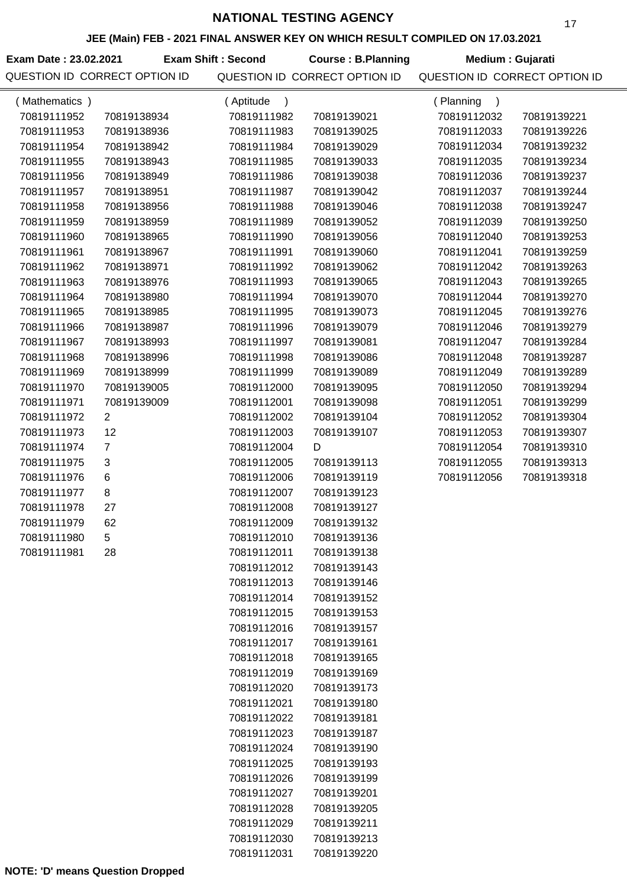# NATIONAL TESTING AGENCY

## JEE (Main) FEB - 2021 FINAL ANSWER KEY ON WHICH RESULT COMPILED ON 17.03.2021

**Exam Date : 23.02.2021** **Exam Shift : Second** **Course : B.Planning** **Medium : Gujarati**

### (Mathematics)

| QUESTION ID | CORRECT OPTION ID |
|---|---|
| 70819111952 | 70819138934 |
| 70819111953 | 70819138936 |
| 70819111954 | 70819138942 |
| 70819111955 | 70819138943 |
| 70819111956 | 70819138949 |
| 70819111957 | 70819138951 |
| 70819111958 | 70819138956 |
| 70819111959 | 70819138959 |
| 70819111960 | 70819138965 |
| 70819111961 | 70819138967 |
| 70819111962 | 70819138971 |
| 70819111963 | 70819138976 |
| 70819111964 | 70819138980 |
| 70819111965 | 70819138985 |
| 70819111966 | 70819138987 |
| 70819111967 | 70819138993 |
| 70819111968 | 70819138996 |
| 70819111969 | 70819138999 |
| 70819111970 | 70819139005 |
| 70819111971 | 70819139009 |
| 70819111972 | 2 |
| 70819111973 | 12 |
| 70819111974 | 7 |
| 70819111975 | 3 |
| 70819111976 | 6 |
| 70819111977 | 8 |
| 70819111978 | 27 |
| 70819111979 | 62 |
| 70819111980 | 5 |
| 70819111981 | 28 |

### (Aptitude)

| QUESTION ID | CORRECT OPTION ID |
|---|---|
| 70819111982 | 70819139021 |
| 70819111983 | 70819139025 |
| 70819111984 | 70819139029 |
| 70819111985 | 70819139033 |
| 70819111986 | 70819139038 |
| 70819111987 | 70819139042 |
| 70819111988 | 70819139046 |
| 70819111989 | 70819139052 |
| 70819111990 | 70819139056 |
| 70819111991 | 70819139060 |
| 70819111992 | 70819139062 |
| 70819111993 | 70819139065 |
| 70819111994 | 70819139070 |
| 70819111995 | 70819139073 |
| 70819111996 | 70819139079 |
| 70819111997 | 70819139081 |
| 70819111998 | 70819139086 |
| 70819111999 | 70819139089 |
| 70819112000 | 70819139095 |
| 70819112001 | 70819139098 |
| 70819112002 | 70819139104 |
| 70819112003 | 70819139107 |
| 70819112004 | D |
| 70819112005 | 70819139113 |
| 70819112006 | 70819139119 |
| 70819112007 | 70819139123 |
| 70819112008 | 70819139127 |
| 70819112009 | 70819139132 |
| 70819112010 | 70819139136 |
| 70819112011 | 70819139138 |
| 70819112012 | 70819139143 |
| 70819112013 | 70819139146 |
| 70819112014 | 70819139152 |
| 70819112015 | 70819139153 |
| 70819112016 | 70819139157 |
| 70819112017 | 70819139161 |
| 70819112018 | 70819139165 |
| 70819112019 | 70819139169 |
| 70819112020 | 70819139173 |
| 70819112021 | 70819139180 |
| 70819112022 | 70819139181 |
| 70819112023 | 70819139187 |
| 70819112024 | 70819139190 |
| 70819112025 | 70819139193 |
| 70819112026 | 70819139199 |
| 70819112027 | 70819139201 |
| 70819112028 | 70819139205 |
| 70819112029 | 70819139211 |
| 70819112030 | 70819139213 |
| 70819112031 | 70819139220 |

### (Planning)

| QUESTION ID | CORRECT OPTION ID |
|---|---|
| 70819112032 | 70819139221 |
| 70819112033 | 70819139226 |
| 70819112034 | 70819139232 |
| 70819112035 | 70819139234 |
| 70819112036 | 70819139237 |
| 70819112037 | 70819139244 |
| 70819112038 | 70819139247 |
| 70819112039 | 70819139250 |
| 70819112040 | 70819139253 |
| 70819112041 | 70819139259 |
| 70819112042 | 70819139263 |
| 70819112043 | 70819139265 |
| 70819112044 | 70819139270 |
| 70819112045 | 70819139276 |
| 70819112046 | 70819139279 |
| 70819112047 | 70819139284 |
| 70819112048 | 70819139287 |
| 70819112049 | 70819139289 |
| 70819112050 | 70819139294 |
| 70819112051 | 70819139299 |
| 70819112052 | 70819139304 |
| 70819112053 | 70819139307 |
| 70819112054 | 70819139310 |
| 70819112055 | 70819139313 |
| 70819112056 | 70819139318 |

**NOTE: 'D' means Question Dropped**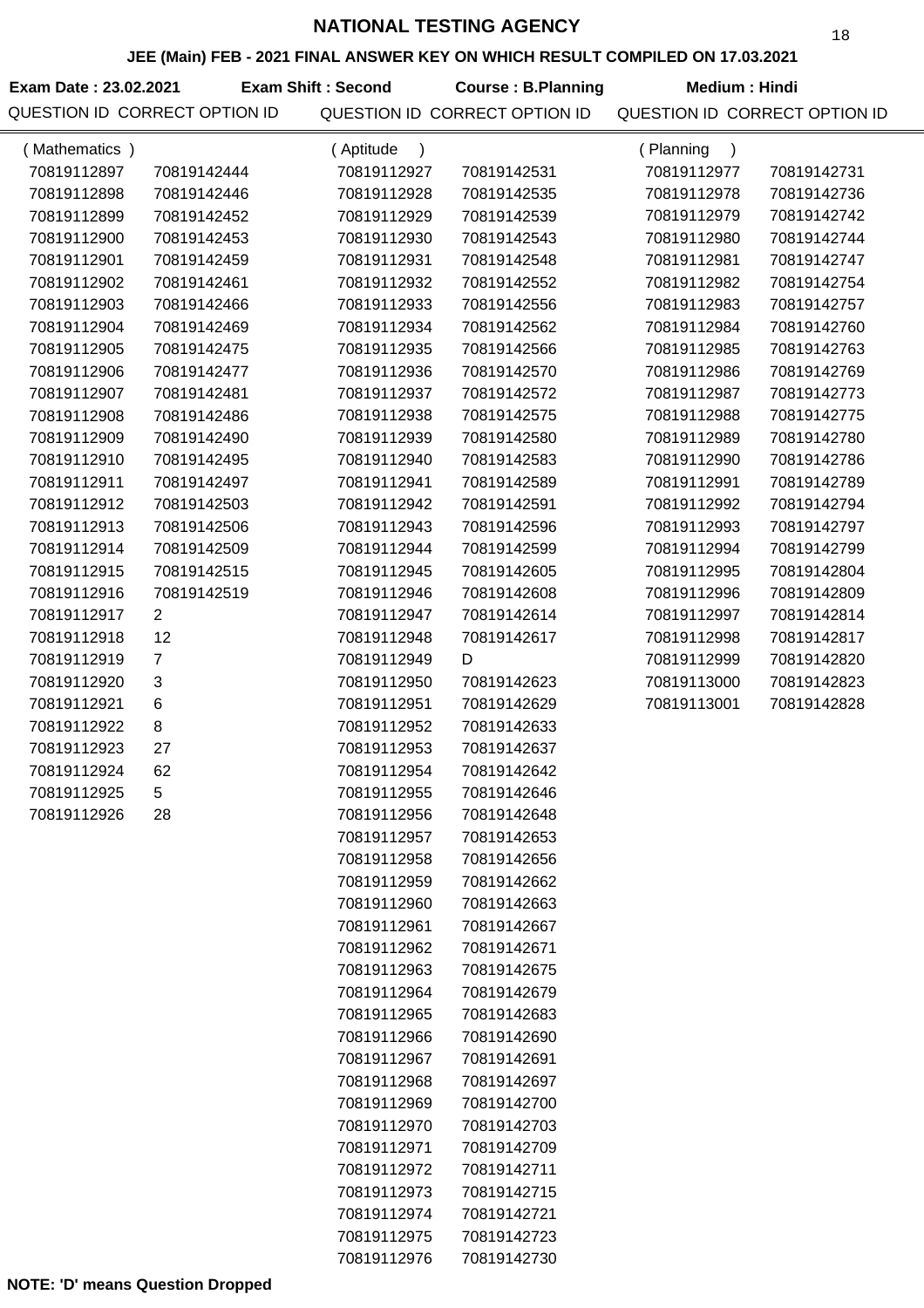# NATIONAL TESTING AGENCY

## JEE (Main) FEB - 2021 FINAL ANSWER KEY ON WHICH RESULT COMPILED ON 17.03.2021

**Exam Date : 23.02.2021** **Exam Shift : Second** **Course : B.Planning** **Medium : Hindi**

### (Mathematics)

| QUESTION ID | CORRECT OPTION ID |
|---|---|
| 70819112897 | 70819142444 |
| 70819112898 | 70819142446 |
| 70819112899 | 70819142452 |
| 70819112900 | 70819142453 |
| 70819112901 | 70819142459 |
| 70819112902 | 70819142461 |
| 70819112903 | 70819142466 |
| 70819112904 | 70819142469 |
| 70819112905 | 70819142475 |
| 70819112906 | 70819142477 |
| 70819112907 | 70819142481 |
| 70819112908 | 70819142486 |
| 70819112909 | 70819142490 |
| 70819112910 | 70819142495 |
| 70819112911 | 70819142497 |
| 70819112912 | 70819142503 |
| 70819112913 | 70819142506 |
| 70819112914 | 70819142509 |
| 70819112915 | 70819142515 |
| 70819112916 | 70819142519 |
| 70819112917 | 2 |
| 70819112918 | 12 |
| 70819112919 | 7 |
| 70819112920 | 3 |
| 70819112921 | 6 |
| 70819112922 | 8 |
| 70819112923 | 27 |
| 70819112924 | 62 |
| 70819112925 | 5 |
| 70819112926 | 28 |

### (Aptitude)

| QUESTION ID | CORRECT OPTION ID |
|---|---|
| 70819112927 | 70819142531 |
| 70819112928 | 70819142535 |
| 70819112929 | 70819142539 |
| 70819112930 | 70819142543 |
| 70819112931 | 70819142548 |
| 70819112932 | 70819142552 |
| 70819112933 | 70819142556 |
| 70819112934 | 70819142562 |
| 70819112935 | 70819142566 |
| 70819112936 | 70819142570 |
| 70819112937 | 70819142572 |
| 70819112938 | 70819142575 |
| 70819112939 | 70819142580 |
| 70819112940 | 70819142583 |
| 70819112941 | 70819142589 |
| 70819112942 | 70819142591 |
| 70819112943 | 70819142596 |
| 70819112944 | 70819142599 |
| 70819112945 | 70819142605 |
| 70819112946 | 70819142608 |
| 70819112947 | 70819142614 |
| 70819112948 | 70819142617 |
| 70819112949 | D |
| 70819112950 | 70819142623 |
| 70819112951 | 70819142629 |
| 70819112952 | 70819142633 |
| 70819112953 | 70819142637 |
| 70819112954 | 70819142642 |
| 70819112955 | 70819142646 |
| 70819112956 | 70819142648 |
| 70819112957 | 70819142653 |
| 70819112958 | 70819142656 |
| 70819112959 | 70819142662 |
| 70819112960 | 70819142663 |
| 70819112961 | 70819142667 |
| 70819112962 | 70819142671 |
| 70819112963 | 70819142675 |
| 70819112964 | 70819142679 |
| 70819112965 | 70819142683 |
| 70819112966 | 70819142690 |
| 70819112967 | 70819142691 |
| 70819112968 | 70819142697 |
| 70819112969 | 70819142700 |
| 70819112970 | 70819142703 |
| 70819112971 | 70819142709 |
| 70819112972 | 70819142711 |
| 70819112973 | 70819142715 |
| 70819112974 | 70819142721 |
| 70819112975 | 70819142723 |
| 70819112976 | 70819142730 |

### (Planning)

| QUESTION ID | CORRECT OPTION ID |
|---|---|
| 70819112977 | 70819142731 |
| 70819112978 | 70819142736 |
| 70819112979 | 70819142742 |
| 70819112980 | 70819142744 |
| 70819112981 | 70819142747 |
| 70819112982 | 70819142754 |
| 70819112983 | 70819142757 |
| 70819112984 | 70819142760 |
| 70819112985 | 70819142763 |
| 70819112986 | 70819142769 |
| 70819112987 | 70819142773 |
| 70819112988 | 70819142775 |
| 70819112989 | 70819142780 |
| 70819112990 | 70819142786 |
| 70819112991 | 70819142789 |
| 70819112992 | 70819142794 |
| 70819112993 | 70819142797 |
| 70819112994 | 70819142799 |
| 70819112995 | 70819142804 |
| 70819112996 | 70819142809 |
| 70819112997 | 70819142814 |
| 70819112998 | 70819142817 |
| 70819112999 | 70819142820 |
| 70819113000 | 70819142823 |
| 70819113001 | 70819142828 |

**NOTE: 'D' means Question Dropped**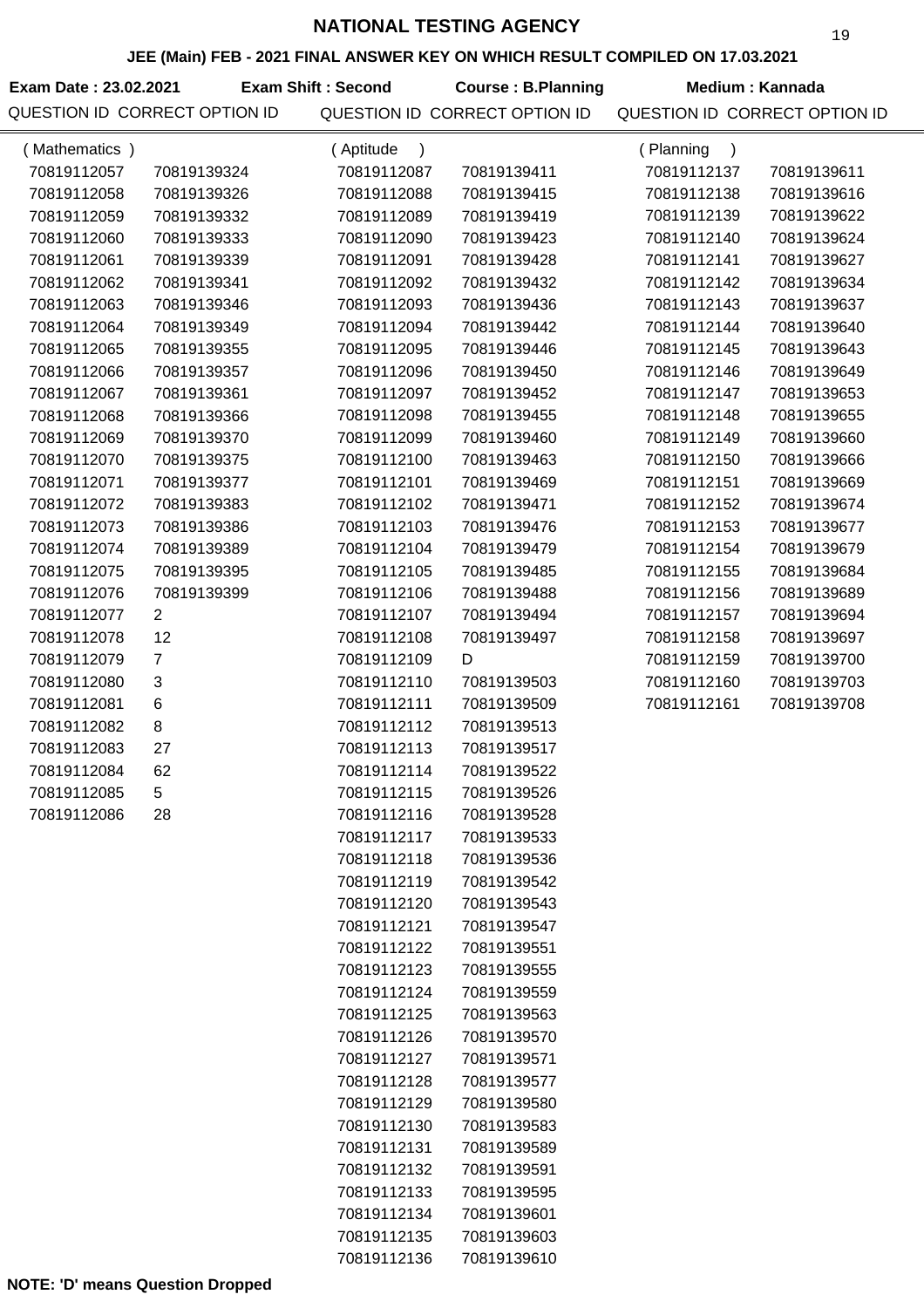# NATIONAL TESTING AGENCY

## JEE (Main) FEB - 2021 FINAL ANSWER KEY ON WHICH RESULT COMPILED ON 17.03.2021

**Exam Date : 23.02.2021** **Exam Shift : Second** **Course : B.Planning** **Medium : Kannada**

### (Mathematics)

| QUESTION ID | CORRECT OPTION ID |
|---|---|
| 70819112057 | 70819139324 |
| 70819112058 | 70819139326 |
| 70819112059 | 70819139332 |
| 70819112060 | 70819139333 |
| 70819112061 | 70819139339 |
| 70819112062 | 70819139341 |
| 70819112063 | 70819139346 |
| 70819112064 | 70819139349 |
| 70819112065 | 70819139355 |
| 70819112066 | 70819139357 |
| 70819112067 | 70819139361 |
| 70819112068 | 70819139366 |
| 70819112069 | 70819139370 |
| 70819112070 | 70819139375 |
| 70819112071 | 70819139377 |
| 70819112072 | 70819139383 |
| 70819112073 | 70819139386 |
| 70819112074 | 70819139389 |
| 70819112075 | 70819139395 |
| 70819112076 | 70819139399 |
| 70819112077 | 2 |
| 70819112078 | 12 |
| 70819112079 | 7 |
| 70819112080 | 3 |
| 70819112081 | 6 |
| 70819112082 | 8 |
| 70819112083 | 27 |
| 70819112084 | 62 |
| 70819112085 | 5 |
| 70819112086 | 28 |

### (Aptitude)

| QUESTION ID | CORRECT OPTION ID |
|---|---|
| 70819112087 | 70819139411 |
| 70819112088 | 70819139415 |
| 70819112089 | 70819139419 |
| 70819112090 | 70819139423 |
| 70819112091 | 70819139428 |
| 70819112092 | 70819139432 |
| 70819112093 | 70819139436 |
| 70819112094 | 70819139442 |
| 70819112095 | 70819139446 |
| 70819112096 | 70819139450 |
| 70819112097 | 70819139452 |
| 70819112098 | 70819139455 |
| 70819112099 | 70819139460 |
| 70819112100 | 70819139463 |
| 70819112101 | 70819139469 |
| 70819112102 | 70819139471 |
| 70819112103 | 70819139476 |
| 70819112104 | 70819139479 |
| 70819112105 | 70819139485 |
| 70819112106 | 70819139488 |
| 70819112107 | 70819139494 |
| 70819112108 | 70819139497 |
| 70819112109 | D |
| 70819112110 | 70819139503 |
| 70819112111 | 70819139509 |
| 70819112112 | 70819139513 |
| 70819112113 | 70819139517 |
| 70819112114 | 70819139522 |
| 70819112115 | 70819139526 |
| 70819112116 | 70819139528 |
| 70819112117 | 70819139533 |
| 70819112118 | 70819139536 |
| 70819112119 | 70819139542 |
| 70819112120 | 70819139543 |
| 70819112121 | 70819139547 |
| 70819112122 | 70819139551 |
| 70819112123 | 70819139555 |
| 70819112124 | 70819139559 |
| 70819112125 | 70819139563 |
| 70819112126 | 70819139570 |
| 70819112127 | 70819139571 |
| 70819112128 | 70819139577 |
| 70819112129 | 70819139580 |
| 70819112130 | 70819139583 |
| 70819112131 | 70819139589 |
| 70819112132 | 70819139591 |
| 70819112133 | 70819139595 |
| 70819112134 | 70819139601 |
| 70819112135 | 70819139603 |
| 70819112136 | 70819139610 |

### (Planning)

| QUESTION ID | CORRECT OPTION ID |
|---|---|
| 70819112137 | 70819139611 |
| 70819112138 | 70819139616 |
| 70819112139 | 70819139622 |
| 70819112140 | 70819139624 |
| 70819112141 | 70819139627 |
| 70819112142 | 70819139634 |
| 70819112143 | 70819139637 |
| 70819112144 | 70819139640 |
| 70819112145 | 70819139643 |
| 70819112146 | 70819139649 |
| 70819112147 | 70819139653 |
| 70819112148 | 70819139655 |
| 70819112149 | 70819139660 |
| 70819112150 | 70819139666 |
| 70819112151 | 70819139669 |
| 70819112152 | 70819139674 |
| 70819112153 | 70819139677 |
| 70819112154 | 70819139679 |
| 70819112155 | 70819139684 |
| 70819112156 | 70819139689 |
| 70819112157 | 70819139694 |
| 70819112158 | 70819139697 |
| 70819112159 | 70819139700 |
| 70819112160 | 70819139703 |
| 70819112161 | 70819139708 |

**NOTE: 'D' means Question Dropped**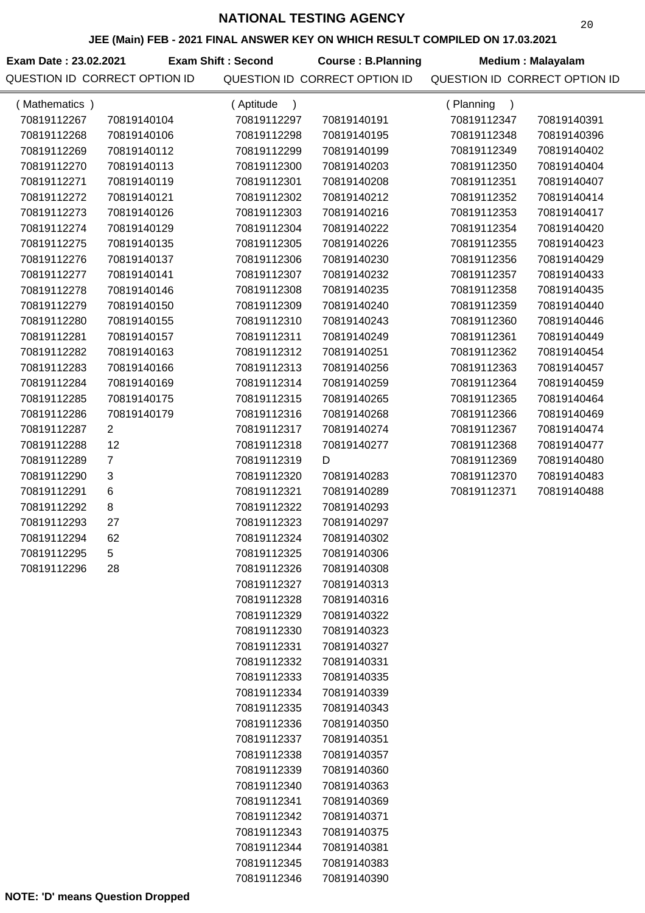# NATIONAL TESTING AGENCY

## JEE (Main) FEB - 2021 FINAL ANSWER KEY ON WHICH RESULT COMPILED ON 17.03.2021

**Exam Date : 23.02.2021** **Exam Shift : Second** **Course : B.Planning** **Medium : Malayalam**

### (Mathematics)

| QUESTION ID | CORRECT OPTION ID |
|---|---|
| 70819112267 | 70819140104 |
| 70819112268 | 70819140106 |
| 70819112269 | 70819140112 |
| 70819112270 | 70819140113 |
| 70819112271 | 70819140119 |
| 70819112272 | 70819140121 |
| 70819112273 | 70819140126 |
| 70819112274 | 70819140129 |
| 70819112275 | 70819140135 |
| 70819112276 | 70819140137 |
| 70819112277 | 70819140141 |
| 70819112278 | 70819140146 |
| 70819112279 | 70819140150 |
| 70819112280 | 70819140155 |
| 70819112281 | 70819140157 |
| 70819112282 | 70819140163 |
| 70819112283 | 70819140166 |
| 70819112284 | 70819140169 |
| 70819112285 | 70819140175 |
| 70819112286 | 70819140179 |
| 70819112287 | 2 |
| 70819112288 | 12 |
| 70819112289 | 7 |
| 70819112290 | 3 |
| 70819112291 | 6 |
| 70819112292 | 8 |
| 70819112293 | 27 |
| 70819112294 | 62 |
| 70819112295 | 5 |
| 70819112296 | 28 |

### (Aptitude)

| QUESTION ID | CORRECT OPTION ID |
|---|---|
| 70819112297 | 70819140191 |
| 70819112298 | 70819140195 |
| 70819112299 | 70819140199 |
| 70819112300 | 70819140203 |
| 70819112301 | 70819140208 |
| 70819112302 | 70819140212 |
| 70819112303 | 70819140216 |
| 70819112304 | 70819140222 |
| 70819112305 | 70819140226 |
| 70819112306 | 70819140230 |
| 70819112307 | 70819140232 |
| 70819112308 | 70819140235 |
| 70819112309 | 70819140240 |
| 70819112310 | 70819140243 |
| 70819112311 | 70819140249 |
| 70819112312 | 70819140251 |
| 70819112313 | 70819140256 |
| 70819112314 | 70819140259 |
| 70819112315 | 70819140265 |
| 70819112316 | 70819140268 |
| 70819112317 | 70819140274 |
| 70819112318 | 70819140277 |
| 70819112319 | D |
| 70819112320 | 70819140283 |
| 70819112321 | 70819140289 |
| 70819112322 | 70819140293 |
| 70819112323 | 70819140297 |
| 70819112324 | 70819140302 |
| 70819112325 | 70819140306 |
| 70819112326 | 70819140308 |
| 70819112327 | 70819140313 |
| 70819112328 | 70819140316 |
| 70819112329 | 70819140322 |
| 70819112330 | 70819140323 |
| 70819112331 | 70819140327 |
| 70819112332 | 70819140331 |
| 70819112333 | 70819140335 |
| 70819112334 | 70819140339 |
| 70819112335 | 70819140343 |
| 70819112336 | 70819140350 |
| 70819112337 | 70819140351 |
| 70819112338 | 70819140357 |
| 70819112339 | 70819140360 |
| 70819112340 | 70819140363 |
| 70819112341 | 70819140369 |
| 70819112342 | 70819140371 |
| 70819112343 | 70819140375 |
| 70819112344 | 70819140381 |
| 70819112345 | 70819140383 |
| 70819112346 | 70819140390 |

### (Planning)

| QUESTION ID | CORRECT OPTION ID |
|---|---|
| 70819112347 | 70819140391 |
| 70819112348 | 70819140396 |
| 70819112349 | 70819140402 |
| 70819112350 | 70819140404 |
| 70819112351 | 70819140407 |
| 70819112352 | 70819140414 |
| 70819112353 | 70819140417 |
| 70819112354 | 70819140420 |
| 70819112355 | 70819140423 |
| 70819112356 | 70819140429 |
| 70819112357 | 70819140433 |
| 70819112358 | 70819140435 |
| 70819112359 | 70819140440 |
| 70819112360 | 70819140446 |
| 70819112361 | 70819140449 |
| 70819112362 | 70819140454 |
| 70819112363 | 70819140457 |
| 70819112364 | 70819140459 |
| 70819112365 | 70819140464 |
| 70819112366 | 70819140469 |
| 70819112367 | 70819140474 |
| 70819112368 | 70819140477 |
| 70819112369 | 70819140480 |
| 70819112370 | 70819140483 |
| 70819112371 | 70819140488 |

**NOTE: 'D' means Question Dropped**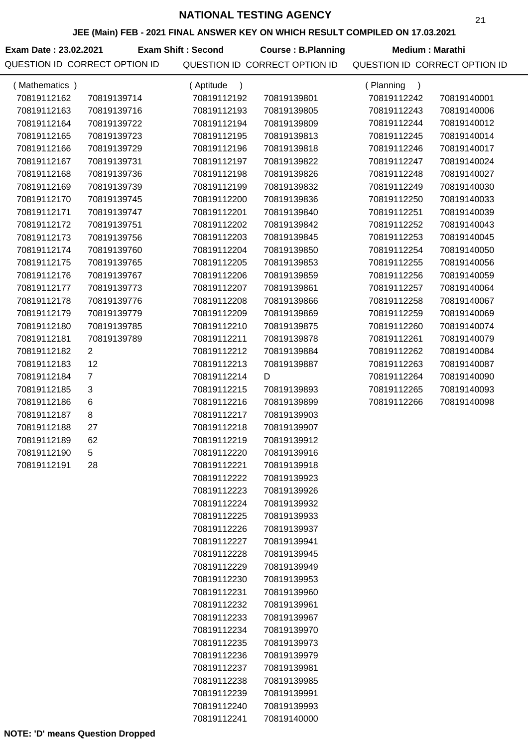# NATIONAL TESTING AGENCY

## JEE (Main) FEB - 2021 FINAL ANSWER KEY ON WHICH RESULT COMPILED ON 17.03.2021

**Exam Date : 23.02.2021** **Exam Shift : Second** **Course : B.Planning** **Medium : Marathi**

| QUESTION ID | CORRECT OPTION ID |
|---|---|
| (Mathematics) | |
| 70819112162 | 70819139714 |
| 70819112163 | 70819139716 |
| 70819112164 | 70819139722 |
| 70819112165 | 70819139723 |
| 70819112166 | 70819139729 |
| 70819112167 | 70819139731 |
| 70819112168 | 70819139736 |
| 70819112169 | 70819139739 |
| 70819112170 | 70819139745 |
| 70819112171 | 70819139747 |
| 70819112172 | 70819139751 |
| 70819112173 | 70819139756 |
| 70819112174 | 70819139760 |
| 70819112175 | 70819139765 |
| 70819112176 | 70819139767 |
| 70819112177 | 70819139773 |
| 70819112178 | 70819139776 |
| 70819112179 | 70819139779 |
| 70819112180 | 70819139785 |
| 70819112181 | 70819139789 |
| 70819112182 | 2 |
| 70819112183 | 12 |
| 70819112184 | 7 |
| 70819112185 | 3 |
| 70819112186 | 6 |
| 70819112187 | 8 |
| 70819112188 | 27 |
| 70819112189 | 62 |
| 70819112190 | 5 |
| 70819112191 | 28 |
| (Aptitude) | |
| 70819112192 | 70819139801 |
| 70819112193 | 70819139805 |
| 70819112194 | 70819139809 |
| 70819112195 | 70819139813 |
| 70819112196 | 70819139818 |
| 70819112197 | 70819139822 |
| 70819112198 | 70819139826 |
| 70819112199 | 70819139832 |
| 70819112200 | 70819139836 |
| 70819112201 | 70819139840 |
| 70819112202 | 70819139842 |
| 70819112203 | 70819139845 |
| 70819112204 | 70819139850 |
| 70819112205 | 70819139853 |
| 70819112206 | 70819139859 |
| 70819112207 | 70819139861 |
| 70819112208 | 70819139866 |
| 70819112209 | 70819139869 |
| 70819112210 | 70819139875 |
| 70819112211 | 70819139878 |
| 70819112212 | 70819139884 |
| 70819112213 | 70819139887 |
| 70819112214 | D |
| 70819112215 | 70819139893 |
| 70819112216 | 70819139899 |
| 70819112217 | 70819139903 |
| 70819112218 | 70819139907 |
| 70819112219 | 70819139912 |
| 70819112220 | 70819139916 |
| 70819112221 | 70819139918 |
| 70819112222 | 70819139923 |
| 70819112223 | 70819139926 |
| 70819112224 | 70819139932 |
| 70819112225 | 70819139933 |
| 70819112226 | 70819139937 |
| 70819112227 | 70819139941 |
| 70819112228 | 70819139945 |
| 70819112229 | 70819139949 |
| 70819112230 | 70819139953 |
| 70819112231 | 70819139960 |
| 70819112232 | 70819139961 |
| 70819112233 | 70819139967 |
| 70819112234 | 70819139970 |
| 70819112235 | 70819139973 |
| 70819112236 | 70819139979 |
| 70819112237 | 70819139981 |
| 70819112238 | 70819139985 |
| 70819112239 | 70819139991 |
| 70819112240 | 70819139993 |
| 70819112241 | 70819140000 |
| (Planning) | |
| 70819112242 | 70819140001 |
| 70819112243 | 70819140006 |
| 70819112244 | 70819140012 |
| 70819112245 | 70819140014 |
| 70819112246 | 70819140017 |
| 70819112247 | 70819140024 |
| 70819112248 | 70819140027 |
| 70819112249 | 70819140030 |
| 70819112250 | 70819140033 |
| 70819112251 | 70819140039 |
| 70819112252 | 70819140043 |
| 70819112253 | 70819140045 |
| 70819112254 | 70819140050 |
| 70819112255 | 70819140056 |
| 70819112256 | 70819140059 |
| 70819112257 | 70819140064 |
| 70819112258 | 70819140067 |
| 70819112259 | 70819140069 |
| 70819112260 | 70819140074 |
| 70819112261 | 70819140079 |
| 70819112262 | 70819140084 |
| 70819112263 | 70819140087 |
| 70819112264 | 70819140090 |
| 70819112265 | 70819140093 |
| 70819112266 | 70819140098 |

**NOTE: 'D' means Question Dropped**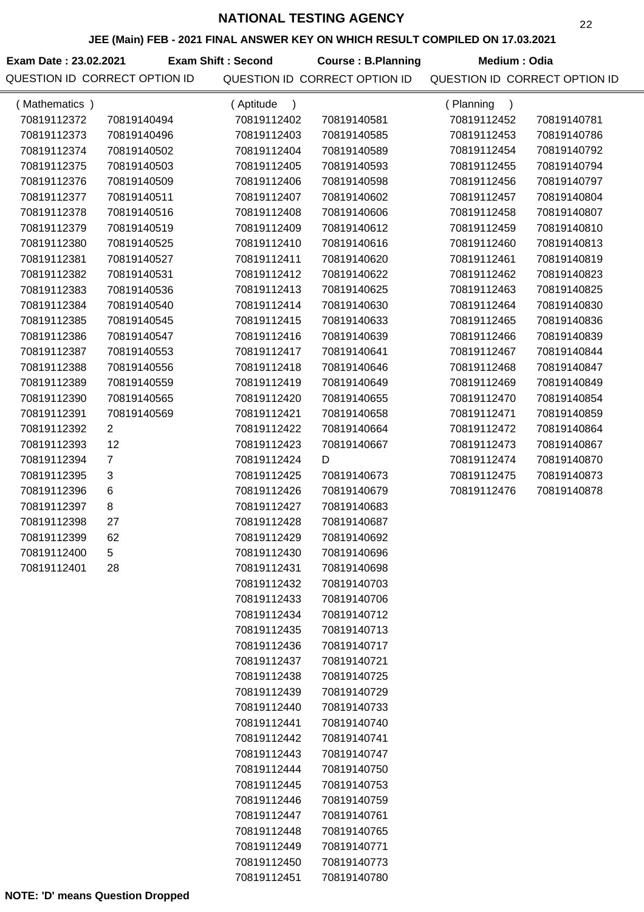# NATIONAL TESTING AGENCY

## JEE (Main) FEB - 2021 FINAL ANSWER KEY ON WHICH RESULT COMPILED ON 17.03.2021

**Exam Date : 23.02.2021** **Exam Shift : Second** **Course : B.Planning** **Medium : Odia**

### ( Mathematics )

| QUESTION ID | CORRECT OPTION ID |
|---|---|
| 70819112372 | 70819140494 |
| 70819112373 | 70819140496 |
| 70819112374 | 70819140502 |
| 70819112375 | 70819140503 |
| 70819112376 | 70819140509 |
| 70819112377 | 70819140511 |
| 70819112378 | 70819140516 |
| 70819112379 | 70819140519 |
| 70819112380 | 70819140525 |
| 70819112381 | 70819140527 |
| 70819112382 | 70819140531 |
| 70819112383 | 70819140536 |
| 70819112384 | 70819140540 |
| 70819112385 | 70819140545 |
| 70819112386 | 70819140547 |
| 70819112387 | 70819140553 |
| 70819112388 | 70819140556 |
| 70819112389 | 70819140559 |
| 70819112390 | 70819140565 |
| 70819112391 | 70819140569 |
| 70819112392 | 2 |
| 70819112393 | 12 |
| 70819112394 | 7 |
| 70819112395 | 3 |
| 70819112396 | 6 |
| 70819112397 | 8 |
| 70819112398 | 27 |
| 70819112399 | 62 |
| 70819112400 | 5 |
| 70819112401 | 28 |

### ( Aptitude )

| QUESTION ID | CORRECT OPTION ID |
|---|---|
| 70819112402 | 70819140581 |
| 70819112403 | 70819140585 |
| 70819112404 | 70819140589 |
| 70819112405 | 70819140593 |
| 70819112406 | 70819140598 |
| 70819112407 | 70819140602 |
| 70819112408 | 70819140606 |
| 70819112409 | 70819140612 |
| 70819112410 | 70819140616 |
| 70819112411 | 70819140620 |
| 70819112412 | 70819140622 |
| 70819112413 | 70819140625 |
| 70819112414 | 70819140630 |
| 70819112415 | 70819140633 |
| 70819112416 | 70819140639 |
| 70819112417 | 70819140641 |
| 70819112418 | 70819140646 |
| 70819112419 | 70819140649 |
| 70819112420 | 70819140655 |
| 70819112421 | 70819140658 |
| 70819112422 | 70819140664 |
| 70819112423 | 70819140667 |
| 70819112424 | D |
| 70819112425 | 70819140673 |
| 70819112426 | 70819140679 |
| 70819112427 | 70819140683 |
| 70819112428 | 70819140687 |
| 70819112429 | 70819140692 |
| 70819112430 | 70819140696 |
| 70819112431 | 70819140698 |
| 70819112432 | 70819140703 |
| 70819112433 | 70819140706 |
| 70819112434 | 70819140712 |
| 70819112435 | 70819140713 |
| 70819112436 | 70819140717 |
| 70819112437 | 70819140721 |
| 70819112438 | 70819140725 |
| 70819112439 | 70819140729 |
| 70819112440 | 70819140733 |
| 70819112441 | 70819140740 |
| 70819112442 | 70819140741 |
| 70819112443 | 70819140747 |
| 70819112444 | 70819140750 |
| 70819112445 | 70819140753 |
| 70819112446 | 70819140759 |
| 70819112447 | 70819140761 |
| 70819112448 | 70819140765 |
| 70819112449 | 70819140771 |
| 70819112450 | 70819140773 |
| 70819112451 | 70819140780 |

### ( Planning )

| QUESTION ID | CORRECT OPTION ID |
|---|---|
| 70819112452 | 70819140781 |
| 70819112453 | 70819140786 |
| 70819112454 | 70819140792 |
| 70819112455 | 70819140794 |
| 70819112456 | 70819140797 |
| 70819112457 | 70819140804 |
| 70819112458 | 70819140807 |
| 70819112459 | 70819140810 |
| 70819112460 | 70819140813 |
| 70819112461 | 70819140819 |
| 70819112462 | 70819140823 |
| 70819112463 | 70819140825 |
| 70819112464 | 70819140830 |
| 70819112465 | 70819140836 |
| 70819112466 | 70819140839 |
| 70819112467 | 70819140844 |
| 70819112468 | 70819140847 |
| 70819112469 | 70819140849 |
| 70819112470 | 70819140854 |
| 70819112471 | 70819140859 |
| 70819112472 | 70819140864 |
| 70819112473 | 70819140867 |
| 70819112474 | 70819140870 |
| 70819112475 | 70819140873 |
| 70819112476 | 70819140878 |

**NOTE: 'D' means Question Dropped**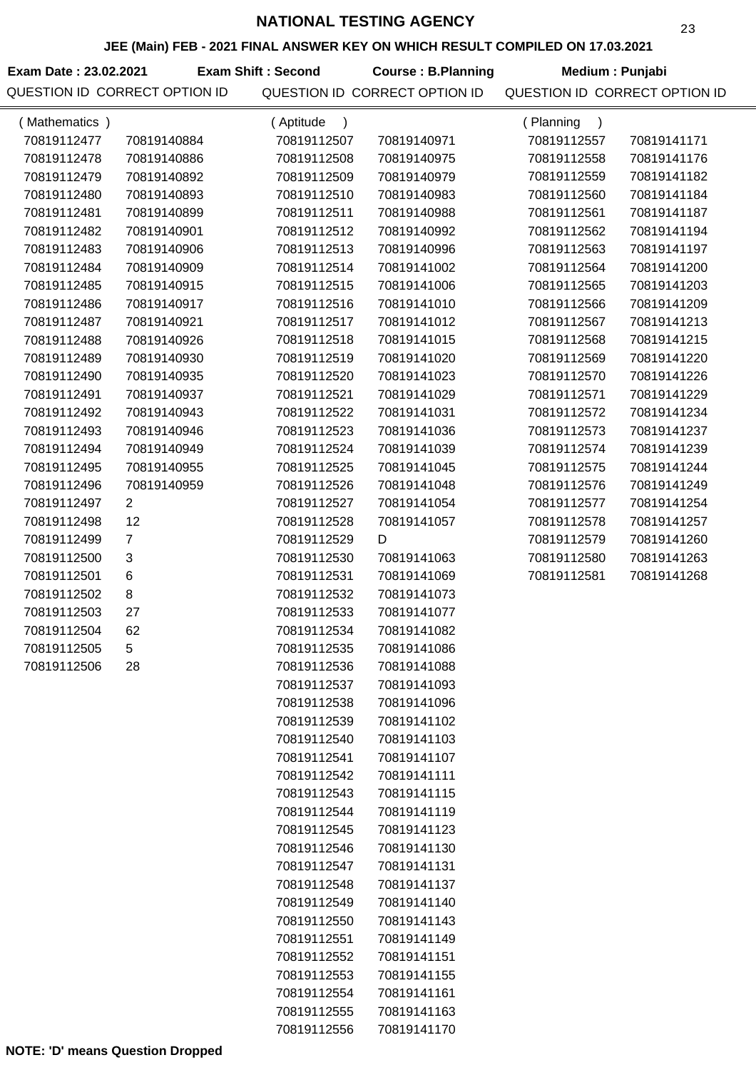# NATIONAL TESTING AGENCY

## JEE (Main) FEB - 2021 FINAL ANSWER KEY ON WHICH RESULT COMPILED ON 17.03.2021

**Exam Date : 23.02.2021** **Exam Shift : Second** **Course : B.Planning** **Medium : Punjabi**

| QUESTION ID | CORRECT OPTION ID | QUESTION ID | CORRECT OPTION ID | QUESTION ID | CORRECT OPTION ID |
|---|---|---|---|---|---|
| ( Mathematics ) | | ( Aptitude ) | | ( Planning ) | |
| 70819112477 | 70819140884 | 70819112507 | 70819140971 | 70819112557 | 70819141171 |
| 70819112478 | 70819140886 | 70819112508 | 70819140975 | 70819112558 | 70819141176 |
| 70819112479 | 70819140892 | 70819112509 | 70819140979 | 70819112559 | 70819141182 |
| 70819112480 | 70819140893 | 70819112510 | 70819140983 | 70819112560 | 70819141184 |
| 70819112481 | 70819140899 | 70819112511 | 70819140988 | 70819112561 | 70819141187 |
| 70819112482 | 70819140901 | 70819112512 | 70819140992 | 70819112562 | 70819141194 |
| 70819112483 | 70819140906 | 70819112513 | 70819140996 | 70819112563 | 70819141197 |
| 70819112484 | 70819140909 | 70819112514 | 70819141002 | 70819112564 | 70819141200 |
| 70819112485 | 70819140915 | 70819112515 | 70819141006 | 70819112565 | 70819141203 |
| 70819112486 | 70819140917 | 70819112516 | 70819141010 | 70819112566 | 70819141209 |
| 70819112487 | 70819140921 | 70819112517 | 70819141012 | 70819112567 | 70819141213 |
| 70819112488 | 70819140926 | 70819112518 | 70819141015 | 70819112568 | 70819141215 |
| 70819112489 | 70819140930 | 70819112519 | 70819141020 | 70819112569 | 70819141220 |
| 70819112490 | 70819140935 | 70819112520 | 70819141023 | 70819112570 | 70819141226 |
| 70819112491 | 70819140937 | 70819112521 | 70819141029 | 70819112571 | 70819141229 |
| 70819112492 | 70819140943 | 70819112522 | 70819141031 | 70819112572 | 70819141234 |
| 70819112493 | 70819140946 | 70819112523 | 70819141036 | 70819112573 | 70819141237 |
| 70819112494 | 70819140949 | 70819112524 | 70819141039 | 70819112574 | 70819141239 |
| 70819112495 | 70819140955 | 70819112525 | 70819141045 | 70819112575 | 70819141244 |
| 70819112496 | 70819140959 | 70819112526 | 70819141048 | 70819112576 | 70819141249 |
| 70819112497 | 2 | 70819112527 | 70819141054 | 70819112577 | 70819141254 |
| 70819112498 | 12 | 70819112528 | 70819141057 | 70819112578 | 70819141257 |
| 70819112499 | 7 | 70819112529 | D | 70819112579 | 70819141260 |
| 70819112500 | 3 | 70819112530 | 70819141063 | 70819112580 | 70819141263 |
| 70819112501 | 6 | 70819112531 | 70819141069 | 70819112581 | 70819141268 |
| 70819112502 | 8 | 70819112532 | 70819141073 | | |
| 70819112503 | 27 | 70819112533 | 70819141077 | | |
| 70819112504 | 62 | 70819112534 | 70819141082 | | |
| 70819112505 | 5 | 70819112535 | 70819141086 | | |
| 70819112506 | 28 | 70819112536 | 70819141088 | | |
| | | 70819112537 | 70819141093 | | |
| | | 70819112538 | 70819141096 | | |
| | | 70819112539 | 70819141102 | | |
| | | 70819112540 | 70819141103 | | |
| | | 70819112541 | 70819141107 | | |
| | | 70819112542 | 70819141111 | | |
| | | 70819112543 | 70819141115 | | |
| | | 70819112544 | 70819141119 | | |
| | | 70819112545 | 70819141123 | | |
| | | 70819112546 | 70819141130 | | |
| | | 70819112547 | 70819141131 | | |
| | | 70819112548 | 70819141137 | | |
| | | 70819112549 | 70819141140 | | |
| | | 70819112550 | 70819141143 | | |
| | | 70819112551 | 70819141149 | | |
| | | 70819112552 | 70819141151 | | |
| | | 70819112553 | 70819141155 | | |
| | | 70819112554 | 70819141161 | | |
| | | 70819112555 | 70819141163 | | |
| | | 70819112556 | 70819141170 | | |

**NOTE: 'D' means Question Dropped**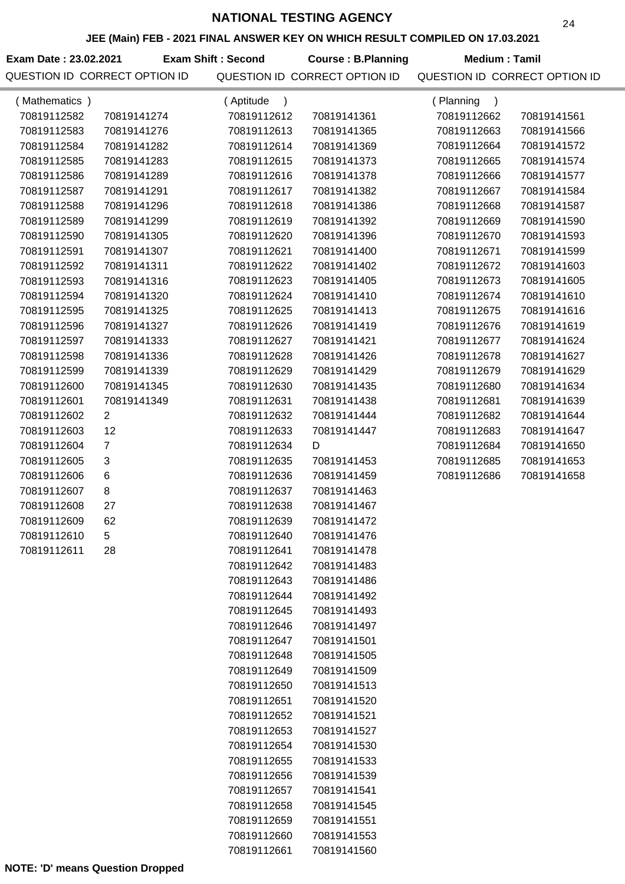# NATIONAL TESTING AGENCY

## JEE (Main) FEB - 2021 FINAL ANSWER KEY ON WHICH RESULT COMPILED ON 17.03.2021

**Exam Date : 23.02.2021** **Exam Shift : Second** **Course : B.Planning** **Medium : Tamil**

### (Mathematics)

| QUESTION ID | CORRECT OPTION ID |
|---|---|
| 70819112582 | 70819141274 |
| 70819112583 | 70819141276 |
| 70819112584 | 70819141282 |
| 70819112585 | 70819141283 |
| 70819112586 | 70819141289 |
| 70819112587 | 70819141291 |
| 70819112588 | 70819141296 |
| 70819112589 | 70819141299 |
| 70819112590 | 70819141305 |
| 70819112591 | 70819141307 |
| 70819112592 | 70819141311 |
| 70819112593 | 70819141316 |
| 70819112594 | 70819141320 |
| 70819112595 | 70819141325 |
| 70819112596 | 70819141327 |
| 70819112597 | 70819141333 |
| 70819112598 | 70819141336 |
| 70819112599 | 70819141339 |
| 70819112600 | 70819141345 |
| 70819112601 | 70819141349 |
| 70819112602 | 2 |
| 70819112603 | 12 |
| 70819112604 | 7 |
| 70819112605 | 3 |
| 70819112606 | 6 |
| 70819112607 | 8 |
| 70819112608 | 27 |
| 70819112609 | 62 |
| 70819112610 | 5 |
| 70819112611 | 28 |

### (Aptitude)

| QUESTION ID | CORRECT OPTION ID |
|---|---|
| 70819112612 | 70819141361 |
| 70819112613 | 70819141365 |
| 70819112614 | 70819141369 |
| 70819112615 | 70819141373 |
| 70819112616 | 70819141378 |
| 70819112617 | 70819141382 |
| 70819112618 | 70819141386 |
| 70819112619 | 70819141392 |
| 70819112620 | 70819141396 |
| 70819112621 | 70819141400 |
| 70819112622 | 70819141402 |
| 70819112623 | 70819141405 |
| 70819112624 | 70819141410 |
| 70819112625 | 70819141413 |
| 70819112626 | 70819141419 |
| 70819112627 | 70819141421 |
| 70819112628 | 70819141426 |
| 70819112629 | 70819141429 |
| 70819112630 | 70819141435 |
| 70819112631 | 70819141438 |
| 70819112632 | 70819141444 |
| 70819112633 | 70819141447 |
| 70819112634 | D |
| 70819112635 | 70819141453 |
| 70819112636 | 70819141459 |
| 70819112637 | 70819141463 |
| 70819112638 | 70819141467 |
| 70819112639 | 70819141472 |
| 70819112640 | 70819141476 |
| 70819112641 | 70819141478 |
| 70819112642 | 70819141483 |
| 70819112643 | 70819141486 |
| 70819112644 | 70819141492 |
| 70819112645 | 70819141493 |
| 70819112646 | 70819141497 |
| 70819112647 | 70819141501 |
| 70819112648 | 70819141505 |
| 70819112649 | 70819141509 |
| 70819112650 | 70819141513 |
| 70819112651 | 70819141520 |
| 70819112652 | 70819141521 |
| 70819112653 | 70819141527 |
| 70819112654 | 70819141530 |
| 70819112655 | 70819141533 |
| 70819112656 | 70819141539 |
| 70819112657 | 70819141541 |
| 70819112658 | 70819141545 |
| 70819112659 | 70819141551 |
| 70819112660 | 70819141553 |
| 70819112661 | 70819141560 |

### (Planning)

| QUESTION ID | CORRECT OPTION ID |
|---|---|
| 70819112662 | 70819141561 |
| 70819112663 | 70819141566 |
| 70819112664 | 70819141572 |
| 70819112665 | 70819141574 |
| 70819112666 | 70819141577 |
| 70819112667 | 70819141584 |
| 70819112668 | 70819141587 |
| 70819112669 | 70819141590 |
| 70819112670 | 70819141593 |
| 70819112671 | 70819141599 |
| 70819112672 | 70819141603 |
| 70819112673 | 70819141605 |
| 70819112674 | 70819141610 |
| 70819112675 | 70819141616 |
| 70819112676 | 70819141619 |
| 70819112677 | 70819141624 |
| 70819112678 | 70819141627 |
| 70819112679 | 70819141629 |
| 70819112680 | 70819141634 |
| 70819112681 | 70819141639 |
| 70819112682 | 70819141644 |
| 70819112683 | 70819141647 |
| 70819112684 | 70819141650 |
| 70819112685 | 70819141653 |
| 70819112686 | 70819141658 |

**NOTE: 'D' means Question Dropped**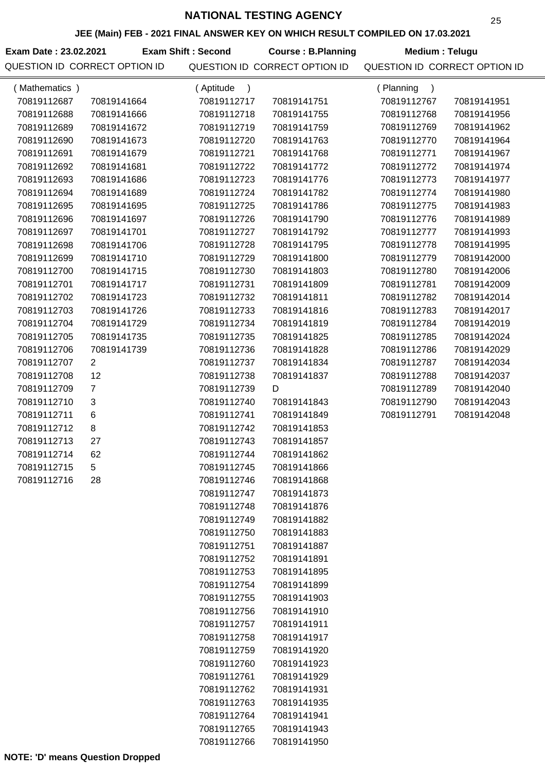# NATIONAL TESTING AGENCY

## JEE (Main) FEB - 2021 FINAL ANSWER KEY ON WHICH RESULT COMPILED ON 17.03.2021

**Exam Date : 23.02.2021** | **Exam Shift : Second** | **Course : B.Planning** | **Medium : Telugu**

| QUESTION ID | CORRECT OPTION ID | QUESTION ID | CORRECT OPTION ID | QUESTION ID | CORRECT OPTION ID |
|---|---|---|---|---|---|
| ( Mathematics ) | | ( Aptitude ) | | ( Planning ) | |
| 70819112687 | 70819141664 | 70819112717 | 70819141751 | 70819112767 | 70819141951 |
| 70819112688 | 70819141666 | 70819112718 | 70819141755 | 70819112768 | 70819141956 |
| 70819112689 | 70819141672 | 70819112719 | 70819141759 | 70819112769 | 70819141962 |
| 70819112690 | 70819141673 | 70819112720 | 70819141763 | 70819112770 | 70819141964 |
| 70819112691 | 70819141679 | 70819112721 | 70819141768 | 70819112771 | 70819141967 |
| 70819112692 | 70819141681 | 70819112722 | 70819141772 | 70819112772 | 70819141974 |
| 70819112693 | 70819141686 | 70819112723 | 70819141776 | 70819112773 | 70819141977 |
| 70819112694 | 70819141689 | 70819112724 | 70819141782 | 70819112774 | 70819141980 |
| 70819112695 | 70819141695 | 70819112725 | 70819141786 | 70819112775 | 70819141983 |
| 70819112696 | 70819141697 | 70819112726 | 70819141790 | 70819112776 | 70819141989 |
| 70819112697 | 70819141701 | 70819112727 | 70819141792 | 70819112777 | 70819141993 |
| 70819112698 | 70819141706 | 70819112728 | 70819141795 | 70819112778 | 70819141995 |
| 70819112699 | 70819141710 | 70819112729 | 70819141800 | 70819112779 | 70819142000 |
| 70819112700 | 70819141715 | 70819112730 | 70819141803 | 70819112780 | 70819142006 |
| 70819112701 | 70819141717 | 70819112731 | 70819141809 | 70819112781 | 70819142009 |
| 70819112702 | 70819141723 | 70819112732 | 70819141811 | 70819112782 | 70819142014 |
| 70819112703 | 70819141726 | 70819112733 | 70819141816 | 70819112783 | 70819142017 |
| 70819112704 | 70819141729 | 70819112734 | 70819141819 | 70819112784 | 70819142019 |
| 70819112705 | 70819141735 | 70819112735 | 70819141825 | 70819112785 | 70819142024 |
| 70819112706 | 70819141739 | 70819112736 | 70819141828 | 70819112786 | 70819142029 |
| 70819112707 | 2 | 70819112737 | 70819141834 | 70819112787 | 70819142034 |
| 70819112708 | 12 | 70819112738 | 70819141837 | 70819112788 | 70819142037 |
| 70819112709 | 7 | 70819112739 | D | 70819112789 | 70819142040 |
| 70819112710 | 3 | 70819112740 | 70819141843 | 70819112790 | 70819142043 |
| 70819112711 | 6 | 70819112741 | 70819141849 | 70819112791 | 70819142048 |
| 70819112712 | 8 | 70819112742 | 70819141853 | | |
| 70819112713 | 27 | 70819112743 | 70819141857 | | |
| 70819112714 | 62 | 70819112744 | 70819141862 | | |
| 70819112715 | 5 | 70819112745 | 70819141866 | | |
| 70819112716 | 28 | 70819112746 | 70819141868 | | |
| | | 70819112747 | 70819141873 | | |
| | | 70819112748 | 70819141876 | | |
| | | 70819112749 | 70819141882 | | |
| | | 70819112750 | 70819141883 | | |
| | | 70819112751 | 70819141887 | | |
| | | 70819112752 | 70819141891 | | |
| | | 70819112753 | 70819141895 | | |
| | | 70819112754 | 70819141899 | | |
| | | 70819112755 | 70819141903 | | |
| | | 70819112756 | 70819141910 | | |
| | | 70819112757 | 70819141911 | | |
| | | 70819112758 | 70819141917 | | |
| | | 70819112759 | 70819141920 | | |
| | | 70819112760 | 70819141923 | | |
| | | 70819112761 | 70819141929 | | |
| | | 70819112762 | 70819141931 | | |
| | | 70819112763 | 70819141935 | | |
| | | 70819112764 | 70819141941 | | |
| | | 70819112765 | 70819141943 | | |
| | | 70819112766 | 70819141950 | | |

**NOTE: 'D' means Question Dropped**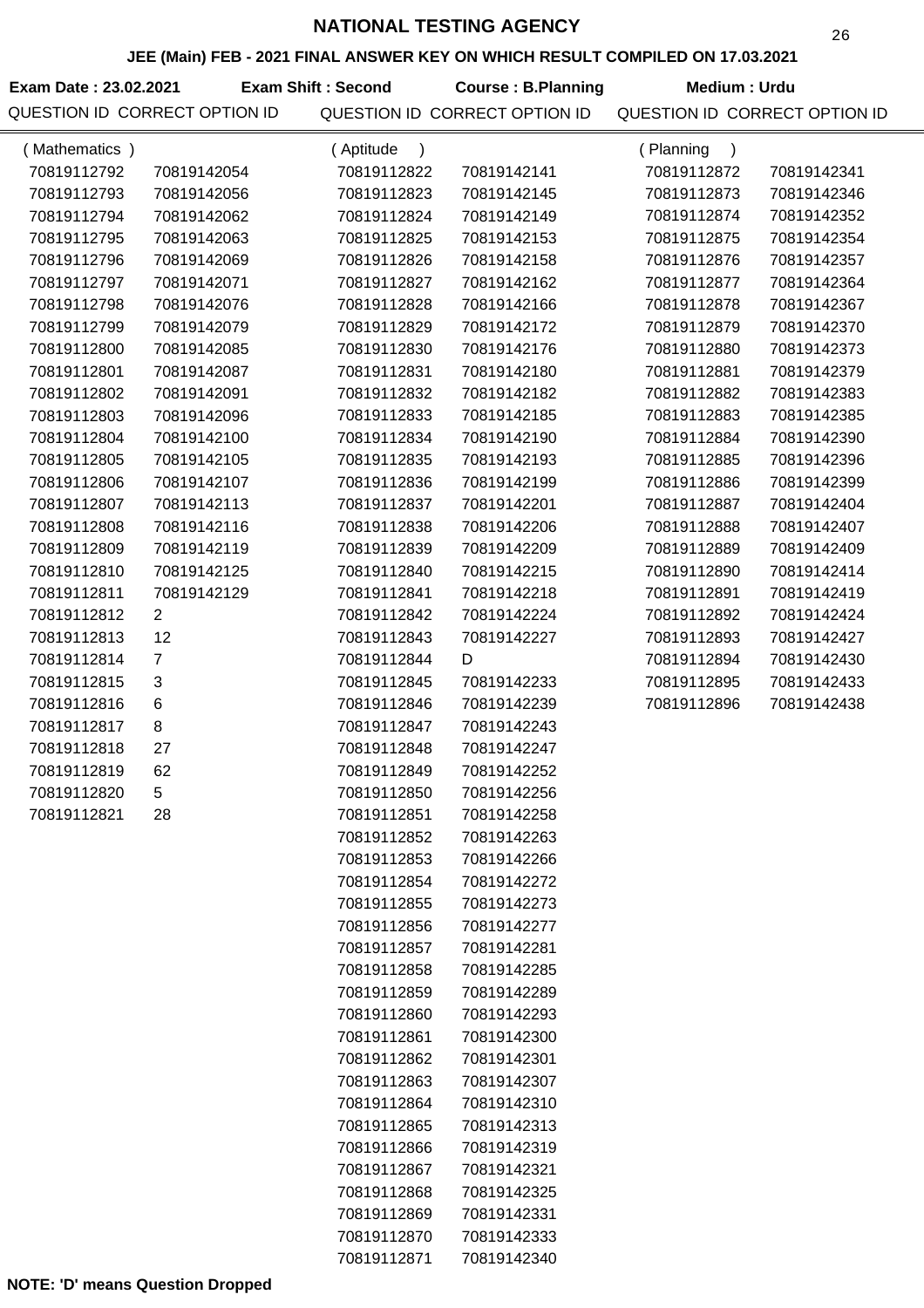# NATIONAL TESTING AGENCY

## JEE (Main) FEB - 2021 FINAL ANSWER KEY ON WHICH RESULT COMPILED ON 17.03.2021

**Exam Date : 23.02.2021** **Exam Shift : Second** **Course : B.Planning** **Medium : Urdu**

### (Mathematics)

| QUESTION ID | CORRECT OPTION ID |
|---|---|
| 70819112792 | 70819142054 |
| 70819112793 | 70819142056 |
| 70819112794 | 70819142062 |
| 70819112795 | 70819142063 |
| 70819112796 | 70819142069 |
| 70819112797 | 70819142071 |
| 70819112798 | 70819142076 |
| 70819112799 | 70819142079 |
| 70819112800 | 70819142085 |
| 70819112801 | 70819142087 |
| 70819112802 | 70819142091 |
| 70819112803 | 70819142096 |
| 70819112804 | 70819142100 |
| 70819112805 | 70819142105 |
| 70819112806 | 70819142107 |
| 70819112807 | 70819142113 |
| 70819112808 | 70819142116 |
| 70819112809 | 70819142119 |
| 70819112810 | 70819142125 |
| 70819112811 | 70819142129 |
| 70819112812 | 2 |
| 70819112813 | 12 |
| 70819112814 | 7 |
| 70819112815 | 3 |
| 70819112816 | 6 |
| 70819112817 | 8 |
| 70819112818 | 27 |
| 70819112819 | 62 |
| 70819112820 | 5 |
| 70819112821 | 28 |

### (Aptitude)

| QUESTION ID | CORRECT OPTION ID |
|---|---|
| 70819112822 | 70819142141 |
| 70819112823 | 70819142145 |
| 70819112824 | 70819142149 |
| 70819112825 | 70819142153 |
| 70819112826 | 70819142158 |
| 70819112827 | 70819142162 |
| 70819112828 | 70819142166 |
| 70819112829 | 70819142172 |
| 70819112830 | 70819142176 |
| 70819112831 | 70819142180 |
| 70819112832 | 70819142182 |
| 70819112833 | 70819142185 |
| 70819112834 | 70819142190 |
| 70819112835 | 70819142193 |
| 70819112836 | 70819142199 |
| 70819112837 | 70819142201 |
| 70819112838 | 70819142206 |
| 70819112839 | 70819142209 |
| 70819112840 | 70819142215 |
| 70819112841 | 70819142218 |
| 70819112842 | 70819142224 |
| 70819112843 | 70819142227 |
| 70819112844 | D |
| 70819112845 | 70819142233 |
| 70819112846 | 70819142239 |
| 70819112847 | 70819142243 |
| 70819112848 | 70819142247 |
| 70819112849 | 70819142252 |
| 70819112850 | 70819142256 |
| 70819112851 | 70819142258 |
| 70819112852 | 70819142263 |
| 70819112853 | 70819142266 |
| 70819112854 | 70819142272 |
| 70819112855 | 70819142273 |
| 70819112856 | 70819142277 |
| 70819112857 | 70819142281 |
| 70819112858 | 70819142285 |
| 70819112859 | 70819142289 |
| 70819112860 | 70819142293 |
| 70819112861 | 70819142300 |
| 70819112862 | 70819142301 |
| 70819112863 | 70819142307 |
| 70819112864 | 70819142310 |
| 70819112865 | 70819142313 |
| 70819112866 | 70819142319 |
| 70819112867 | 70819142321 |
| 70819112868 | 70819142325 |
| 70819112869 | 70819142331 |
| 70819112870 | 70819142333 |
| 70819112871 | 70819142340 |

### (Planning)

| QUESTION ID | CORRECT OPTION ID |
|---|---|
| 70819112872 | 70819142341 |
| 70819112873 | 70819142346 |
| 70819112874 | 70819142352 |
| 70819112875 | 70819142354 |
| 70819112876 | 70819142357 |
| 70819112877 | 70819142364 |
| 70819112878 | 70819142367 |
| 70819112879 | 70819142370 |
| 70819112880 | 70819142373 |
| 70819112881 | 70819142379 |
| 70819112882 | 70819142383 |
| 70819112883 | 70819142385 |
| 70819112884 | 70819142390 |
| 70819112885 | 70819142396 |
| 70819112886 | 70819142399 |
| 70819112887 | 70819142404 |
| 70819112888 | 70819142407 |
| 70819112889 | 70819142409 |
| 70819112890 | 70819142414 |
| 70819112891 | 70819142419 |
| 70819112892 | 70819142424 |
| 70819112893 | 70819142427 |
| 70819112894 | 70819142430 |
| 70819112895 | 70819142433 |
| 70819112896 | 70819142438 |

**NOTE: 'D' means Question Dropped**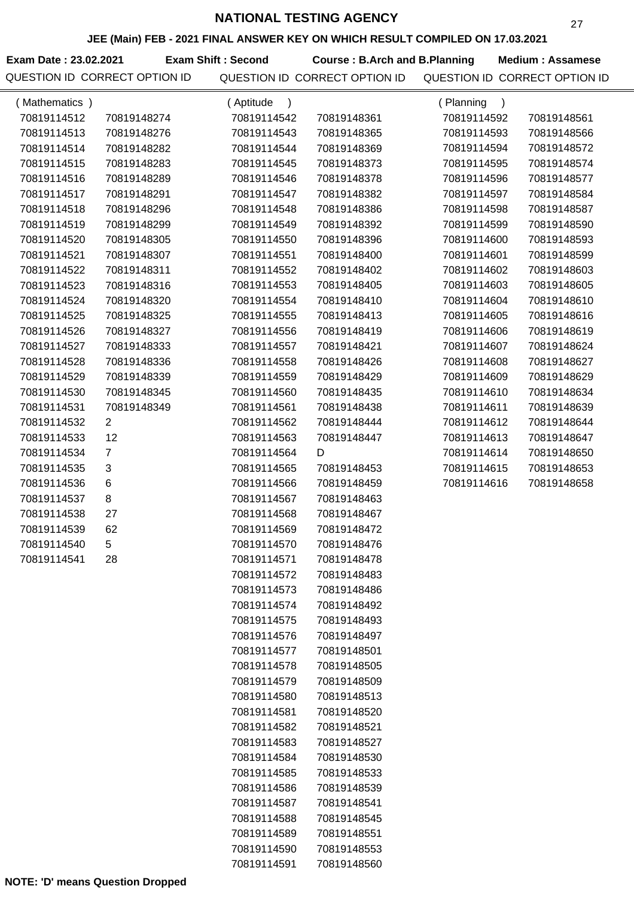# NATIONAL TESTING AGENCY

## JEE (Main) FEB - 2021 FINAL ANSWER KEY ON WHICH RESULT COMPILED ON 17.03.2021

**Exam Date : 23.02.2021** **Exam Shift : Second** **Course : B.Arch and B.Planning** **Medium : Assamese**

### (Mathematics)

| QUESTION ID | CORRECT OPTION ID |
|---|---|
| 70819114512 | 70819148274 |
| 70819114513 | 70819148276 |
| 70819114514 | 70819148282 |
| 70819114515 | 70819148283 |
| 70819114516 | 70819148289 |
| 70819114517 | 70819148291 |
| 70819114518 | 70819148296 |
| 70819114519 | 70819148299 |
| 70819114520 | 70819148305 |
| 70819114521 | 70819148307 |
| 70819114522 | 70819148311 |
| 70819114523 | 70819148316 |
| 70819114524 | 70819148320 |
| 70819114525 | 70819148325 |
| 70819114526 | 70819148327 |
| 70819114527 | 70819148333 |
| 70819114528 | 70819148336 |
| 70819114529 | 70819148339 |
| 70819114530 | 70819148345 |
| 70819114531 | 70819148349 |
| 70819114532 | 2 |
| 70819114533 | 12 |
| 70819114534 | 7 |
| 70819114535 | 3 |
| 70819114536 | 6 |
| 70819114537 | 8 |
| 70819114538 | 27 |
| 70819114539 | 62 |
| 70819114540 | 5 |
| 70819114541 | 28 |

### (Aptitude)

| QUESTION ID | CORRECT OPTION ID |
|---|---|
| 70819114542 | 70819148361 |
| 70819114543 | 70819148365 |
| 70819114544 | 70819148369 |
| 70819114545 | 70819148373 |
| 70819114546 | 70819148378 |
| 70819114547 | 70819148382 |
| 70819114548 | 70819148386 |
| 70819114549 | 70819148392 |
| 70819114550 | 70819148396 |
| 70819114551 | 70819148400 |
| 70819114552 | 70819148402 |
| 70819114553 | 70819148405 |
| 70819114554 | 70819148410 |
| 70819114555 | 70819148413 |
| 70819114556 | 70819148419 |
| 70819114557 | 70819148421 |
| 70819114558 | 70819148426 |
| 70819114559 | 70819148429 |
| 70819114560 | 70819148435 |
| 70819114561 | 70819148438 |
| 70819114562 | 70819148444 |
| 70819114563 | 70819148447 |
| 70819114564 | D |
| 70819114565 | 70819148453 |
| 70819114566 | 70819148459 |
| 70819114567 | 70819148463 |
| 70819114568 | 70819148467 |
| 70819114569 | 70819148472 |
| 70819114570 | 70819148476 |
| 70819114571 | 70819148478 |
| 70819114572 | 70819148483 |
| 70819114573 | 70819148486 |
| 70819114574 | 70819148492 |
| 70819114575 | 70819148493 |
| 70819114576 | 70819148497 |
| 70819114577 | 70819148501 |
| 70819114578 | 70819148505 |
| 70819114579 | 70819148509 |
| 70819114580 | 70819148513 |
| 70819114581 | 70819148520 |
| 70819114582 | 70819148521 |
| 70819114583 | 70819148527 |
| 70819114584 | 70819148530 |
| 70819114585 | 70819148533 |
| 70819114586 | 70819148539 |
| 70819114587 | 70819148541 |
| 70819114588 | 70819148545 |
| 70819114589 | 70819148551 |
| 70819114590 | 70819148553 |
| 70819114591 | 70819148560 |

### (Planning)

| QUESTION ID | CORRECT OPTION ID |
|---|---|
| 70819114592 | 70819148561 |
| 70819114593 | 70819148566 |
| 70819114594 | 70819148572 |
| 70819114595 | 70819148574 |
| 70819114596 | 70819148577 |
| 70819114597 | 70819148584 |
| 70819114598 | 70819148587 |
| 70819114599 | 70819148590 |
| 70819114600 | 70819148593 |
| 70819114601 | 70819148599 |
| 70819114602 | 70819148603 |
| 70819114603 | 70819148605 |
| 70819114604 | 70819148610 |
| 70819114605 | 70819148616 |
| 70819114606 | 70819148619 |
| 70819114607 | 70819148624 |
| 70819114608 | 70819148627 |
| 70819114609 | 70819148629 |
| 70819114610 | 70819148634 |
| 70819114611 | 70819148639 |
| 70819114612 | 70819148644 |
| 70819114613 | 70819148647 |
| 70819114614 | 70819148650 |
| 70819114615 | 70819148653 |
| 70819114616 | 70819148658 |

**NOTE: 'D' means Question Dropped**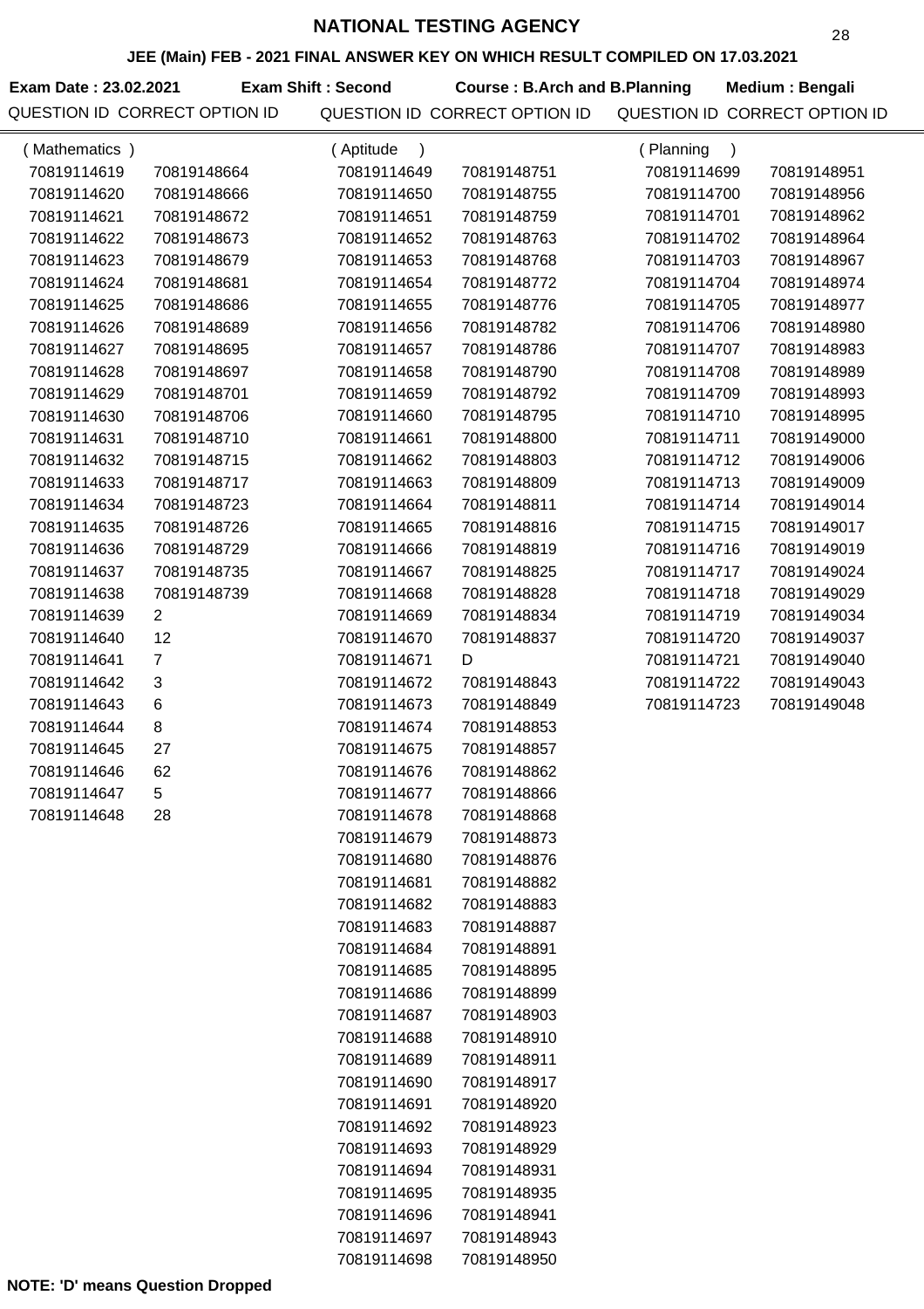# NATIONAL TESTING AGENCY

## JEE (Main) FEB - 2021 FINAL ANSWER KEY ON WHICH RESULT COMPILED ON 17.03.2021

**Exam Date : 23.02.2021** **Exam Shift : Second** **Course : B.Arch and B.Planning** **Medium : Bengali**

### (Mathematics)

| QUESTION ID | CORRECT OPTION ID |
|---|---|
| 70819114619 | 70819148664 |
| 70819114620 | 70819148666 |
| 70819114621 | 70819148672 |
| 70819114622 | 70819148673 |
| 70819114623 | 70819148679 |
| 70819114624 | 70819148681 |
| 70819114625 | 70819148686 |
| 70819114626 | 70819148689 |
| 70819114627 | 70819148695 |
| 70819114628 | 70819148697 |
| 70819114629 | 70819148701 |
| 70819114630 | 70819148706 |
| 70819114631 | 70819148710 |
| 70819114632 | 70819148715 |
| 70819114633 | 70819148717 |
| 70819114634 | 70819148723 |
| 70819114635 | 70819148726 |
| 70819114636 | 70819148729 |
| 70819114637 | 70819148735 |
| 70819114638 | 70819148739 |
| 70819114639 | 2 |
| 70819114640 | 12 |
| 70819114641 | 7 |
| 70819114642 | 3 |
| 70819114643 | 6 |
| 70819114644 | 8 |
| 70819114645 | 27 |
| 70819114646 | 62 |
| 70819114647 | 5 |
| 70819114648 | 28 |

### (Aptitude)

| QUESTION ID | CORRECT OPTION ID |
|---|---|
| 70819114649 | 70819148751 |
| 70819114650 | 70819148755 |
| 70819114651 | 70819148759 |
| 70819114652 | 70819148763 |
| 70819114653 | 70819148768 |
| 70819114654 | 70819148772 |
| 70819114655 | 70819148776 |
| 70819114656 | 70819148782 |
| 70819114657 | 70819148786 |
| 70819114658 | 70819148790 |
| 70819114659 | 70819148792 |
| 70819114660 | 70819148795 |
| 70819114661 | 70819148800 |
| 70819114662 | 70819148803 |
| 70819114663 | 70819148809 |
| 70819114664 | 70819148811 |
| 70819114665 | 70819148816 |
| 70819114666 | 70819148819 |
| 70819114667 | 70819148825 |
| 70819114668 | 70819148828 |
| 70819114669 | 70819148834 |
| 70819114670 | 70819148837 |
| 70819114671 | D |
| 70819114672 | 70819148843 |
| 70819114673 | 70819148849 |
| 70819114674 | 70819148853 |
| 70819114675 | 70819148857 |
| 70819114676 | 70819148862 |
| 70819114677 | 70819148866 |
| 70819114678 | 70819148868 |
| 70819114679 | 70819148873 |
| 70819114680 | 70819148876 |
| 70819114681 | 70819148882 |
| 70819114682 | 70819148883 |
| 70819114683 | 70819148887 |
| 70819114684 | 70819148891 |
| 70819114685 | 70819148895 |
| 70819114686 | 70819148899 |
| 70819114687 | 70819148903 |
| 70819114688 | 70819148910 |
| 70819114689 | 70819148911 |
| 70819114690 | 70819148917 |
| 70819114691 | 70819148920 |
| 70819114692 | 70819148923 |
| 70819114693 | 70819148929 |
| 70819114694 | 70819148931 |
| 70819114695 | 70819148935 |
| 70819114696 | 70819148941 |
| 70819114697 | 70819148943 |
| 70819114698 | 70819148950 |

### (Planning)

| QUESTION ID | CORRECT OPTION ID |
|---|---|
| 70819114699 | 70819148951 |
| 70819114700 | 70819148956 |
| 70819114701 | 70819148962 |
| 70819114702 | 70819148964 |
| 70819114703 | 70819148967 |
| 70819114704 | 70819148974 |
| 70819114705 | 70819148977 |
| 70819114706 | 70819148980 |
| 70819114707 | 70819148983 |
| 70819114708 | 70819148989 |
| 70819114709 | 70819148993 |
| 70819114710 | 70819148995 |
| 70819114711 | 70819149000 |
| 70819114712 | 70819149006 |
| 70819114713 | 70819149009 |
| 70819114714 | 70819149014 |
| 70819114715 | 70819149017 |
| 70819114716 | 70819149019 |
| 70819114717 | 70819149024 |
| 70819114718 | 70819149029 |
| 70819114719 | 70819149034 |
| 70819114720 | 70819149037 |
| 70819114721 | 70819149040 |
| 70819114722 | 70819149043 |
| 70819114723 | 70819149048 |

**NOTE: 'D' means Question Dropped**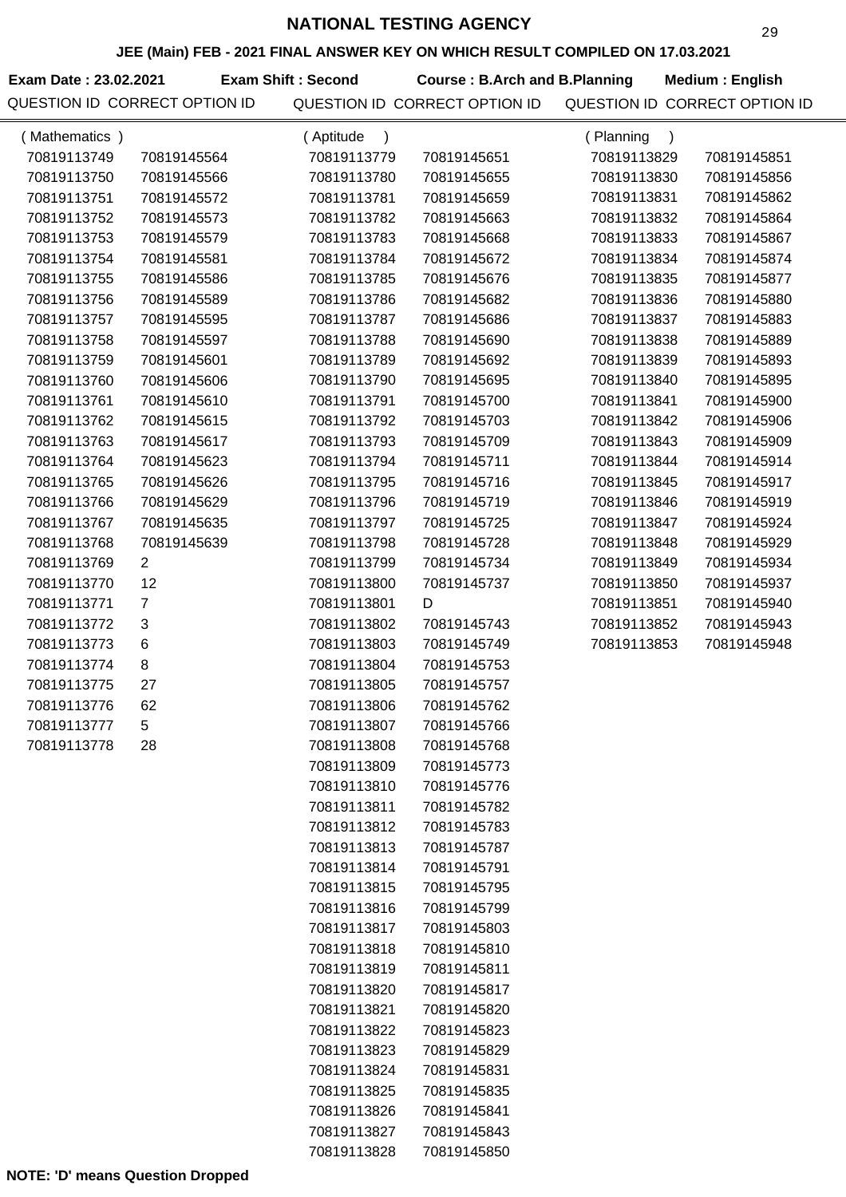# NATIONAL TESTING AGENCY

## JEE (Main) FEB - 2021 FINAL ANSWER KEY ON WHICH RESULT COMPILED ON 17.03.2021

**Exam Date : 23.02.2021** **Exam Shift : Second** **Course : B.Arch and B.Planning** **Medium : English**

### (Mathematics)

| QUESTION ID | CORRECT OPTION ID |
|---|---|
| 70819113749 | 70819145564 |
| 70819113750 | 70819145566 |
| 70819113751 | 70819145572 |
| 70819113752 | 70819145573 |
| 70819113753 | 70819145579 |
| 70819113754 | 70819145581 |
| 70819113755 | 70819145586 |
| 70819113756 | 70819145589 |
| 70819113757 | 70819145595 |
| 70819113758 | 70819145597 |
| 70819113759 | 70819145601 |
| 70819113760 | 70819145606 |
| 70819113761 | 70819145610 |
| 70819113762 | 70819145615 |
| 70819113763 | 70819145617 |
| 70819113764 | 70819145623 |
| 70819113765 | 70819145626 |
| 70819113766 | 70819145629 |
| 70819113767 | 70819145635 |
| 70819113768 | 70819145639 |
| 70819113769 | 2 |
| 70819113770 | 12 |
| 70819113771 | 7 |
| 70819113772 | 3 |
| 70819113773 | 6 |
| 70819113774 | 8 |
| 70819113775 | 27 |
| 70819113776 | 62 |
| 70819113777 | 5 |
| 70819113778 | 28 |

### (Aptitude)

| QUESTION ID | CORRECT OPTION ID |
|---|---|
| 70819113779 | 70819145651 |
| 70819113780 | 70819145655 |
| 70819113781 | 70819145659 |
| 70819113782 | 70819145663 |
| 70819113783 | 70819145668 |
| 70819113784 | 70819145672 |
| 70819113785 | 70819145676 |
| 70819113786 | 70819145682 |
| 70819113787 | 70819145686 |
| 70819113788 | 70819145690 |
| 70819113789 | 70819145692 |
| 70819113790 | 70819145695 |
| 70819113791 | 70819145700 |
| 70819113792 | 70819145703 |
| 70819113793 | 70819145709 |
| 70819113794 | 70819145711 |
| 70819113795 | 70819145716 |
| 70819113796 | 70819145719 |
| 70819113797 | 70819145725 |
| 70819113798 | 70819145728 |
| 70819113799 | 70819145734 |
| 70819113800 | 70819145737 |
| 70819113801 | D |
| 70819113802 | 70819145743 |
| 70819113803 | 70819145749 |
| 70819113804 | 70819145753 |
| 70819113805 | 70819145757 |
| 70819113806 | 70819145762 |
| 70819113807 | 70819145766 |
| 70819113808 | 70819145768 |
| 70819113809 | 70819145773 |
| 70819113810 | 70819145776 |
| 70819113811 | 70819145782 |
| 70819113812 | 70819145783 |
| 70819113813 | 70819145787 |
| 70819113814 | 70819145791 |
| 70819113815 | 70819145795 |
| 70819113816 | 70819145799 |
| 70819113817 | 70819145803 |
| 70819113818 | 70819145810 |
| 70819113819 | 70819145811 |
| 70819113820 | 70819145817 |
| 70819113821 | 70819145820 |
| 70819113822 | 70819145823 |
| 70819113823 | 70819145829 |
| 70819113824 | 70819145831 |
| 70819113825 | 70819145835 |
| 70819113826 | 70819145841 |
| 70819113827 | 70819145843 |
| 70819113828 | 70819145850 |

### (Planning)

| QUESTION ID | CORRECT OPTION ID |
|---|---|
| 70819113829 | 70819145851 |
| 70819113830 | 70819145856 |
| 70819113831 | 70819145862 |
| 70819113832 | 70819145864 |
| 70819113833 | 70819145867 |
| 70819113834 | 70819145874 |
| 70819113835 | 70819145877 |
| 70819113836 | 70819145880 |
| 70819113837 | 70819145883 |
| 70819113838 | 70819145889 |
| 70819113839 | 70819145893 |
| 70819113840 | 70819145895 |
| 70819113841 | 70819145900 |
| 70819113842 | 70819145906 |
| 70819113843 | 70819145909 |
| 70819113844 | 70819145914 |
| 70819113845 | 70819145917 |
| 70819113846 | 70819145919 |
| 70819113847 | 70819145924 |
| 70819113848 | 70819145929 |
| 70819113849 | 70819145934 |
| 70819113850 | 70819145937 |
| 70819113851 | 70819145940 |
| 70819113852 | 70819145943 |
| 70819113853 | 70819145948 |

**NOTE: 'D' means Question Dropped**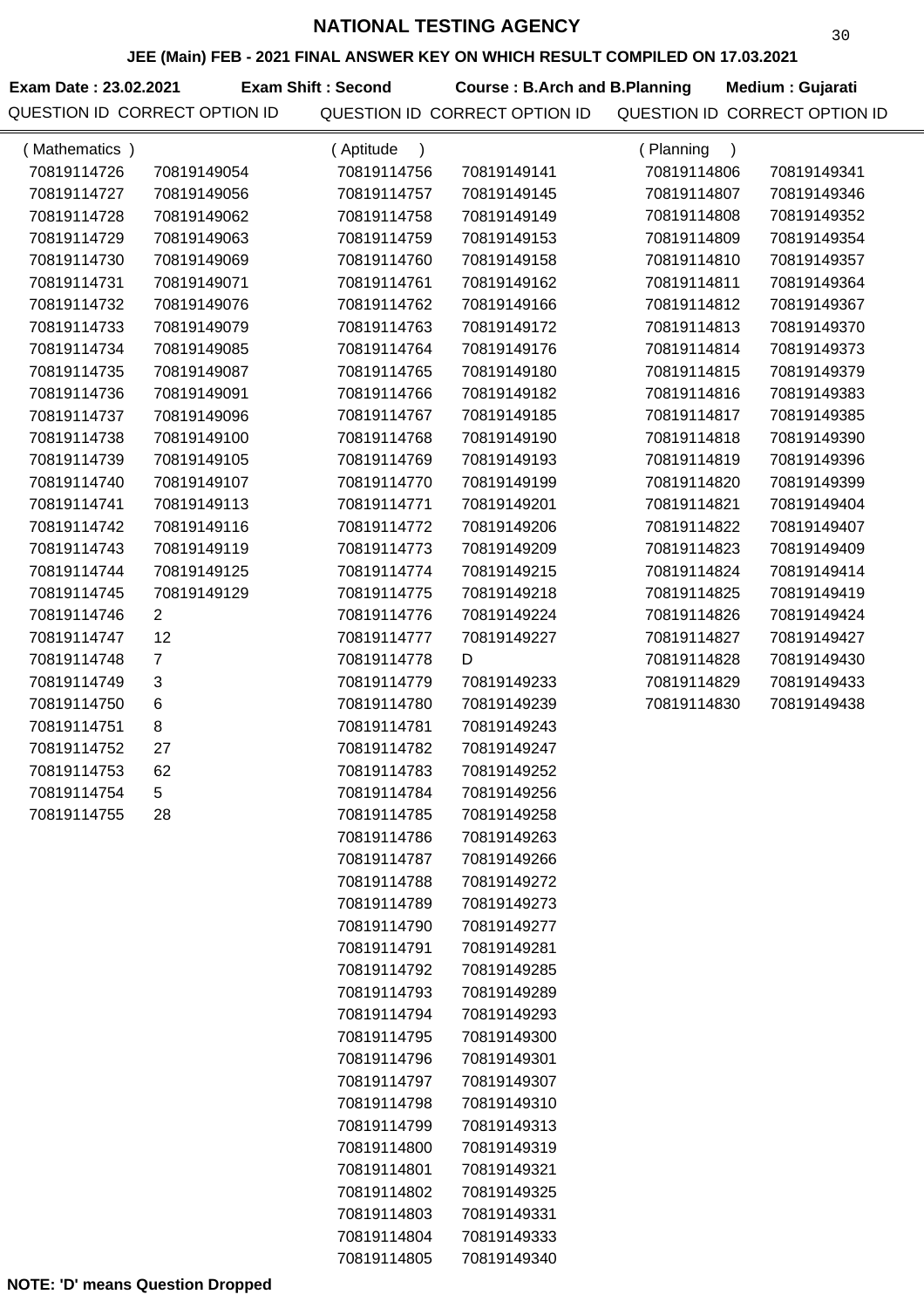# NATIONAL TESTING AGENCY

## JEE (Main) FEB - 2021 FINAL ANSWER KEY ON WHICH RESULT COMPILED ON 17.03.2021

**Exam Date : 23.02.2021** **Exam Shift : Second** **Course : B.Arch and B.Planning** **Medium : Gujarati**

### (Mathematics)

| QUESTION ID | CORRECT OPTION ID |
|---|---|
| 70819114726 | 70819149054 |
| 70819114727 | 70819149056 |
| 70819114728 | 70819149062 |
| 70819114729 | 70819149063 |
| 70819114730 | 70819149069 |
| 70819114731 | 70819149071 |
| 70819114732 | 70819149076 |
| 70819114733 | 70819149079 |
| 70819114734 | 70819149085 |
| 70819114735 | 70819149087 |
| 70819114736 | 70819149091 |
| 70819114737 | 70819149096 |
| 70819114738 | 70819149100 |
| 70819114739 | 70819149105 |
| 70819114740 | 70819149107 |
| 70819114741 | 70819149113 |
| 70819114742 | 70819149116 |
| 70819114743 | 70819149119 |
| 70819114744 | 70819149125 |
| 70819114745 | 70819149129 |
| 70819114746 | 2 |
| 70819114747 | 12 |
| 70819114748 | 7 |
| 70819114749 | 3 |
| 70819114750 | 6 |
| 70819114751 | 8 |
| 70819114752 | 27 |
| 70819114753 | 62 |
| 70819114754 | 5 |
| 70819114755 | 28 |

### (Aptitude)

| QUESTION ID | CORRECT OPTION ID |
|---|---|
| 70819114756 | 70819149141 |
| 70819114757 | 70819149145 |
| 70819114758 | 70819149149 |
| 70819114759 | 70819149153 |
| 70819114760 | 70819149158 |
| 70819114761 | 70819149162 |
| 70819114762 | 70819149166 |
| 70819114763 | 70819149172 |
| 70819114764 | 70819149176 |
| 70819114765 | 70819149180 |
| 70819114766 | 70819149182 |
| 70819114767 | 70819149185 |
| 70819114768 | 70819149190 |
| 70819114769 | 70819149193 |
| 70819114770 | 70819149199 |
| 70819114771 | 70819149201 |
| 70819114772 | 70819149206 |
| 70819114773 | 70819149209 |
| 70819114774 | 70819149215 |
| 70819114775 | 70819149218 |
| 70819114776 | 70819149224 |
| 70819114777 | 70819149227 |
| 70819114778 | D |
| 70819114779 | 70819149233 |
| 70819114780 | 70819149239 |
| 70819114781 | 70819149243 |
| 70819114782 | 70819149247 |
| 70819114783 | 70819149252 |
| 70819114784 | 70819149256 |
| 70819114785 | 70819149258 |
| 70819114786 | 70819149263 |
| 70819114787 | 70819149266 |
| 70819114788 | 70819149272 |
| 70819114789 | 70819149273 |
| 70819114790 | 70819149277 |
| 70819114791 | 70819149281 |
| 70819114792 | 70819149285 |
| 70819114793 | 70819149289 |
| 70819114794 | 70819149293 |
| 70819114795 | 70819149300 |
| 70819114796 | 70819149301 |
| 70819114797 | 70819149307 |
| 70819114798 | 70819149310 |
| 70819114799 | 70819149313 |
| 70819114800 | 70819149319 |
| 70819114801 | 70819149321 |
| 70819114802 | 70819149325 |
| 70819114803 | 70819149331 |
| 70819114804 | 70819149333 |
| 70819114805 | 70819149340 |

### (Planning)

| QUESTION ID | CORRECT OPTION ID |
|---|---|
| 70819114806 | 70819149341 |
| 70819114807 | 70819149346 |
| 70819114808 | 70819149352 |
| 70819114809 | 70819149354 |
| 70819114810 | 70819149357 |
| 70819114811 | 70819149364 |
| 70819114812 | 70819149367 |
| 70819114813 | 70819149370 |
| 70819114814 | 70819149373 |
| 70819114815 | 70819149379 |
| 70819114816 | 70819149383 |
| 70819114817 | 70819149385 |
| 70819114818 | 70819149390 |
| 70819114819 | 70819149396 |
| 70819114820 | 70819149399 |
| 70819114821 | 70819149404 |
| 70819114822 | 70819149407 |
| 70819114823 | 70819149409 |
| 70819114824 | 70819149414 |
| 70819114825 | 70819149419 |
| 70819114826 | 70819149424 |
| 70819114827 | 70819149427 |
| 70819114828 | 70819149430 |
| 70819114829 | 70819149433 |
| 70819114830 | 70819149438 |

**NOTE: 'D' means Question Dropped**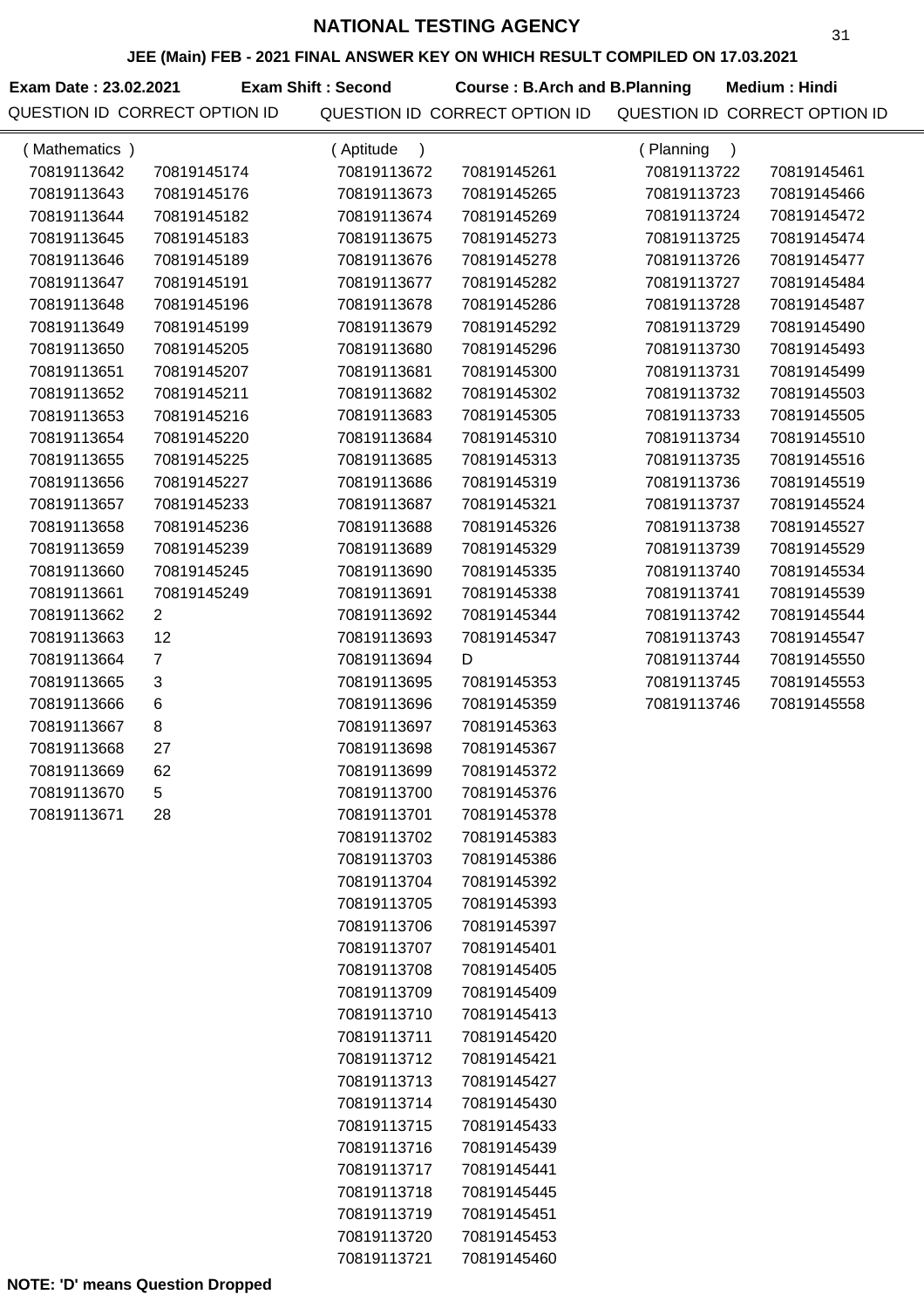# NATIONAL TESTING AGENCY

## JEE (Main) FEB - 2021 FINAL ANSWER KEY ON WHICH RESULT COMPILED ON 17.03.2021

**Exam Date : 23.02.2021** **Exam Shift : Second** **Course : B.Arch and B.Planning** **Medium : Hindi**

### (Mathematics)

| QUESTION ID | CORRECT OPTION ID |
|---|---|
| 70819113642 | 70819145174 |
| 70819113643 | 70819145176 |
| 70819113644 | 70819145182 |
| 70819113645 | 70819145183 |
| 70819113646 | 70819145189 |
| 70819113647 | 70819145191 |
| 70819113648 | 70819145196 |
| 70819113649 | 70819145199 |
| 70819113650 | 70819145205 |
| 70819113651 | 70819145207 |
| 70819113652 | 70819145211 |
| 70819113653 | 70819145216 |
| 70819113654 | 70819145220 |
| 70819113655 | 70819145225 |
| 70819113656 | 70819145227 |
| 70819113657 | 70819145233 |
| 70819113658 | 70819145236 |
| 70819113659 | 70819145239 |
| 70819113660 | 70819145245 |
| 70819113661 | 70819145249 |
| 70819113662 | 2 |
| 70819113663 | 12 |
| 70819113664 | 7 |
| 70819113665 | 3 |
| 70819113666 | 6 |
| 70819113667 | 8 |
| 70819113668 | 27 |
| 70819113669 | 62 |
| 70819113670 | 5 |
| 70819113671 | 28 |

### (Aptitude)

| QUESTION ID | CORRECT OPTION ID |
|---|---|
| 70819113672 | 70819145261 |
| 70819113673 | 70819145265 |
| 70819113674 | 70819145269 |
| 70819113675 | 70819145273 |
| 70819113676 | 70819145278 |
| 70819113677 | 70819145282 |
| 70819113678 | 70819145286 |
| 70819113679 | 70819145292 |
| 70819113680 | 70819145296 |
| 70819113681 | 70819145300 |
| 70819113682 | 70819145302 |
| 70819113683 | 70819145305 |
| 70819113684 | 70819145310 |
| 70819113685 | 70819145313 |
| 70819113686 | 70819145319 |
| 70819113687 | 70819145321 |
| 70819113688 | 70819145326 |
| 70819113689 | 70819145329 |
| 70819113690 | 70819145335 |
| 70819113691 | 70819145338 |
| 70819113692 | 70819145344 |
| 70819113693 | 70819145347 |
| 70819113694 | D |
| 70819113695 | 70819145353 |
| 70819113696 | 70819145359 |
| 70819113697 | 70819145363 |
| 70819113698 | 70819145367 |
| 70819113699 | 70819145372 |
| 70819113700 | 70819145376 |
| 70819113701 | 70819145378 |
| 70819113702 | 70819145383 |
| 70819113703 | 70819145386 |
| 70819113704 | 70819145392 |
| 70819113705 | 70819145393 |
| 70819113706 | 70819145397 |
| 70819113707 | 70819145401 |
| 70819113708 | 70819145405 |
| 70819113709 | 70819145409 |
| 70819113710 | 70819145413 |
| 70819113711 | 70819145420 |
| 70819113712 | 70819145421 |
| 70819113713 | 70819145427 |
| 70819113714 | 70819145430 |
| 70819113715 | 70819145433 |
| 70819113716 | 70819145439 |
| 70819113717 | 70819145441 |
| 70819113718 | 70819145445 |
| 70819113719 | 70819145451 |
| 70819113720 | 70819145453 |
| 70819113721 | 70819145460 |

### (Planning)

| QUESTION ID | CORRECT OPTION ID |
|---|---|
| 70819113722 | 70819145461 |
| 70819113723 | 70819145466 |
| 70819113724 | 70819145472 |
| 70819113725 | 70819145474 |
| 70819113726 | 70819145477 |
| 70819113727 | 70819145484 |
| 70819113728 | 70819145487 |
| 70819113729 | 70819145490 |
| 70819113730 | 70819145493 |
| 70819113731 | 70819145499 |
| 70819113732 | 70819145503 |
| 70819113733 | 70819145505 |
| 70819113734 | 70819145510 |
| 70819113735 | 70819145516 |
| 70819113736 | 70819145519 |
| 70819113737 | 70819145524 |
| 70819113738 | 70819145527 |
| 70819113739 | 70819145529 |
| 70819113740 | 70819145534 |
| 70819113741 | 70819145539 |
| 70819113742 | 70819145544 |
| 70819113743 | 70819145547 |
| 70819113744 | 70819145550 |
| 70819113745 | 70819145553 |
| 70819113746 | 70819145558 |

**NOTE: 'D' means Question Dropped**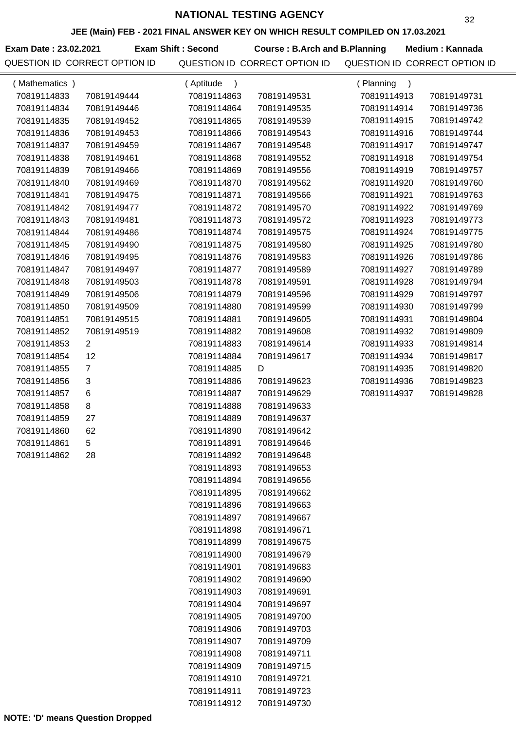# NATIONAL TESTING AGENCY

## JEE (Main) FEB - 2021 FINAL ANSWER KEY ON WHICH RESULT COMPILED ON 17.03.2021

**Exam Date : 23.02.2021** **Exam Shift : Second** **Course : B.Arch and B.Planning** **Medium : Kannada**

| QUESTION ID | CORRECT OPTION ID |
|---|---|
| ( Mathematics ) | |
| 70819114833 | 70819149444 |
| 70819114834 | 70819149446 |
| 70819114835 | 70819149452 |
| 70819114836 | 70819149453 |
| 70819114837 | 70819149459 |
| 70819114838 | 70819149461 |
| 70819114839 | 70819149466 |
| 70819114840 | 70819149469 |
| 70819114841 | 70819149475 |
| 70819114842 | 70819149477 |
| 70819114843 | 70819149481 |
| 70819114844 | 70819149486 |
| 70819114845 | 70819149490 |
| 70819114846 | 70819149495 |
| 70819114847 | 70819149497 |
| 70819114848 | 70819149503 |
| 70819114849 | 70819149506 |
| 70819114850 | 70819149509 |
| 70819114851 | 70819149515 |
| 70819114852 | 70819149519 |
| 70819114853 | 2 |
| 70819114854 | 12 |
| 70819114855 | 7 |
| 70819114856 | 3 |
| 70819114857 | 6 |
| 70819114858 | 8 |
| 70819114859 | 27 |
| 70819114860 | 62 |
| 70819114861 | 5 |
| 70819114862 | 28 |
| ( Aptitude ) | |
| 70819114863 | 70819149531 |
| 70819114864 | 70819149535 |
| 70819114865 | 70819149539 |
| 70819114866 | 70819149543 |
| 70819114867 | 70819149548 |
| 70819114868 | 70819149552 |
| 70819114869 | 70819149556 |
| 70819114870 | 70819149562 |
| 70819114871 | 70819149566 |
| 70819114872 | 70819149570 |
| 70819114873 | 70819149572 |
| 70819114874 | 70819149575 |
| 70819114875 | 70819149580 |
| 70819114876 | 70819149583 |
| 70819114877 | 70819149589 |
| 70819114878 | 70819149591 |
| 70819114879 | 70819149596 |
| 70819114880 | 70819149599 |
| 70819114881 | 70819149605 |
| 70819114882 | 70819149608 |
| 70819114883 | 70819149614 |
| 70819114884 | 70819149617 |
| 70819114885 | D |
| 70819114886 | 70819149623 |
| 70819114887 | 70819149629 |
| 70819114888 | 70819149633 |
| 70819114889 | 70819149637 |
| 70819114890 | 70819149642 |
| 70819114891 | 70819149646 |
| 70819114892 | 70819149648 |
| 70819114893 | 70819149653 |
| 70819114894 | 70819149656 |
| 70819114895 | 70819149662 |
| 70819114896 | 70819149663 |
| 70819114897 | 70819149667 |
| 70819114898 | 70819149671 |
| 70819114899 | 70819149675 |
| 70819114900 | 70819149679 |
| 70819114901 | 70819149683 |
| 70819114902 | 70819149690 |
| 70819114903 | 70819149691 |
| 70819114904 | 70819149697 |
| 70819114905 | 70819149700 |
| 70819114906 | 70819149703 |
| 70819114907 | 70819149709 |
| 70819114908 | 70819149711 |
| 70819114909 | 70819149715 |
| 70819114910 | 70819149721 |
| 70819114911 | 70819149723 |
| 70819114912 | 70819149730 |
| ( Planning ) | |
| 70819114913 | 70819149731 |
| 70819114914 | 70819149736 |
| 70819114915 | 70819149742 |
| 70819114916 | 70819149744 |
| 70819114917 | 70819149747 |
| 70819114918 | 70819149754 |
| 70819114919 | 70819149757 |
| 70819114920 | 70819149760 |
| 70819114921 | 70819149763 |
| 70819114922 | 70819149769 |
| 70819114923 | 70819149773 |
| 70819114924 | 70819149775 |
| 70819114925 | 70819149780 |
| 70819114926 | 70819149786 |
| 70819114927 | 70819149789 |
| 70819114928 | 70819149794 |
| 70819114929 | 70819149797 |
| 70819114930 | 70819149799 |
| 70819114931 | 70819149804 |
| 70819114932 | 70819149809 |
| 70819114933 | 70819149814 |
| 70819114934 | 70819149817 |
| 70819114935 | 70819149820 |
| 70819114936 | 70819149823 |
| 70819114937 | 70819149828 |

**NOTE: 'D' means Question Dropped**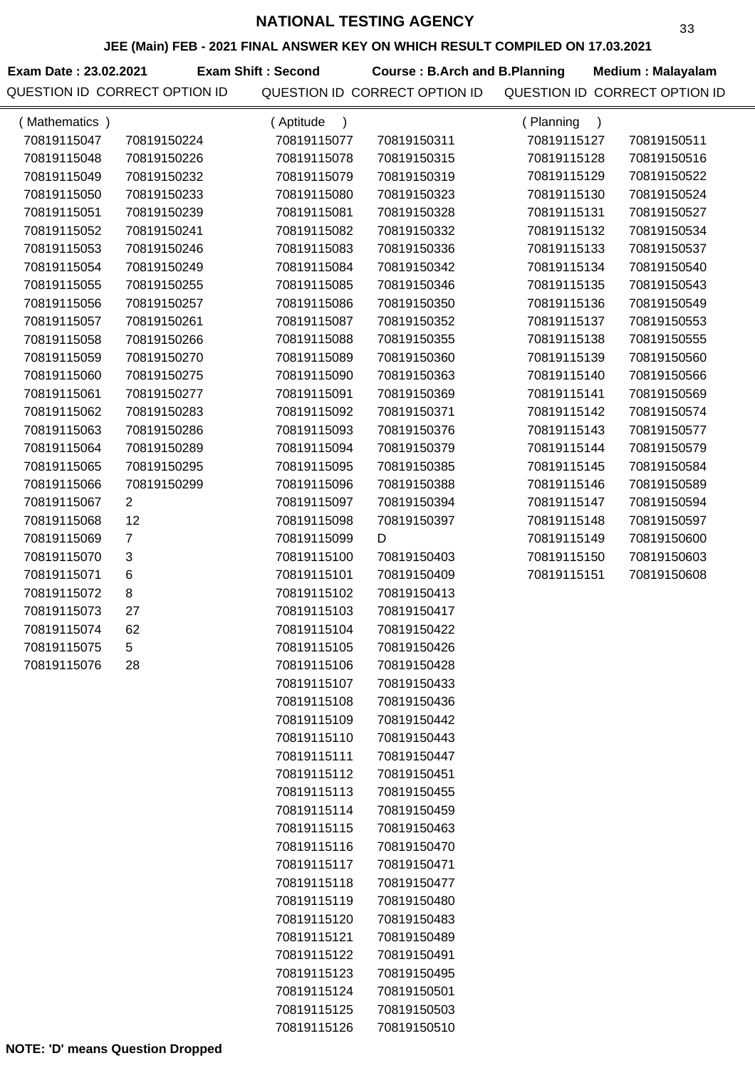# NATIONAL TESTING AGENCY

## JEE (Main) FEB - 2021 FINAL ANSWER KEY ON WHICH RESULT COMPILED ON 17.03.2021

**Exam Date : 23.02.2021** | **Exam Shift : Second** | **Course : B.Arch and B.Planning** | **Medium : Malayalam**

### (Mathematics)

| QUESTION ID | CORRECT OPTION ID |
|---|---|
| 70819115047 | 70819150224 |
| 70819115048 | 70819150226 |
| 70819115049 | 70819150232 |
| 70819115050 | 70819150233 |
| 70819115051 | 70819150239 |
| 70819115052 | 70819150241 |
| 70819115053 | 70819150246 |
| 70819115054 | 70819150249 |
| 70819115055 | 70819150255 |
| 70819115056 | 70819150257 |
| 70819115057 | 70819150261 |
| 70819115058 | 70819150266 |
| 70819115059 | 70819150270 |
| 70819115060 | 70819150275 |
| 70819115061 | 70819150277 |
| 70819115062 | 70819150283 |
| 70819115063 | 70819150286 |
| 70819115064 | 70819150289 |
| 70819115065 | 70819150295 |
| 70819115066 | 70819150299 |
| 70819115067 | 2 |
| 70819115068 | 12 |
| 70819115069 | 7 |
| 70819115070 | 3 |
| 70819115071 | 6 |
| 70819115072 | 8 |
| 70819115073 | 27 |
| 70819115074 | 62 |
| 70819115075 | 5 |
| 70819115076 | 28 |

### (Aptitude)

| QUESTION ID | CORRECT OPTION ID |
|---|---|
| 70819115077 | 70819150311 |
| 70819115078 | 70819150315 |
| 70819115079 | 70819150319 |
| 70819115080 | 70819150323 |
| 70819115081 | 70819150328 |
| 70819115082 | 70819150332 |
| 70819115083 | 70819150336 |
| 70819115084 | 70819150342 |
| 70819115085 | 70819150346 |
| 70819115086 | 70819150350 |
| 70819115087 | 70819150352 |
| 70819115088 | 70819150355 |
| 70819115089 | 70819150360 |
| 70819115090 | 70819150363 |
| 70819115091 | 70819150369 |
| 70819115092 | 70819150371 |
| 70819115093 | 70819150376 |
| 70819115094 | 70819150379 |
| 70819115095 | 70819150385 |
| 70819115096 | 70819150388 |
| 70819115097 | 70819150394 |
| 70819115098 | 70819150397 |
| 70819115099 | D |
| 70819115100 | 70819150403 |
| 70819115101 | 70819150409 |
| 70819115102 | 70819150413 |
| 70819115103 | 70819150417 |
| 70819115104 | 70819150422 |
| 70819115105 | 70819150426 |
| 70819115106 | 70819150428 |
| 70819115107 | 70819150433 |
| 70819115108 | 70819150436 |
| 70819115109 | 70819150442 |
| 70819115110 | 70819150443 |
| 70819115111 | 70819150447 |
| 70819115112 | 70819150451 |
| 70819115113 | 70819150455 |
| 70819115114 | 70819150459 |
| 70819115115 | 70819150463 |
| 70819115116 | 70819150470 |
| 70819115117 | 70819150471 |
| 70819115118 | 70819150477 |
| 70819115119 | 70819150480 |
| 70819115120 | 70819150483 |
| 70819115121 | 70819150489 |
| 70819115122 | 70819150491 |
| 70819115123 | 70819150495 |
| 70819115124 | 70819150501 |
| 70819115125 | 70819150503 |
| 70819115126 | 70819150510 |

### (Planning)

| QUESTION ID | CORRECT OPTION ID |
|---|---|
| 70819115127 | 70819150511 |
| 70819115128 | 70819150516 |
| 70819115129 | 70819150522 |
| 70819115130 | 70819150524 |
| 70819115131 | 70819150527 |
| 70819115132 | 70819150534 |
| 70819115133 | 70819150537 |
| 70819115134 | 70819150540 |
| 70819115135 | 70819150543 |
| 70819115136 | 70819150549 |
| 70819115137 | 70819150553 |
| 70819115138 | 70819150555 |
| 70819115139 | 70819150560 |
| 70819115140 | 70819150566 |
| 70819115141 | 70819150569 |
| 70819115142 | 70819150574 |
| 70819115143 | 70819150577 |
| 70819115144 | 70819150579 |
| 70819115145 | 70819150584 |
| 70819115146 | 70819150589 |
| 70819115147 | 70819150594 |
| 70819115148 | 70819150597 |
| 70819115149 | 70819150600 |
| 70819115150 | 70819150603 |
| 70819115151 | 70819150608 |

**NOTE: 'D' means Question Dropped**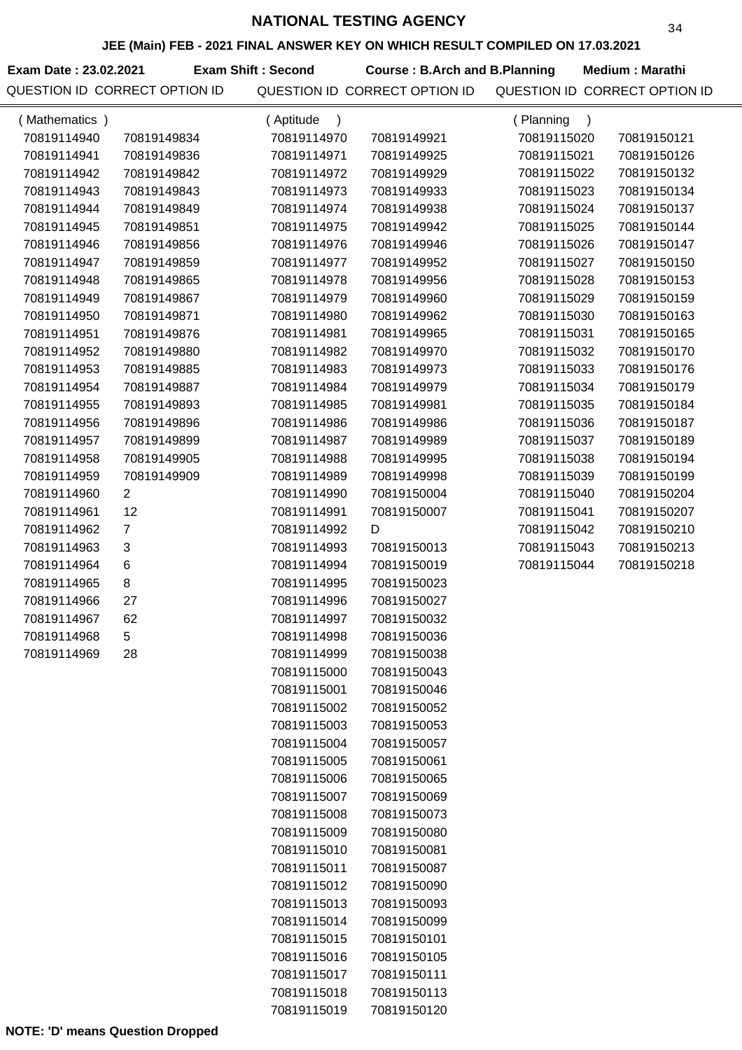# NATIONAL TESTING AGENCY

## JEE (Main) FEB - 2021 FINAL ANSWER KEY ON WHICH RESULT COMPILED ON 17.03.2021

**Exam Date : 23.02.2021** **Exam Shift : Second** **Course : B.Arch and B.Planning** **Medium : Marathi**

### (Mathematics)

| QUESTION ID | CORRECT OPTION ID |
|---|---|
| 70819114940 | 70819149834 |
| 70819114941 | 70819149836 |
| 70819114942 | 70819149842 |
| 70819114943 | 70819149843 |
| 70819114944 | 70819149849 |
| 70819114945 | 70819149851 |
| 70819114946 | 70819149856 |
| 70819114947 | 70819149859 |
| 70819114948 | 70819149865 |
| 70819114949 | 70819149867 |
| 70819114950 | 70819149871 |
| 70819114951 | 70819149876 |
| 70819114952 | 70819149880 |
| 70819114953 | 70819149885 |
| 70819114954 | 70819149887 |
| 70819114955 | 70819149893 |
| 70819114956 | 70819149896 |
| 70819114957 | 70819149899 |
| 70819114958 | 70819149905 |
| 70819114959 | 70819149909 |
| 70819114960 | 2 |
| 70819114961 | 12 |
| 70819114962 | 7 |
| 70819114963 | 3 |
| 70819114964 | 6 |
| 70819114965 | 8 |
| 70819114966 | 27 |
| 70819114967 | 62 |
| 70819114968 | 5 |
| 70819114969 | 28 |

### (Aptitude)

| QUESTION ID | CORRECT OPTION ID |
|---|---|
| 70819114970 | 70819149921 |
| 70819114971 | 70819149925 |
| 70819114972 | 70819149929 |
| 70819114973 | 70819149933 |
| 70819114974 | 70819149938 |
| 70819114975 | 70819149942 |
| 70819114976 | 70819149946 |
| 70819114977 | 70819149952 |
| 70819114978 | 70819149956 |
| 70819114979 | 70819149960 |
| 70819114980 | 70819149962 |
| 70819114981 | 70819149965 |
| 70819114982 | 70819149970 |
| 70819114983 | 70819149973 |
| 70819114984 | 70819149979 |
| 70819114985 | 70819149981 |
| 70819114986 | 70819149986 |
| 70819114987 | 70819149989 |
| 70819114988 | 70819149995 |
| 70819114989 | 70819149998 |
| 70819114990 | 70819150004 |
| 70819114991 | 70819150007 |
| 70819114992 | D |
| 70819114993 | 70819150013 |
| 70819114994 | 70819150019 |
| 70819114995 | 70819150023 |
| 70819114996 | 70819150027 |
| 70819114997 | 70819150032 |
| 70819114998 | 70819150036 |
| 70819114999 | 70819150038 |
| 70819115000 | 70819150043 |
| 70819115001 | 70819150046 |
| 70819115002 | 70819150052 |
| 70819115003 | 70819150053 |
| 70819115004 | 70819150057 |
| 70819115005 | 70819150061 |
| 70819115006 | 70819150065 |
| 70819115007 | 70819150069 |
| 70819115008 | 70819150073 |
| 70819115009 | 70819150080 |
| 70819115010 | 70819150081 |
| 70819115011 | 70819150087 |
| 70819115012 | 70819150090 |
| 70819115013 | 70819150093 |
| 70819115014 | 70819150099 |
| 70819115015 | 70819150101 |
| 70819115016 | 70819150105 |
| 70819115017 | 70819150111 |
| 70819115018 | 70819150113 |
| 70819115019 | 70819150120 |

### (Planning)

| QUESTION ID | CORRECT OPTION ID |
|---|---|
| 70819115020 | 70819150121 |
| 70819115021 | 70819150126 |
| 70819115022 | 70819150132 |
| 70819115023 | 70819150134 |
| 70819115024 | 70819150137 |
| 70819115025 | 70819150144 |
| 70819115026 | 70819150147 |
| 70819115027 | 70819150150 |
| 70819115028 | 70819150153 |
| 70819115029 | 70819150159 |
| 70819115030 | 70819150163 |
| 70819115031 | 70819150165 |
| 70819115032 | 70819150170 |
| 70819115033 | 70819150176 |
| 70819115034 | 70819150179 |
| 70819115035 | 70819150184 |
| 70819115036 | 70819150187 |
| 70819115037 | 70819150189 |
| 70819115038 | 70819150194 |
| 70819115039 | 70819150199 |
| 70819115040 | 70819150204 |
| 70819115041 | 70819150207 |
| 70819115042 | 70819150210 |
| 70819115043 | 70819150213 |
| 70819115044 | 70819150218 |

**NOTE: 'D' means Question Dropped**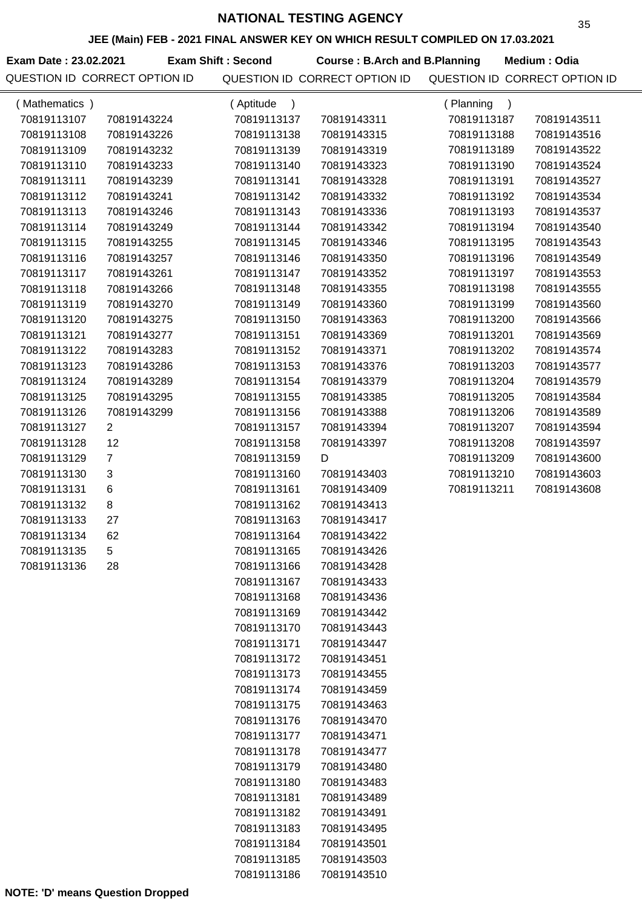# NATIONAL TESTING AGENCY

## JEE (Main) FEB - 2021 FINAL ANSWER KEY ON WHICH RESULT COMPILED ON 17.03.2021

**Exam Date : 23.02.2021** **Exam Shift : Second** **Course : B.Arch and B.Planning** **Medium : Odia**

### (Mathematics)

| QUESTION ID | CORRECT OPTION ID |
|---|---|
| 70819113107 | 70819143224 |
| 70819113108 | 70819143226 |
| 70819113109 | 70819143232 |
| 70819113110 | 70819143233 |
| 70819113111 | 70819143239 |
| 70819113112 | 70819143241 |
| 70819113113 | 70819143246 |
| 70819113114 | 70819143249 |
| 70819113115 | 70819143255 |
| 70819113116 | 70819143257 |
| 70819113117 | 70819143261 |
| 70819113118 | 70819143266 |
| 70819113119 | 70819143270 |
| 70819113120 | 70819143275 |
| 70819113121 | 70819143277 |
| 70819113122 | 70819143283 |
| 70819113123 | 70819143286 |
| 70819113124 | 70819143289 |
| 70819113125 | 70819143295 |
| 70819113126 | 70819143299 |
| 70819113127 | 2 |
| 70819113128 | 12 |
| 70819113129 | 7 |
| 70819113130 | 3 |
| 70819113131 | 6 |
| 70819113132 | 8 |
| 70819113133 | 27 |
| 70819113134 | 62 |
| 70819113135 | 5 |
| 70819113136 | 28 |

### (Aptitude)

| QUESTION ID | CORRECT OPTION ID |
|---|---|
| 70819113137 | 70819143311 |
| 70819113138 | 70819143315 |
| 70819113139 | 70819143319 |
| 70819113140 | 70819143323 |
| 70819113141 | 70819143328 |
| 70819113142 | 70819143332 |
| 70819113143 | 70819143336 |
| 70819113144 | 70819143342 |
| 70819113145 | 70819143346 |
| 70819113146 | 70819143350 |
| 70819113147 | 70819143352 |
| 70819113148 | 70819143355 |
| 70819113149 | 70819143360 |
| 70819113150 | 70819143363 |
| 70819113151 | 70819143369 |
| 70819113152 | 70819143371 |
| 70819113153 | 70819143376 |
| 70819113154 | 70819143379 |
| 70819113155 | 70819143385 |
| 70819113156 | 70819143388 |
| 70819113157 | 70819143394 |
| 70819113158 | 70819143397 |
| 70819113159 | D |
| 70819113160 | 70819143403 |
| 70819113161 | 70819143409 |
| 70819113162 | 70819143413 |
| 70819113163 | 70819143417 |
| 70819113164 | 70819143422 |
| 70819113165 | 70819143426 |
| 70819113166 | 70819143428 |
| 70819113167 | 70819143433 |
| 70819113168 | 70819143436 |
| 70819113169 | 70819143442 |
| 70819113170 | 70819143443 |
| 70819113171 | 70819143447 |
| 70819113172 | 70819143451 |
| 70819113173 | 70819143455 |
| 70819113174 | 70819143459 |
| 70819113175 | 70819143463 |
| 70819113176 | 70819143470 |
| 70819113177 | 70819143471 |
| 70819113178 | 70819143477 |
| 70819113179 | 70819143480 |
| 70819113180 | 70819143483 |
| 70819113181 | 70819143489 |
| 70819113182 | 70819143491 |
| 70819113183 | 70819143495 |
| 70819113184 | 70819143501 |
| 70819113185 | 70819143503 |
| 70819113186 | 70819143510 |

### (Planning)

| QUESTION ID | CORRECT OPTION ID |
|---|---|
| 70819113187 | 70819143511 |
| 70819113188 | 70819143516 |
| 70819113189 | 70819143522 |
| 70819113190 | 70819143524 |
| 70819113191 | 70819143527 |
| 70819113192 | 70819143534 |
| 70819113193 | 70819143537 |
| 70819113194 | 70819143540 |
| 70819113195 | 70819143543 |
| 70819113196 | 70819143549 |
| 70819113197 | 70819143553 |
| 70819113198 | 70819143555 |
| 70819113199 | 70819143560 |
| 70819113200 | 70819143566 |
| 70819113201 | 70819143569 |
| 70819113202 | 70819143574 |
| 70819113203 | 70819143577 |
| 70819113204 | 70819143579 |
| 70819113205 | 70819143584 |
| 70819113206 | 70819143589 |
| 70819113207 | 70819143594 |
| 70819113208 | 70819143597 |
| 70819113209 | 70819143600 |
| 70819113210 | 70819143603 |
| 70819113211 | 70819143608 |

**NOTE: 'D' means Question Dropped**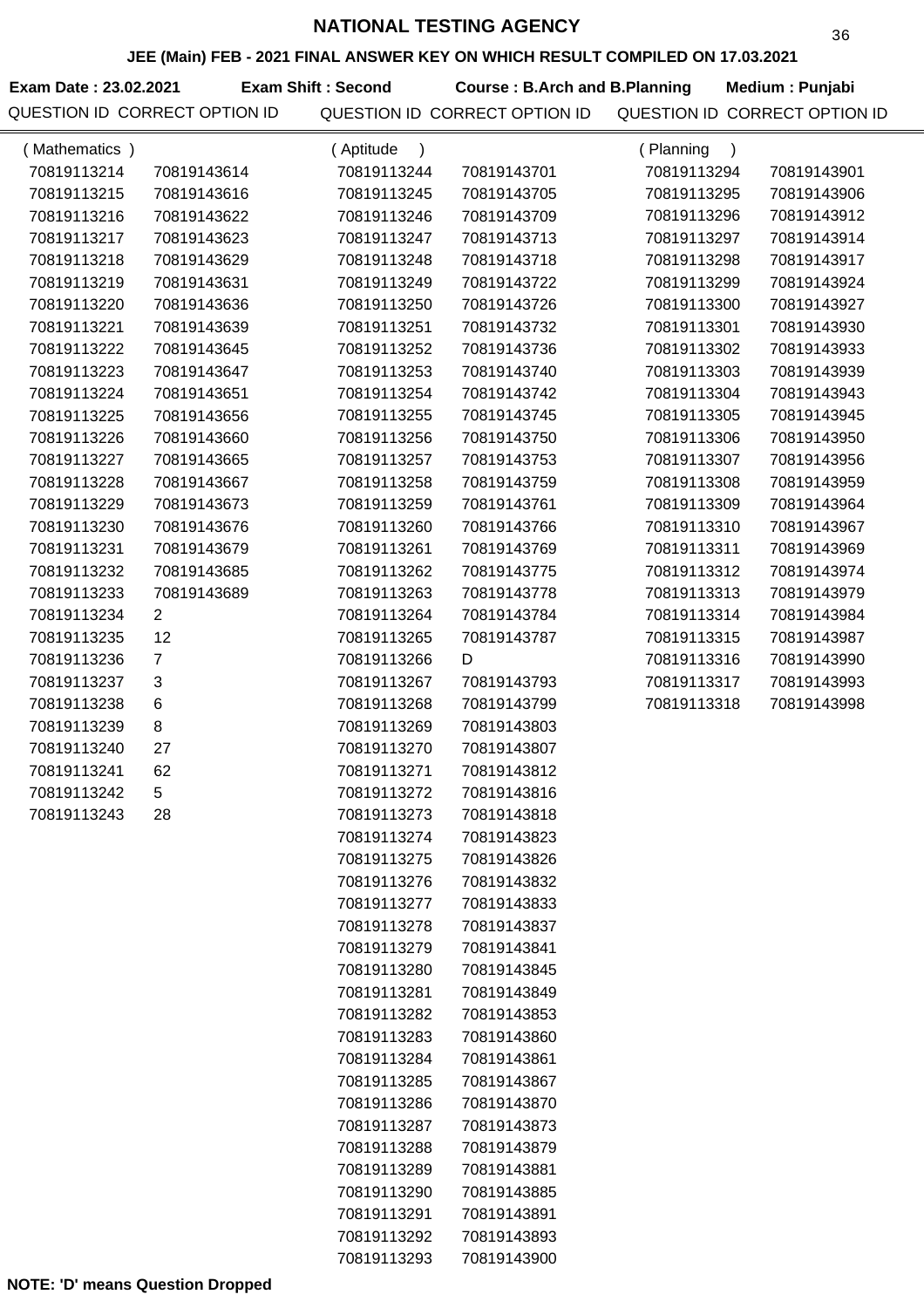# NATIONAL TESTING AGENCY

### JEE (Main) FEB - 2021 FINAL ANSWER KEY ON WHICH RESULT COMPILED ON 17.03.2021

**Exam Date : 23.02.2021** **Exam Shift : Second** **Course : B.Arch and B.Planning** **Medium : Punjabi**

| QUESTION ID | CORRECT OPTION ID |
|---|---|
| ( Mathematics ) | |
| 70819113214 | 70819143614 |
| 70819113215 | 70819143616 |
| 70819113216 | 70819143622 |
| 70819113217 | 70819143623 |
| 70819113218 | 70819143629 |
| 70819113219 | 70819143631 |
| 70819113220 | 70819143636 |
| 70819113221 | 70819143639 |
| 70819113222 | 70819143645 |
| 70819113223 | 70819143647 |
| 70819113224 | 70819143651 |
| 70819113225 | 70819143656 |
| 70819113226 | 70819143660 |
| 70819113227 | 70819143665 |
| 70819113228 | 70819143667 |
| 70819113229 | 70819143673 |
| 70819113230 | 70819143676 |
| 70819113231 | 70819143679 |
| 70819113232 | 70819143685 |
| 70819113233 | 70819143689 |
| 70819113234 | 2 |
| 70819113235 | 12 |
| 70819113236 | 7 |
| 70819113237 | 3 |
| 70819113238 | 6 |
| 70819113239 | 8 |
| 70819113240 | 27 |
| 70819113241 | 62 |
| 70819113242 | 5 |
| 70819113243 | 28 |
| ( Aptitude ) | |
| 70819113244 | 70819143701 |
| 70819113245 | 70819143705 |
| 70819113246 | 70819143709 |
| 70819113247 | 70819143713 |
| 70819113248 | 70819143718 |
| 70819113249 | 70819143722 |
| 70819113250 | 70819143726 |
| 70819113251 | 70819143732 |
| 70819113252 | 70819143736 |
| 70819113253 | 70819143740 |
| 70819113254 | 70819143742 |
| 70819113255 | 70819143745 |
| 70819113256 | 70819143750 |
| 70819113257 | 70819143753 |
| 70819113258 | 70819143759 |
| 70819113259 | 70819143761 |
| 70819113260 | 70819143766 |
| 70819113261 | 70819143769 |
| 70819113262 | 70819143775 |
| 70819113263 | 70819143778 |
| 70819113264 | 70819143784 |
| 70819113265 | 70819143787 |
| 70819113266 | D |
| 70819113267 | 70819143793 |
| 70819113268 | 70819143799 |
| 70819113269 | 70819143803 |
| 70819113270 | 70819143807 |
| 70819113271 | 70819143812 |
| 70819113272 | 70819143816 |
| 70819113273 | 70819143818 |
| 70819113274 | 70819143823 |
| 70819113275 | 70819143826 |
| 70819113276 | 70819143832 |
| 70819113277 | 70819143833 |
| 70819113278 | 70819143837 |
| 70819113279 | 70819143841 |
| 70819113280 | 70819143845 |
| 70819113281 | 70819143849 |
| 70819113282 | 70819143853 |
| 70819113283 | 70819143860 |
| 70819113284 | 70819143861 |
| 70819113285 | 70819143867 |
| 70819113286 | 70819143870 |
| 70819113287 | 70819143873 |
| 70819113288 | 70819143879 |
| 70819113289 | 70819143881 |
| 70819113290 | 70819143885 |
| 70819113291 | 70819143891 |
| 70819113292 | 70819143893 |
| 70819113293 | 70819143900 |
| ( Planning ) | |
| 70819113294 | 70819143901 |
| 70819113295 | 70819143906 |
| 70819113296 | 70819143912 |
| 70819113297 | 70819143914 |
| 70819113298 | 70819143917 |
| 70819113299 | 70819143924 |
| 70819113300 | 70819143927 |
| 70819113301 | 70819143930 |
| 70819113302 | 70819143933 |
| 70819113303 | 70819143939 |
| 70819113304 | 70819143943 |
| 70819113305 | 70819143945 |
| 70819113306 | 70819143950 |
| 70819113307 | 70819143956 |
| 70819113308 | 70819143959 |
| 70819113309 | 70819143964 |
| 70819113310 | 70819143967 |
| 70819113311 | 70819143969 |
| 70819113312 | 70819143974 |
| 70819113313 | 70819143979 |
| 70819113314 | 70819143984 |
| 70819113315 | 70819143987 |
| 70819113316 | 70819143990 |
| 70819113317 | 70819143993 |
| 70819113318 | 70819143998 |

**NOTE: 'D' means Question Dropped**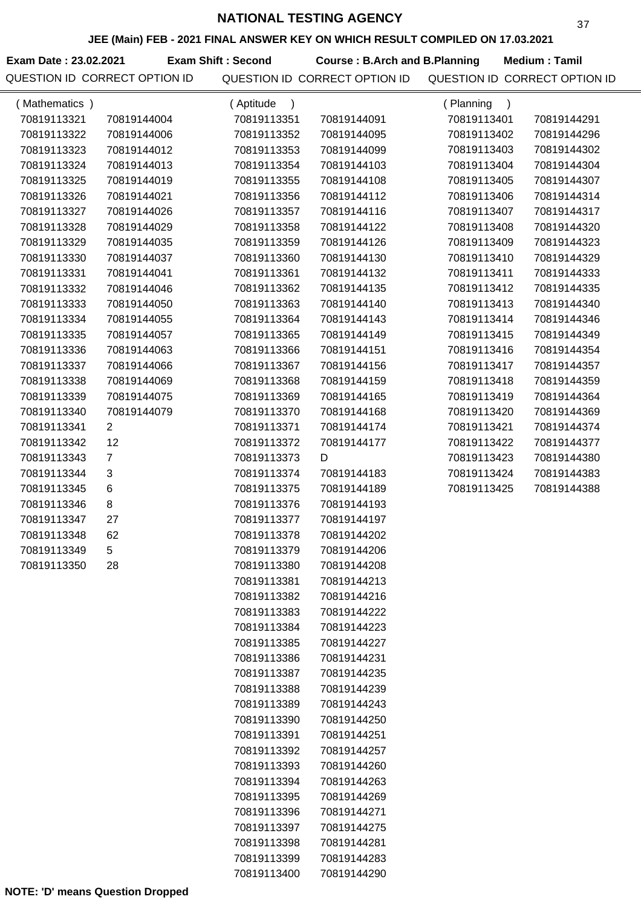# NATIONAL TESTING AGENCY

### JEE (Main) FEB - 2021 FINAL ANSWER KEY ON WHICH RESULT COMPILED ON 17.03.2021

**Exam Date : 23.02.2021** **Exam Shift : Second** **Course : B.Arch and B.Planning** **Medium : Tamil**

## ( Mathematics )

| QUESTION ID | CORRECT OPTION ID |
| --- | --- |
| 70819113321 | 70819144004 |
| 70819113322 | 70819144006 |
| 70819113323 | 70819144012 |
| 70819113324 | 70819144013 |
| 70819113325 | 70819144019 |
| 70819113326 | 70819144021 |
| 70819113327 | 70819144026 |
| 70819113328 | 70819144029 |
| 70819113329 | 70819144035 |
| 70819113330 | 70819144037 |
| 70819113331 | 70819144041 |
| 70819113332 | 70819144046 |
| 70819113333 | 70819144050 |
| 70819113334 | 70819144055 |
| 70819113335 | 70819144057 |
| 70819113336 | 70819144063 |
| 70819113337 | 70819144066 |
| 70819113338 | 70819144069 |
| 70819113339 | 70819144075 |
| 70819113340 | 70819144079 |
| 70819113341 | 2 |
| 70819113342 | 12 |
| 70819113343 | 7 |
| 70819113344 | 3 |
| 70819113345 | 6 |
| 70819113346 | 8 |
| 70819113347 | 27 |
| 70819113348 | 62 |
| 70819113349 | 5 |
| 70819113350 | 28 |

## ( Aptitude )

| QUESTION ID | CORRECT OPTION ID |
| --- | --- |
| 70819113351 | 70819144091 |
| 70819113352 | 70819144095 |
| 70819113353 | 70819144099 |
| 70819113354 | 70819144103 |
| 70819113355 | 70819144108 |
| 70819113356 | 70819144112 |
| 70819113357 | 70819144116 |
| 70819113358 | 70819144122 |
| 70819113359 | 70819144126 |
| 70819113360 | 70819144130 |
| 70819113361 | 70819144132 |
| 70819113362 | 70819144135 |
| 70819113363 | 70819144140 |
| 70819113364 | 70819144143 |
| 70819113365 | 70819144149 |
| 70819113366 | 70819144151 |
| 70819113367 | 70819144156 |
| 70819113368 | 70819144159 |
| 70819113369 | 70819144165 |
| 70819113370 | 70819144168 |
| 70819113371 | 70819144174 |
| 70819113372 | 70819144177 |
| 70819113373 | D |
| 70819113374 | 70819144183 |
| 70819113375 | 70819144189 |
| 70819113376 | 70819144193 |
| 70819113377 | 70819144197 |
| 70819113378 | 70819144202 |
| 70819113379 | 70819144206 |
| 70819113380 | 70819144208 |
| 70819113381 | 70819144213 |
| 70819113382 | 70819144216 |
| 70819113383 | 70819144222 |
| 70819113384 | 70819144223 |
| 70819113385 | 70819144227 |
| 70819113386 | 70819144231 |
| 70819113387 | 70819144235 |
| 70819113388 | 70819144239 |
| 70819113389 | 70819144243 |
| 70819113390 | 70819144250 |
| 70819113391 | 70819144251 |
| 70819113392 | 70819144257 |
| 70819113393 | 70819144260 |
| 70819113394 | 70819144263 |
| 70819113395 | 70819144269 |
| 70819113396 | 70819144271 |
| 70819113397 | 70819144275 |
| 70819113398 | 70819144281 |
| 70819113399 | 70819144283 |
| 70819113400 | 70819144290 |

## ( Planning )

| QUESTION ID | CORRECT OPTION ID |
| --- | --- |
| 70819113401 | 70819144291 |
| 70819113402 | 70819144296 |
| 70819113403 | 70819144302 |
| 70819113404 | 70819144304 |
| 70819113405 | 70819144307 |
| 70819113406 | 70819144314 |
| 70819113407 | 70819144317 |
| 70819113408 | 70819144320 |
| 70819113409 | 70819144323 |
| 70819113410 | 70819144329 |
| 70819113411 | 70819144333 |
| 70819113412 | 70819144335 |
| 70819113413 | 70819144340 |
| 70819113414 | 70819144346 |
| 70819113415 | 70819144349 |
| 70819113416 | 70819144354 |
| 70819113417 | 70819144357 |
| 70819113418 | 70819144359 |
| 70819113419 | 70819144364 |
| 70819113420 | 70819144369 |
| 70819113421 | 70819144374 |
| 70819113422 | 70819144377 |
| 70819113423 | 70819144380 |
| 70819113424 | 70819144383 |
| 70819113425 | 70819144388 |

**NOTE: 'D' means Question Dropped**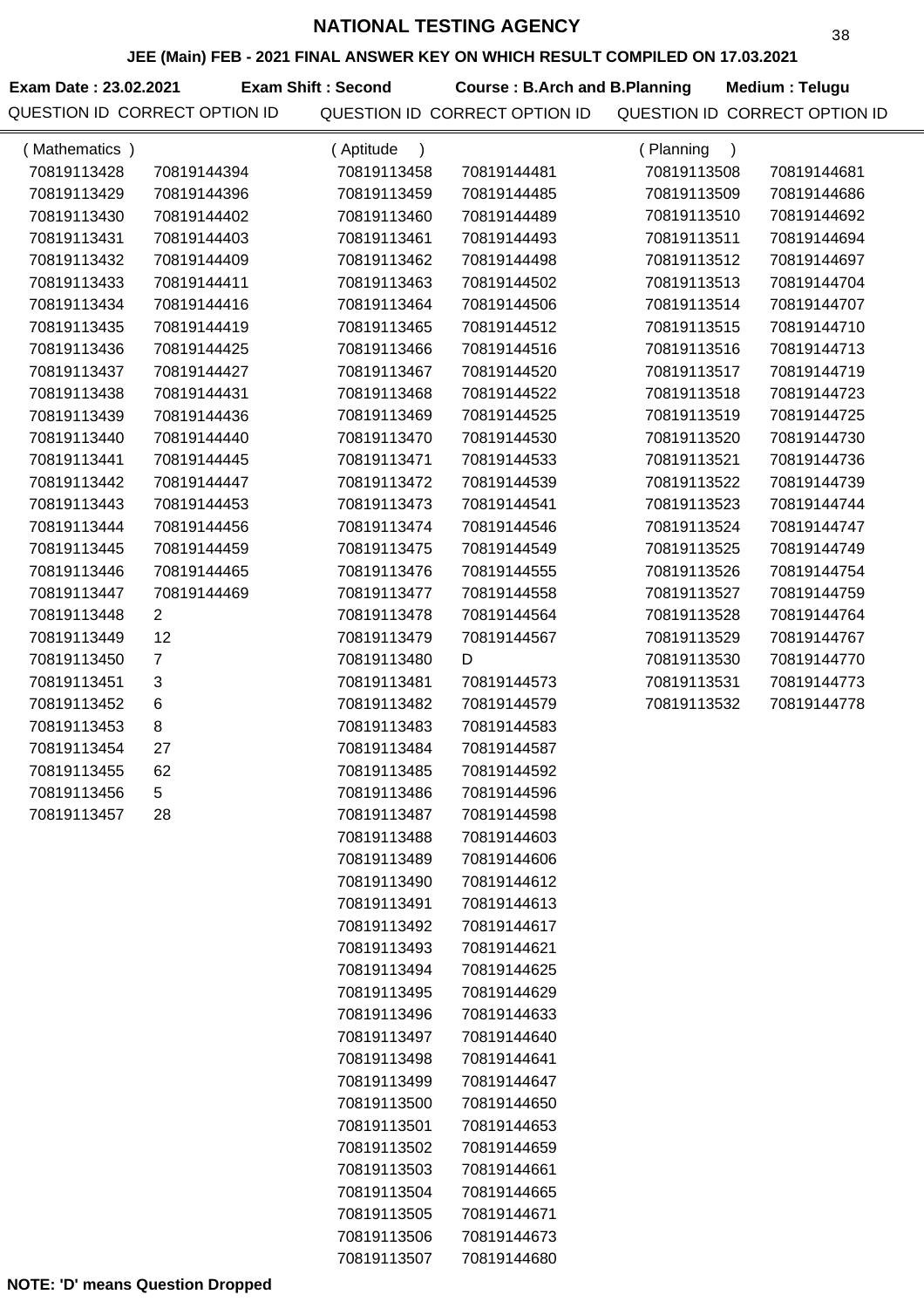# NATIONAL TESTING AGENCY

## JEE (Main) FEB - 2021 FINAL ANSWER KEY ON WHICH RESULT COMPILED ON 17.03.2021

**Exam Date : 23.02.2021** **Exam Shift : Second** **Course : B.Arch and B.Planning** **Medium : Telugu**

### (Mathematics)

| QUESTION ID | CORRECT OPTION ID |
|---|---|
| 70819113428 | 70819144394 |
| 70819113429 | 70819144396 |
| 70819113430 | 70819144402 |
| 70819113431 | 70819144403 |
| 70819113432 | 70819144409 |
| 70819113433 | 70819144411 |
| 70819113434 | 70819144416 |
| 70819113435 | 70819144419 |
| 70819113436 | 70819144425 |
| 70819113437 | 70819144427 |
| 70819113438 | 70819144431 |
| 70819113439 | 70819144436 |
| 70819113440 | 70819144440 |
| 70819113441 | 70819144445 |
| 70819113442 | 70819144447 |
| 70819113443 | 70819144453 |
| 70819113444 | 70819144456 |
| 70819113445 | 70819144459 |
| 70819113446 | 70819144465 |
| 70819113447 | 70819144469 |
| 70819113448 | 2 |
| 70819113449 | 12 |
| 70819113450 | 7 |
| 70819113451 | 3 |
| 70819113452 | 6 |
| 70819113453 | 8 |
| 70819113454 | 27 |
| 70819113455 | 62 |
| 70819113456 | 5 |
| 70819113457 | 28 |

### (Aptitude)

| QUESTION ID | CORRECT OPTION ID |
|---|---|
| 70819113458 | 70819144481 |
| 70819113459 | 70819144485 |
| 70819113460 | 70819144489 |
| 70819113461 | 70819144493 |
| 70819113462 | 70819144498 |
| 70819113463 | 70819144502 |
| 70819113464 | 70819144506 |
| 70819113465 | 70819144512 |
| 70819113466 | 70819144516 |
| 70819113467 | 70819144520 |
| 70819113468 | 70819144522 |
| 70819113469 | 70819144525 |
| 70819113470 | 70819144530 |
| 70819113471 | 70819144533 |
| 70819113472 | 70819144539 |
| 70819113473 | 70819144541 |
| 70819113474 | 70819144546 |
| 70819113475 | 70819144549 |
| 70819113476 | 70819144555 |
| 70819113477 | 70819144558 |
| 70819113478 | 70819144564 |
| 70819113479 | 70819144567 |
| 70819113480 | D |
| 70819113481 | 70819144573 |
| 70819113482 | 70819144579 |
| 70819113483 | 70819144583 |
| 70819113484 | 70819144587 |
| 70819113485 | 70819144592 |
| 70819113486 | 70819144596 |
| 70819113487 | 70819144598 |
| 70819113488 | 70819144603 |
| 70819113489 | 70819144606 |
| 70819113490 | 70819144612 |
| 70819113491 | 70819144613 |
| 70819113492 | 70819144617 |
| 70819113493 | 70819144621 |
| 70819113494 | 70819144625 |
| 70819113495 | 70819144629 |
| 70819113496 | 70819144633 |
| 70819113497 | 70819144640 |
| 70819113498 | 70819144641 |
| 70819113499 | 70819144647 |
| 70819113500 | 70819144650 |
| 70819113501 | 70819144653 |
| 70819113502 | 70819144659 |
| 70819113503 | 70819144661 |
| 70819113504 | 70819144665 |
| 70819113505 | 70819144671 |
| 70819113506 | 70819144673 |
| 70819113507 | 70819144680 |

### (Planning)

| QUESTION ID | CORRECT OPTION ID |
|---|---|
| 70819113508 | 70819144681 |
| 70819113509 | 70819144686 |
| 70819113510 | 70819144692 |
| 70819113511 | 70819144694 |
| 70819113512 | 70819144697 |
| 70819113513 | 70819144704 |
| 70819113514 | 70819144707 |
| 70819113515 | 70819144710 |
| 70819113516 | 70819144713 |
| 70819113517 | 70819144719 |
| 70819113518 | 70819144723 |
| 70819113519 | 70819144725 |
| 70819113520 | 70819144730 |
| 70819113521 | 70819144736 |
| 70819113522 | 70819144739 |
| 70819113523 | 70819144744 |
| 70819113524 | 70819144747 |
| 70819113525 | 70819144749 |
| 70819113526 | 70819144754 |
| 70819113527 | 70819144759 |
| 70819113528 | 70819144764 |
| 70819113529 | 70819144767 |
| 70819113530 | 70819144770 |
| 70819113531 | 70819144773 |
| 70819113532 | 70819144778 |

**NOTE: 'D' means Question Dropped**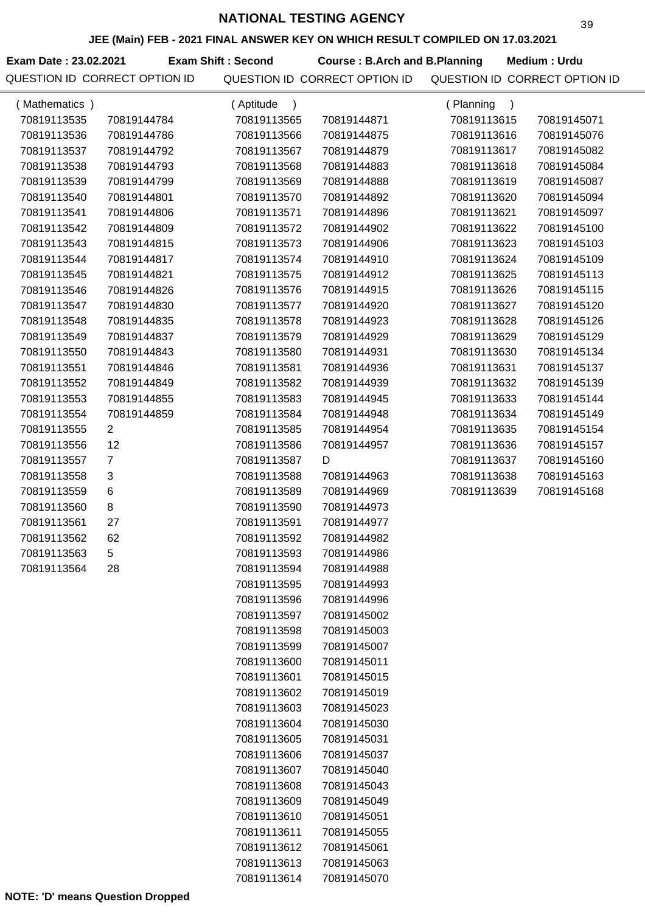# NATIONAL TESTING AGENCY

## JEE (Main) FEB - 2021 FINAL ANSWER KEY ON WHICH RESULT COMPILED ON 17.03.2021

**Exam Date : 23.02.2021** **Exam Shift : Second** **Course : B.Arch and B.Planning** **Medium : Urdu**

| QUESTION ID | CORRECT OPTION ID |
|---|---|
| (Mathematics) | |
| 70819113535 | 70819144784 |
| 70819113536 | 70819144786 |
| 70819113537 | 70819144792 |
| 70819113538 | 70819144793 |
| 70819113539 | 70819144799 |
| 70819113540 | 70819144801 |
| 70819113541 | 70819144806 |
| 70819113542 | 70819144809 |
| 70819113543 | 70819144815 |
| 70819113544 | 70819144817 |
| 70819113545 | 70819144821 |
| 70819113546 | 70819144826 |
| 70819113547 | 70819144830 |
| 70819113548 | 70819144835 |
| 70819113549 | 70819144837 |
| 70819113550 | 70819144843 |
| 70819113551 | 70819144846 |
| 70819113552 | 70819144849 |
| 70819113553 | 70819144855 |
| 70819113554 | 70819144859 |
| 70819113555 | 2 |
| 70819113556 | 12 |
| 70819113557 | 7 |
| 70819113558 | 3 |
| 70819113559 | 6 |
| 70819113560 | 8 |
| 70819113561 | 27 |
| 70819113562 | 62 |
| 70819113563 | 5 |
| 70819113564 | 28 |

| QUESTION ID | CORRECT OPTION ID |
|---|---|
| (Aptitude) | |
| 70819113565 | 70819144871 |
| 70819113566 | 70819144875 |
| 70819113567 | 70819144879 |
| 70819113568 | 70819144883 |
| 70819113569 | 70819144888 |
| 70819113570 | 70819144892 |
| 70819113571 | 70819144896 |
| 70819113572 | 70819144902 |
| 70819113573 | 70819144906 |
| 70819113574 | 70819144910 |
| 70819113575 | 70819144912 |
| 70819113576 | 70819144915 |
| 70819113577 | 70819144920 |
| 70819113578 | 70819144923 |
| 70819113579 | 70819144929 |
| 70819113580 | 70819144931 |
| 70819113581 | 70819144936 |
| 70819113582 | 70819144939 |
| 70819113583 | 70819144945 |
| 70819113584 | 70819144948 |
| 70819113585 | 70819144954 |
| 70819113586 | 70819144957 |
| 70819113587 | D |
| 70819113588 | 70819144963 |
| 70819113589 | 70819144969 |
| 70819113590 | 70819144973 |
| 70819113591 | 70819144977 |
| 70819113592 | 70819144982 |
| 70819113593 | 70819144986 |
| 70819113594 | 70819144988 |
| 70819113595 | 70819144993 |
| 70819113596 | 70819144996 |
| 70819113597 | 70819145002 |
| 70819113598 | 70819145003 |
| 70819113599 | 70819145007 |
| 70819113600 | 70819145011 |
| 70819113601 | 70819145015 |
| 70819113602 | 70819145019 |
| 70819113603 | 70819145023 |
| 70819113604 | 70819145030 |
| 70819113605 | 70819145031 |
| 70819113606 | 70819145037 |
| 70819113607 | 70819145040 |
| 70819113608 | 70819145043 |
| 70819113609 | 70819145049 |
| 70819113610 | 70819145051 |
| 70819113611 | 70819145055 |
| 70819113612 | 70819145061 |
| 70819113613 | 70819145063 |
| 70819113614 | 70819145070 |

| QUESTION ID | CORRECT OPTION ID |
|---|---|
| (Planning) | |
| 70819113615 | 70819145071 |
| 70819113616 | 70819145076 |
| 70819113617 | 70819145082 |
| 70819113618 | 70819145084 |
| 70819113619 | 70819145087 |
| 70819113620 | 70819145094 |
| 70819113621 | 70819145097 |
| 70819113622 | 70819145100 |
| 70819113623 | 70819145103 |
| 70819113624 | 70819145109 |
| 70819113625 | 70819145113 |
| 70819113626 | 70819145115 |
| 70819113627 | 70819145120 |
| 70819113628 | 70819145126 |
| 70819113629 | 70819145129 |
| 70819113630 | 70819145134 |
| 70819113631 | 70819145137 |
| 70819113632 | 70819145139 |
| 70819113633 | 70819145144 |
| 70819113634 | 70819145149 |
| 70819113635 | 70819145154 |
| 70819113636 | 70819145157 |
| 70819113637 | 70819145160 |
| 70819113638 | 70819145163 |
| 70819113639 | 70819145168 |

**NOTE: 'D' means Question Dropped**